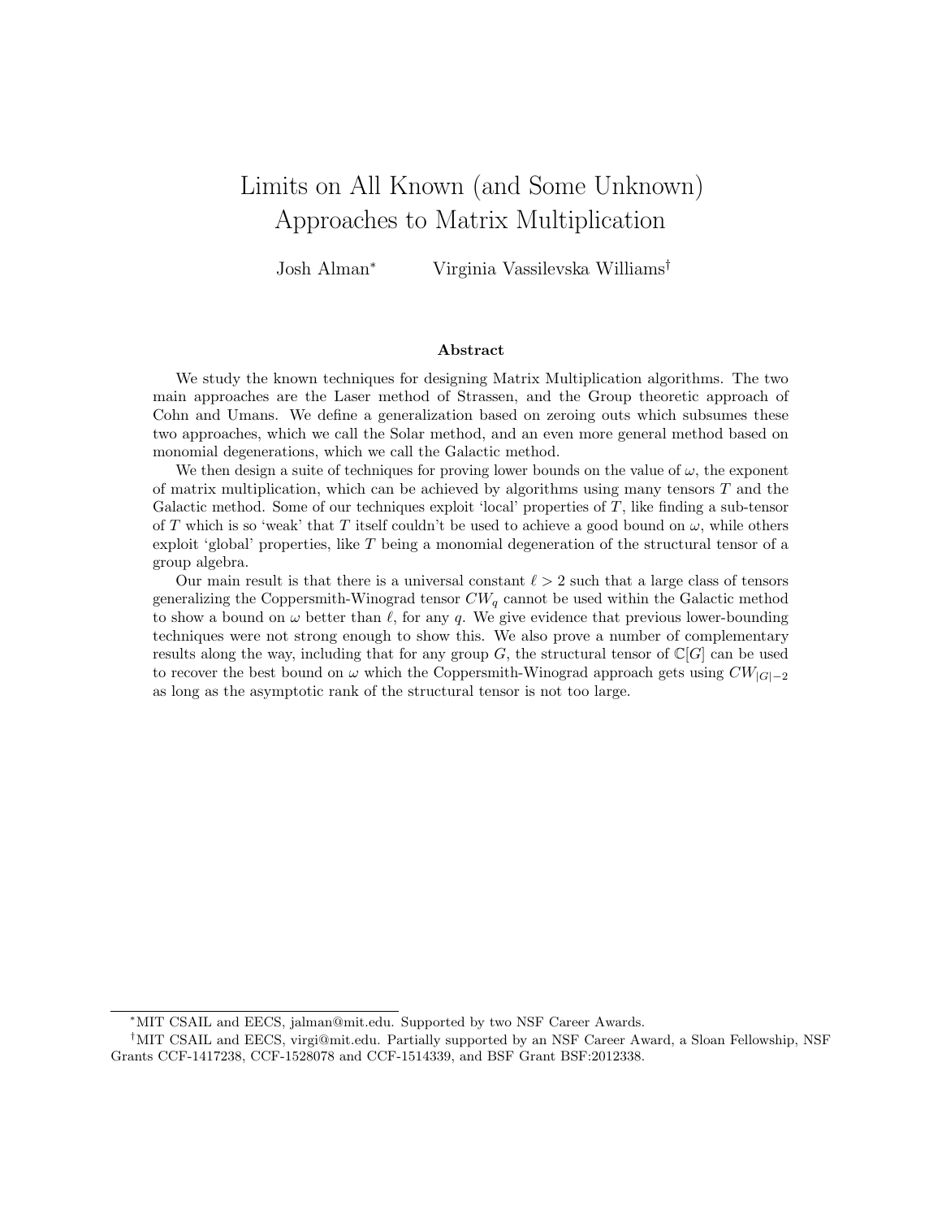# Limits on All Known (and Some Unknown) Approaches to Matrix Multiplication

Josh Alman[*] Virginia Vassilevska Williams[†]

## Abstract

We study the known techniques for designing Matrix Multiplication algorithms. The two main approaches are the Laser method of Strassen, and the Group theoretic approach of Cohn and Umans. We define a generalization based on zeroing outs which subsumes these two approaches, which we call the Solar method, and an even more general method based on monomial degenerations, which we call the Galactic method.

We then design a suite of techniques for proving lower bounds on the value of $\omega$, the exponent of matrix multiplication, which can be achieved by algorithms using many tensors $T$ and the Galactic method. Some of our techniques exploit 'local' properties of $T$, like finding a sub-tensor of $T$ which is so 'weak' that $T$ itself couldn't be used to achieve a good bound on $\omega$, while others exploit 'global' properties, like $T$ being a monomial degeneration of the structural tensor of a group algebra.

Our main result is that there is a universal constant $\ell > 2$ such that a large class of tensors generalizing the Coppersmith-Winograd tensor $CW_q$ cannot be used within the Galactic method to show a bound on $\omega$ better than $\ell$, for any $q$. We give evidence that previous lower-bounding techniques were not strong enough to show this. We also prove a number of complementary results along the way, including that for any group $G$, the structural tensor of $\mathbb{C}[G]$ can be used to recover the best bound on $\omega$ which the Coppersmith-Winograd approach gets using $CW_{|G|-2}$ as long as the asymptotic rank of the structural tensor is not too large.

---

[*] MIT CSAIL and EECS, jalman@mit.edu. Supported by two NSF Career Awards.

[†] MIT CSAIL and EECS, virgi@mit.edu. Partially supported by an NSF Career Award, a Sloan Fellowship, NSF Grants CCF-1417238, CCF-1528078 and CCF-1514339, and BSF Grant BSF:2012338.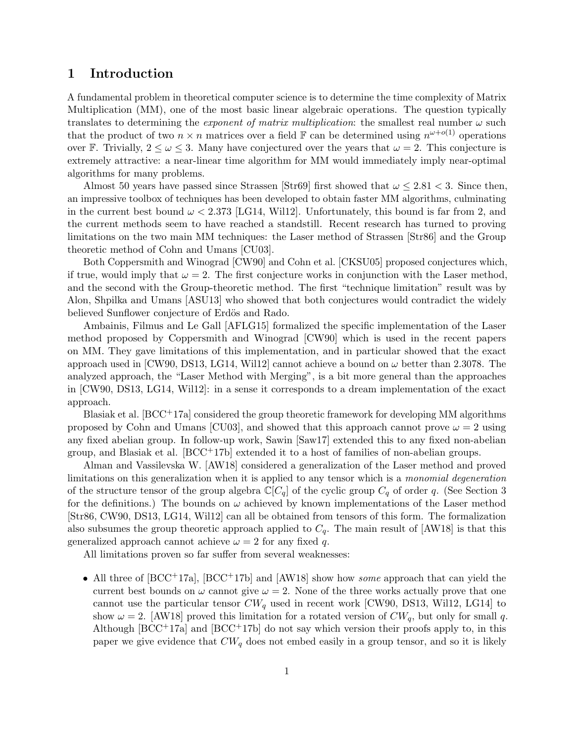# 1 Introduction

A fundamental problem in theoretical computer science is to determine the time complexity of Matrix Multiplication (MM), one of the most basic linear algebraic operations. The question typically translates to determining the *exponent of matrix multiplication*: the smallest real number $\omega$ such that the product of two $n \times n$ matrices over a field $\mathbb{F}$ can be determined using $n^{\omega+o(1)}$ operations over $\mathbb{F}$. Trivially, $2 \leq \omega \leq 3$. Many have conjectured over the years that $\omega = 2$. This conjecture is extremely attractive: a near-linear time algorithm for MM would immediately imply near-optimal algorithms for many problems.

Almost 50 years have passed since Strassen [Str69] first showed that $\omega \leq 2.81 < 3$. Since then, an impressive toolbox of techniques has been developed to obtain faster MM algorithms, culminating in the current best bound $\omega < 2.373$ [LG14, Wil12]. Unfortunately, this bound is far from 2, and the current methods seem to have reached a standstill. Recent research has turned to proving limitations on the two main MM techniques: the Laser method of Strassen [Str86] and the Group theoretic method of Cohn and Umans [CU03].

Both Coppersmith and Winograd [CW90] and Cohn et al. [CKSU05] proposed conjectures which, if true, would imply that $\omega = 2$. The first conjecture works in conjunction with the Laser method, and the second with the Group-theoretic method. The first "technique limitation" result was by Alon, Shpilka and Umans [ASU13] who showed that both conjectures would contradict the widely believed Sunflower conjecture of Erdös and Rado.

Ambainis, Filmus and Le Gall [AFLG15] formalized the specific implementation of the Laser method proposed by Coppersmith and Winograd [CW90] which is used in the recent papers on MM. They gave limitations of this implementation, and in particular showed that the exact approach used in [CW90, DS13, LG14, Wil12] cannot achieve a bound on $\omega$ better than 2.3078. The analyzed approach, the "Laser Method with Merging", is a bit more general than the approaches in [CW90, DS13, LG14, Wil12]: in a sense it corresponds to a dream implementation of the exact approach.

Blasiak et al. [BCC+17a] considered the group theoretic framework for developing MM algorithms proposed by Cohn and Umans [CU03], and showed that this approach cannot prove $\omega = 2$ using any fixed abelian group. In follow-up work, Sawin [Saw17] extended this to any fixed non-abelian group, and Blasiak et al. [BCC+17b] extended it to a host of families of non-abelian groups.

Alman and Vassilevska W. [AW18] considered a generalization of the Laser method and proved limitations on this generalization when it is applied to any tensor which is a *monomial degeneration* of the structure tensor of the group algebra $\mathbb{C}[C_q]$ of the cyclic group $C_q$ of order $q$. (See Section 3 for the definitions.) The bounds on $\omega$ achieved by known implementations of the Laser method [Str86, CW90, DS13, LG14, Wil12] can all be obtained from tensors of this form. The formalization also subsumes the group theoretic approach applied to $C_q$. The main result of [AW18] is that this generalized approach cannot achieve $\omega = 2$ for any fixed $q$.

All limitations proven so far suffer from several weaknesses:

- All three of [BCC+17a], [BCC+17b] and [AW18] show how *some* approach that can yield the current best bounds on $\omega$ cannot give $\omega = 2$. None of the three works actually prove that one cannot use the particular tensor $CW_q$ used in recent work [CW90, DS13, Wil12, LG14] to show $\omega = 2$. [AW18] proved this limitation for a rotated version of $CW_q$, but only for small $q$. Although [BCC+17a] and [BCC+17b] do not say which version their proofs apply to, in this paper we give evidence that $CW_q$ does not embed easily in a group tensor, and so it is likely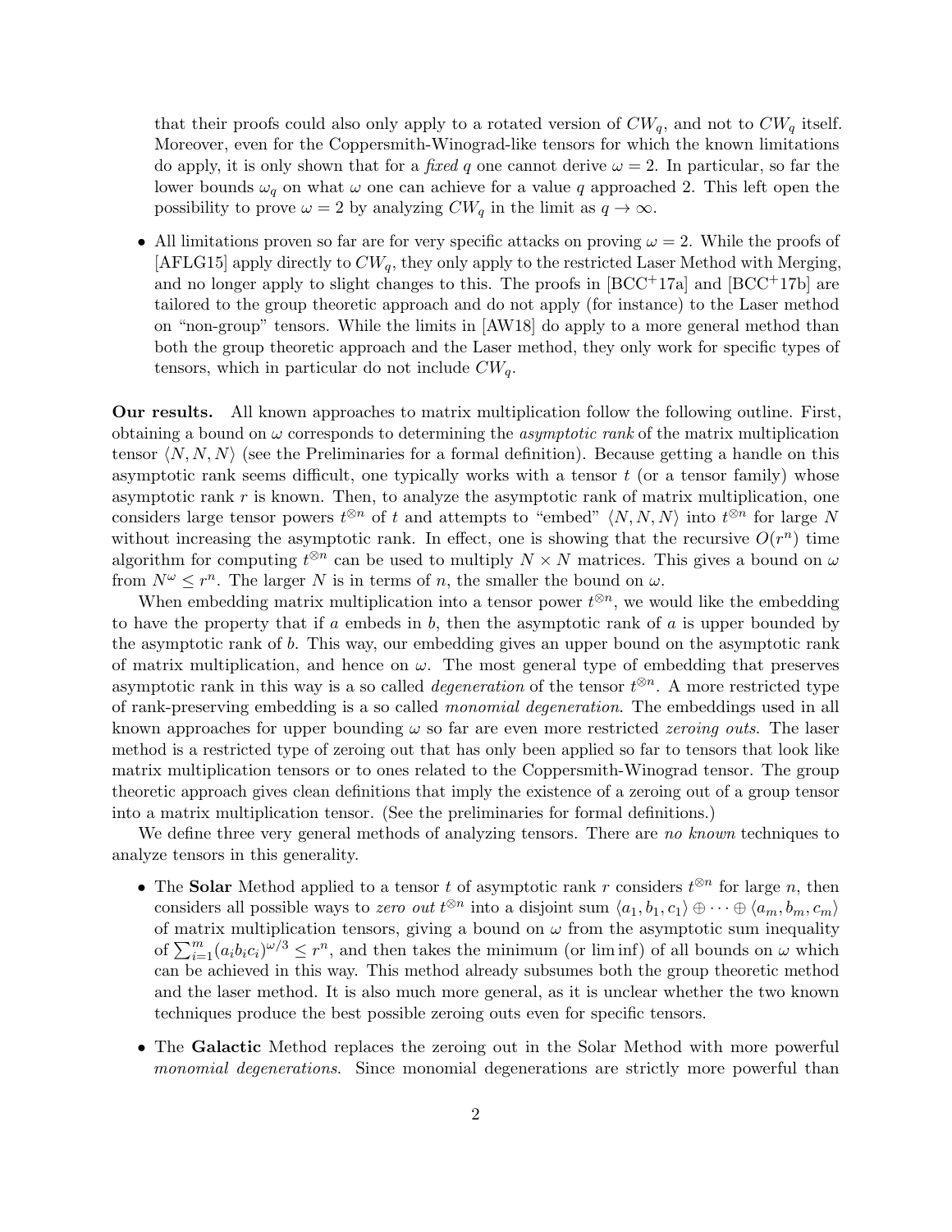that their proofs could also only apply to a rotated version of $CW_q$, and not to $CW_q$ itself. Moreover, even for the Coppersmith-Winograd-like tensors for which the known limitations do apply, it is only shown that for a *fixed* $q$ one cannot derive $\omega = 2$. In particular, so far the lower bounds $\omega_q$ on what $\omega$ one can achieve for a value $q$ approached 2. This left open the possibility to prove $\omega = 2$ by analyzing $CW_q$ in the limit as $q \to \infty$.

- All limitations proven so far are for very specific attacks on proving $\omega = 2$. While the proofs of [AFLG15] apply directly to $CW_q$, they only apply to the restricted Laser Method with Merging, and no longer apply to slight changes to this. The proofs in [BCC$^+$17a] and [BCC$^+$17b] are tailored to the group theoretic approach and do not apply (for instance) to the Laser method on "non-group" tensors. While the limits in [AW18] do apply to a more general method than both the group theoretic approach and the Laser method, they only work for specific types of tensors, which in particular do not include $CW_q$.

**Our results.** All known approaches to matrix multiplication follow the following outline. First, obtaining a bound on $\omega$ corresponds to determining the *asymptotic rank* of the matrix multiplication tensor $\langle N, N, N\rangle$ (see the Preliminaries for a formal definition). Because getting a handle on this asymptotic rank seems difficult, one typically works with a tensor $t$ (or a tensor family) whose asymptotic rank $r$ is known. Then, to analyze the asymptotic rank of matrix multiplication, one considers large tensor powers $t^{\otimes n}$ of $t$ and attempts to "embed" $\langle N, N, N\rangle$ into $t^{\otimes n}$ for large $N$ without increasing the asymptotic rank. In effect, one is showing that the recursive $O(r^n)$ time algorithm for computing $t^{\otimes n}$ can be used to multiply $N \times N$ matrices. This gives a bound on $\omega$ from $N^\omega \leq r^n$. The larger $N$ is in terms of $n$, the smaller the bound on $\omega$.

When embedding matrix multiplication into a tensor power $t^{\otimes n}$, we would like the embedding to have the property that if $a$ embeds in $b$, then the asymptotic rank of $a$ is upper bounded by the asymptotic rank of $b$. This way, our embedding gives an upper bound on the asymptotic rank of matrix multiplication, and hence on $\omega$. The most general type of embedding that preserves asymptotic rank in this way is a so called *degeneration* of the tensor $t^{\otimes n}$. A more restricted type of rank-preserving embedding is a so called *monomial degeneration*. The embeddings used in all known approaches for upper bounding $\omega$ so far are even more restricted *zeroing outs*. The laser method is a restricted type of zeroing out that has only been applied so far to tensors that look like matrix multiplication tensors or to ones related to the Coppersmith-Winograd tensor. The group theoretic approach gives clean definitions that imply the existence of a zeroing out of a group tensor into a matrix multiplication tensor. (See the preliminaries for formal definitions.)

We define three very general methods of analyzing tensors. There are *no known* techniques to analyze tensors in this generality.

- The **Solar** Method applied to a tensor $t$ of asymptotic rank $r$ considers $t^{\otimes n}$ for large $n$, then considers all possible ways to *zero out* $t^{\otimes n}$ into a disjoint sum $\langle a_1, b_1, c_1\rangle \oplus \cdots \oplus \langle a_m, b_m, c_m\rangle$ of matrix multiplication tensors, giving a bound on $\omega$ from the asymptotic sum inequality of $\sum_{i=1}^{m}(a_i b_i c_i)^{\omega/3} \leq r^n$, and then takes the minimum (or lim inf) of all bounds on $\omega$ which can be achieved in this way. This method already subsumes both the group theoretic method and the laser method. It is also much more general, as it is unclear whether the two known techniques produce the best possible zeroing outs even for specific tensors.

- The **Galactic** Method replaces the zeroing out in the Solar Method with more powerful *monomial degenerations*. Since monomial degenerations are strictly more powerful than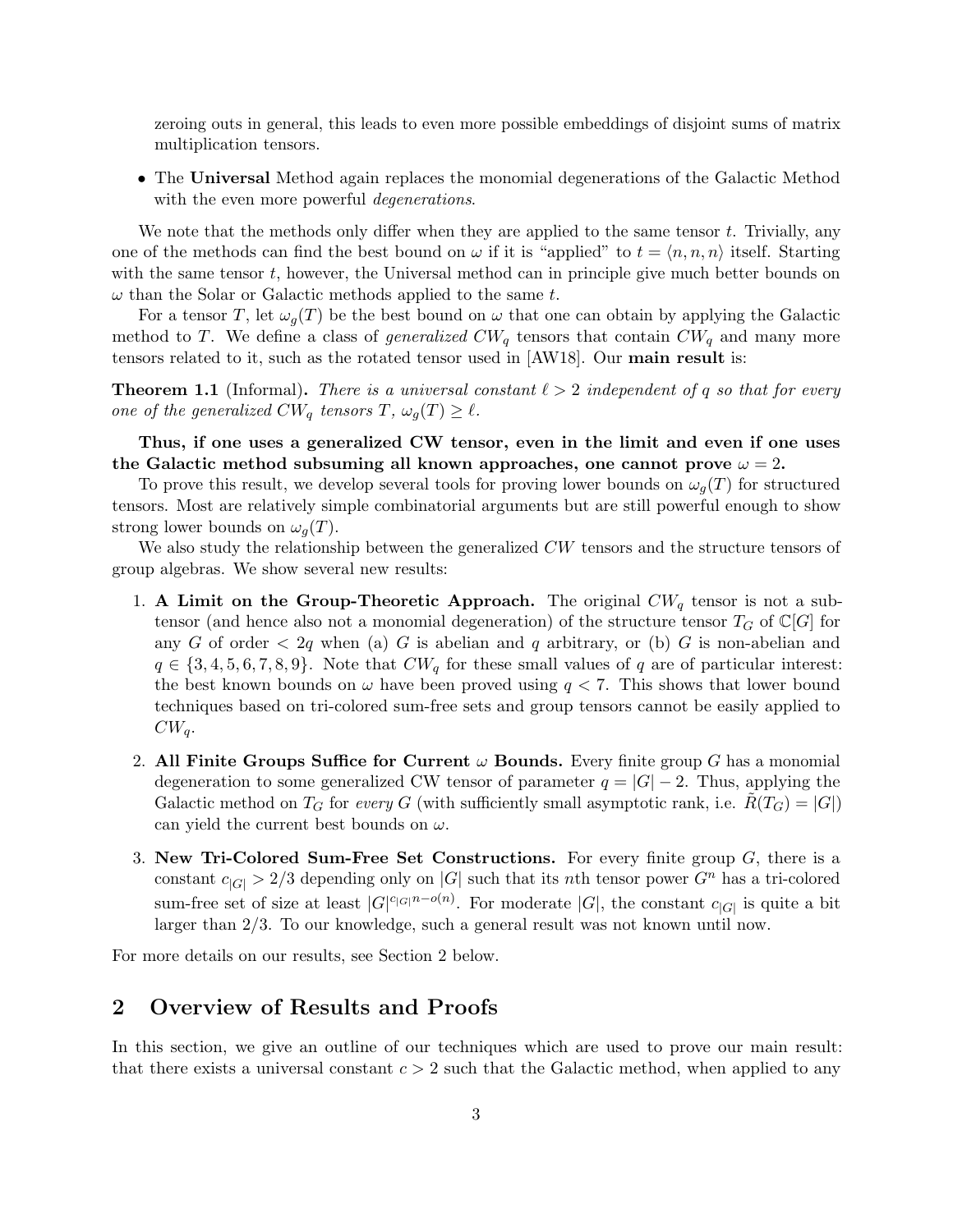zeroing outs in general, this leads to even more possible embeddings of disjoint sums of matrix multiplication tensors.

- The **Universal** Method again replaces the monomial degenerations of the Galactic Method with the even more powerful *degenerations*.

We note that the methods only differ when they are applied to the same tensor $t$. Trivially, any one of the methods can find the best bound on $\omega$ if it is "applied" to $t = \langle n, n, n \rangle$ itself. Starting with the same tensor $t$, however, the Universal method can in principle give much better bounds on $\omega$ than the Solar or Galactic methods applied to the same $t$.

For a tensor $T$, let $\omega_g(T)$ be the best bound on $\omega$ that one can obtain by applying the Galactic method to $T$. We define a class of *generalized* $CW_q$ tensors that contain $CW_q$ and many more tensors related to it, such as the rotated tensor used in [AW18]. Our **main result** is:

**Theorem 1.1** (Informal)**.** *There is a universal constant $\ell > 2$ independent of $q$ so that for every one of the generalized $CW_q$ tensors $T$, $\omega_g(T) \geq \ell$.*

**Thus, if one uses a generalized CW tensor, even in the limit and even if one uses the Galactic method subsuming all known approaches, one cannot prove $\omega = 2$.**

To prove this result, we develop several tools for proving lower bounds on $\omega_g(T)$ for structured tensors. Most are relatively simple combinatorial arguments but are still powerful enough to show strong lower bounds on $\omega_g(T)$.

We also study the relationship between the generalized $CW$ tensors and the structure tensors of group algebras. We show several new results:

1. **A Limit on the Group-Theoretic Approach.** The original $CW_q$ tensor is not a subtensor (and hence also not a monomial degeneration) of the structure tensor $T_G$ of $\mathbb{C}[G]$ for any $G$ of order $< 2q$ when (a) $G$ is abelian and $q$ arbitrary, or (b) $G$ is non-abelian and $q \in \{3, 4, 5, 6, 7, 8, 9\}$. Note that $CW_q$ for these small values of $q$ are of particular interest: the best known bounds on $\omega$ have been proved using $q < 7$. This shows that lower bound techniques based on tri-colored sum-free sets and group tensors cannot be easily applied to $CW_q$.

2. **All Finite Groups Suffice for Current $\omega$ Bounds.** Every finite group $G$ has a monomial degeneration to some generalized CW tensor of parameter $q = |G| - 2$. Thus, applying the Galactic method on $T_G$ for *every* $G$ (with sufficiently small asymptotic rank, i.e. $\tilde{R}(T_G) = |G|$) can yield the current best bounds on $\omega$.

3. **New Tri-Colored Sum-Free Set Constructions.** For every finite group $G$, there is a constant $c_{|G|} > 2/3$ depending only on $|G|$ such that its $n$th tensor power $G^n$ has a tri-colored sum-free set of size at least $|G|^{c_{|G|}n - o(n)}$. For moderate $|G|$, the constant $c_{|G|}$ is quite a bit larger than $2/3$. To our knowledge, such a general result was not known until now.

For more details on our results, see Section 2 below.

## 2 Overview of Results and Proofs

In this section, we give an outline of our techniques which are used to prove our main result: that there exists a universal constant $c > 2$ such that the Galactic method, when applied to any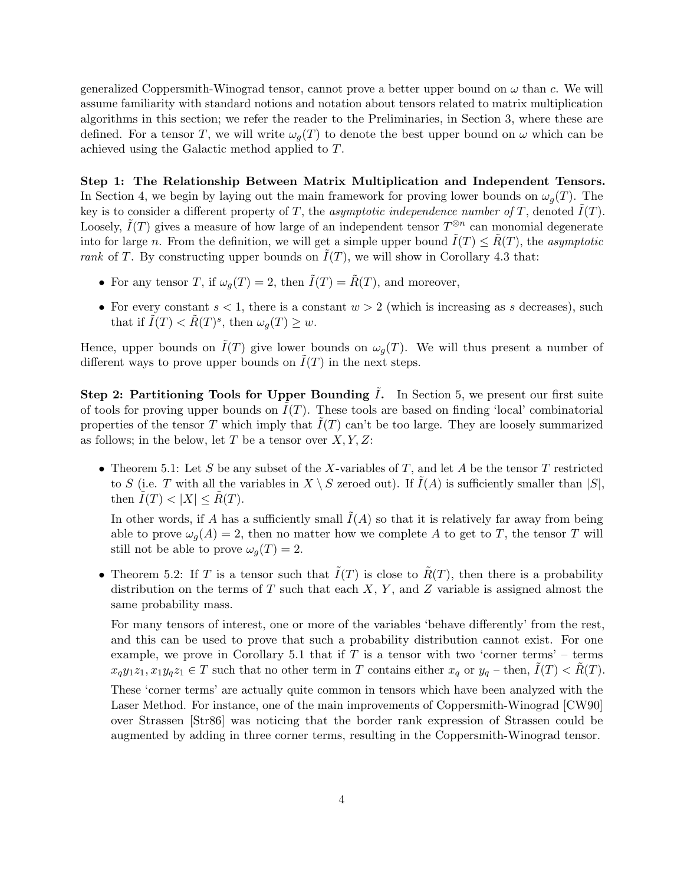generalized Coppersmith-Winograd tensor, cannot prove a better upper bound on $\omega$ than $c$. We will assume familiarity with standard notions and notation about tensors related to matrix multiplication algorithms in this section; we refer the reader to the Preliminaries, in Section 3, where these are defined. For a tensor $T$, we will write $\omega_g(T)$ to denote the best upper bound on $\omega$ which can be achieved using the Galactic method applied to $T$.

**Step 1: The Relationship Between Matrix Multiplication and Independent Tensors.** In Section 4, we begin by laying out the main framework for proving lower bounds on $\omega_g(T)$. The key is to consider a different property of $T$, the *asymptotic independence number of* $T$, denoted $\tilde{I}(T)$. Loosely, $\tilde{I}(T)$ gives a measure of how large of an independent tensor $T^{\otimes n}$ can monomial degenerate into for large $n$. From the definition, we will get a simple upper bound $\tilde{I}(T) \leq \tilde{R}(T)$, the *asymptotic rank* of $T$. By constructing upper bounds on $\tilde{I}(T)$, we will show in Corollary 4.3 that:

- For any tensor $T$, if $\omega_g(T) = 2$, then $\tilde{I}(T) = \tilde{R}(T)$, and moreover,
- For every constant $s < 1$, there is a constant $w > 2$ (which is increasing as $s$ decreases), such that if $\tilde{I}(T) < \tilde{R}(T)^s$, then $\omega_g(T) \geq w$.

Hence, upper bounds on $\tilde{I}(T)$ give lower bounds on $\omega_g(T)$. We will thus present a number of different ways to prove upper bounds on $\tilde{I}(T)$ in the next steps.

**Step 2: Partitioning Tools for Upper Bounding $\tilde{I}$.** In Section 5, we present our first suite of tools for proving upper bounds on $\tilde{I}(T)$. These tools are based on finding 'local' combinatorial properties of the tensor $T$ which imply that $\tilde{I}(T)$ can't be too large. They are loosely summarized as follows; in the below, let $T$ be a tensor over $X, Y, Z$:

- Theorem 5.1: Let $S$ be any subset of the $X$-variables of $T$, and let $A$ be the tensor $T$ restricted to $S$ (i.e. $T$ with all the variables in $X \setminus S$ zeroed out). If $\tilde{I}(A)$ is sufficiently smaller than $|S|$, then $\tilde{I}(T) < |X| \leq \tilde{R}(T)$.

  In other words, if $A$ has a sufficiently small $\tilde{I}(A)$ so that it is relatively far away from being able to prove $\omega_g(A) = 2$, then no matter how we complete $A$ to get to $T$, the tensor $T$ will still not be able to prove $\omega_g(T) = 2$.

- Theorem 5.2: If $T$ is a tensor such that $\tilde{I}(T)$ is close to $\tilde{R}(T)$, then there is a probability distribution on the terms of $T$ such that each $X$, $Y$, and $Z$ variable is assigned almost the same probability mass.

  For many tensors of interest, one or more of the variables 'behave differently' from the rest, and this can be used to prove that such a probability distribution cannot exist. For one example, we prove in Corollary 5.1 that if $T$ is a tensor with two 'corner terms' – terms $x_q y_1 z_1, x_1 y_q z_1 \in T$ such that no other term in $T$ contains either $x_q$ or $y_q$ – then, $\tilde{I}(T) < \tilde{R}(T)$.

  These 'corner terms' are actually quite common in tensors which have been analyzed with the Laser Method. For instance, one of the main improvements of Coppersmith-Winograd [CW90] over Strassen [Str86] was noticing that the border rank expression of Strassen could be augmented by adding in three corner terms, resulting in the Coppersmith-Winograd tensor.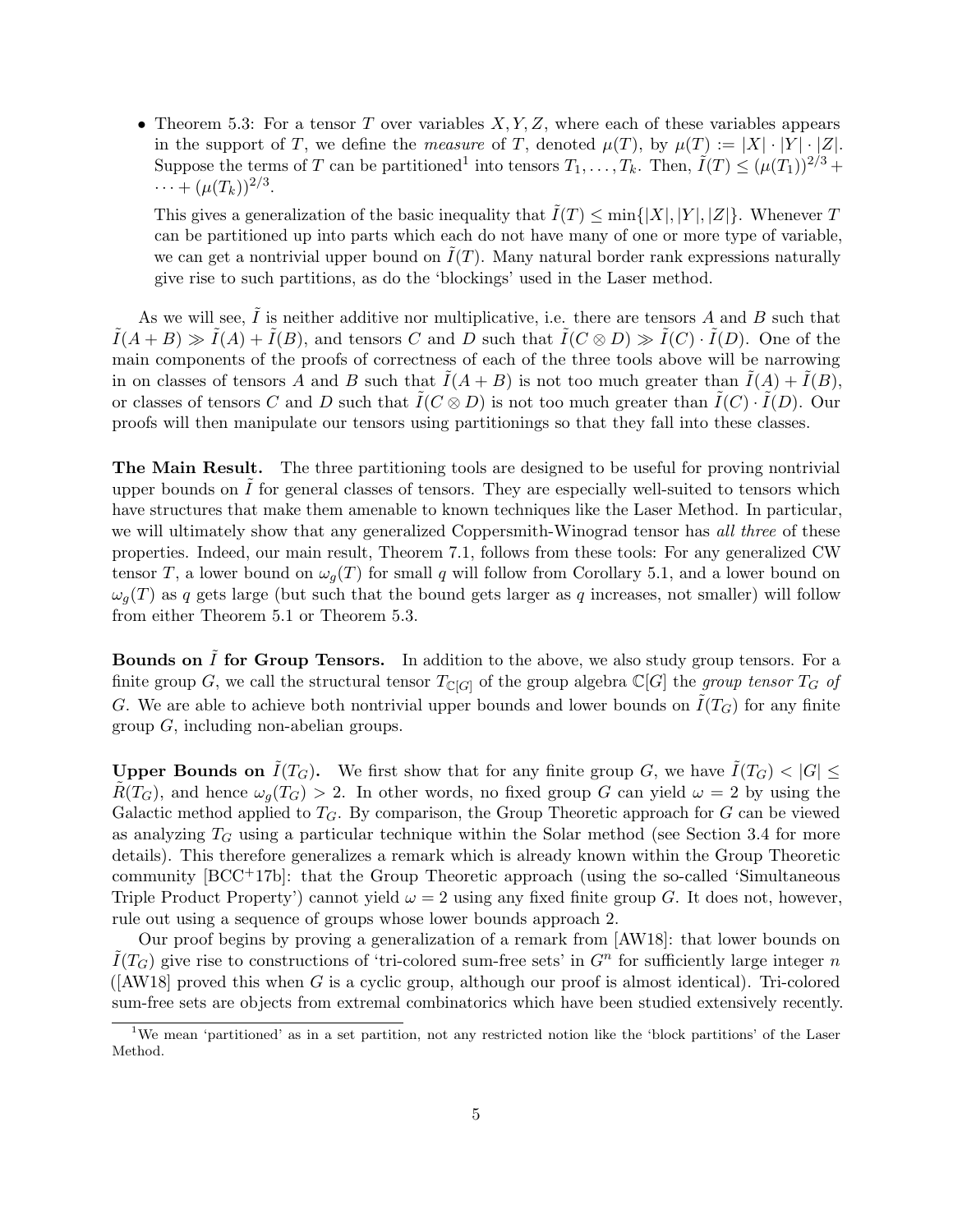- Theorem 5.3: For a tensor $T$ over variables $X, Y, Z$, where each of these variables appears in the support of $T$, we define the *measure* of $T$, denoted $\mu(T)$, by $\mu(T) := |X| \cdot |Y| \cdot |Z|$. Suppose the terms of $T$ can be partitioned[1] into tensors $T_1, \ldots, T_k$. Then, $\tilde{I}(T) \leq (\mu(T_1))^{2/3} + \cdots + (\mu(T_k))^{2/3}$.

  This gives a generalization of the basic inequality that $\tilde{I}(T) \leq \min\{|X|, |Y|, |Z|\}$. Whenever $T$ can be partitioned up into parts which each do not have many of one or more type of variable, we can get a nontrivial upper bound on $\tilde{I}(T)$. Many natural border rank expressions naturally give rise to such partitions, as do the 'blockings' used in the Laser method.

As we will see, $\tilde{I}$ is neither additive nor multiplicative, i.e. there are tensors $A$ and $B$ such that $\tilde{I}(A + B) \gg \tilde{I}(A) + \tilde{I}(B)$, and tensors $C$ and $D$ such that $\tilde{I}(C \otimes D) \gg \tilde{I}(C) \cdot \tilde{I}(D)$. One of the main components of the proofs of correctness of each of the three tools above will be narrowing in on classes of tensors $A$ and $B$ such that $\tilde{I}(A + B)$ is not too much greater than $\tilde{I}(A) + \tilde{I}(B)$, or classes of tensors $C$ and $D$ such that $\tilde{I}(C \otimes D)$ is not too much greater than $\tilde{I}(C) \cdot \tilde{I}(D)$. Our proofs will then manipulate our tensors using partitionings so that they fall into these classes.

**The Main Result.** The three partitioning tools are designed to be useful for proving nontrivial upper bounds on $\tilde{I}$ for general classes of tensors. They are especially well-suited to tensors which have structures that make them amenable to known techniques like the Laser Method. In particular, we will ultimately show that any generalized Coppersmith-Winograd tensor has *all three* of these properties. Indeed, our main result, Theorem 7.1, follows from these tools: For any generalized CW tensor $T$, a lower bound on $\omega_g(T)$ for small $q$ will follow from Corollary 5.1, and a lower bound on $\omega_g(T)$ as $q$ gets large (but such that the bound gets larger as $q$ increases, not smaller) will follow from either Theorem 5.1 or Theorem 5.3.

**Bounds on $\tilde{I}$ for Group Tensors.** In addition to the above, we also study group tensors. For a finite group $G$, we call the structural tensor $T_{\mathbb{C}[G]}$ of the group algebra $\mathbb{C}[G]$ the *group tensor $T_G$ of $G$*. We are able to achieve both nontrivial upper bounds and lower bounds on $\tilde{I}(T_G)$ for any finite group $G$, including non-abelian groups.

**Upper Bounds on $\tilde{I}(T_G)$.** We first show that for any finite group $G$, we have $\tilde{I}(T_G) < |G| \leq \tilde{R}(T_G)$, and hence $\omega_g(T_G) > 2$. In other words, no fixed group $G$ can yield $\omega = 2$ by using the Galactic method applied to $T_G$. By comparison, the Group Theoretic approach for $G$ can be viewed as analyzing $T_G$ using a particular technique within the Solar method (see Section 3.4 for more details). This therefore generalizes a remark which is already known within the Group Theoretic community [BCC+17b]: that the Group Theoretic approach (using the so-called 'Simultaneous Triple Product Property') cannot yield $\omega = 2$ using any fixed finite group $G$. It does not, however, rule out using a sequence of groups whose lower bounds approach 2.

Our proof begins by proving a generalization of a remark from [AW18]: that lower bounds on $\tilde{I}(T_G)$ give rise to constructions of 'tri-colored sum-free sets' in $G^n$ for sufficiently large integer $n$ ([AW18] proved this when $G$ is a cyclic group, although our proof is almost identical). Tri-colored sum-free sets are objects from extremal combinatorics which have been studied extensively recently.

[1] We mean 'partitioned' as in a set partition, not any restricted notion like the 'block partitions' of the Laser Method.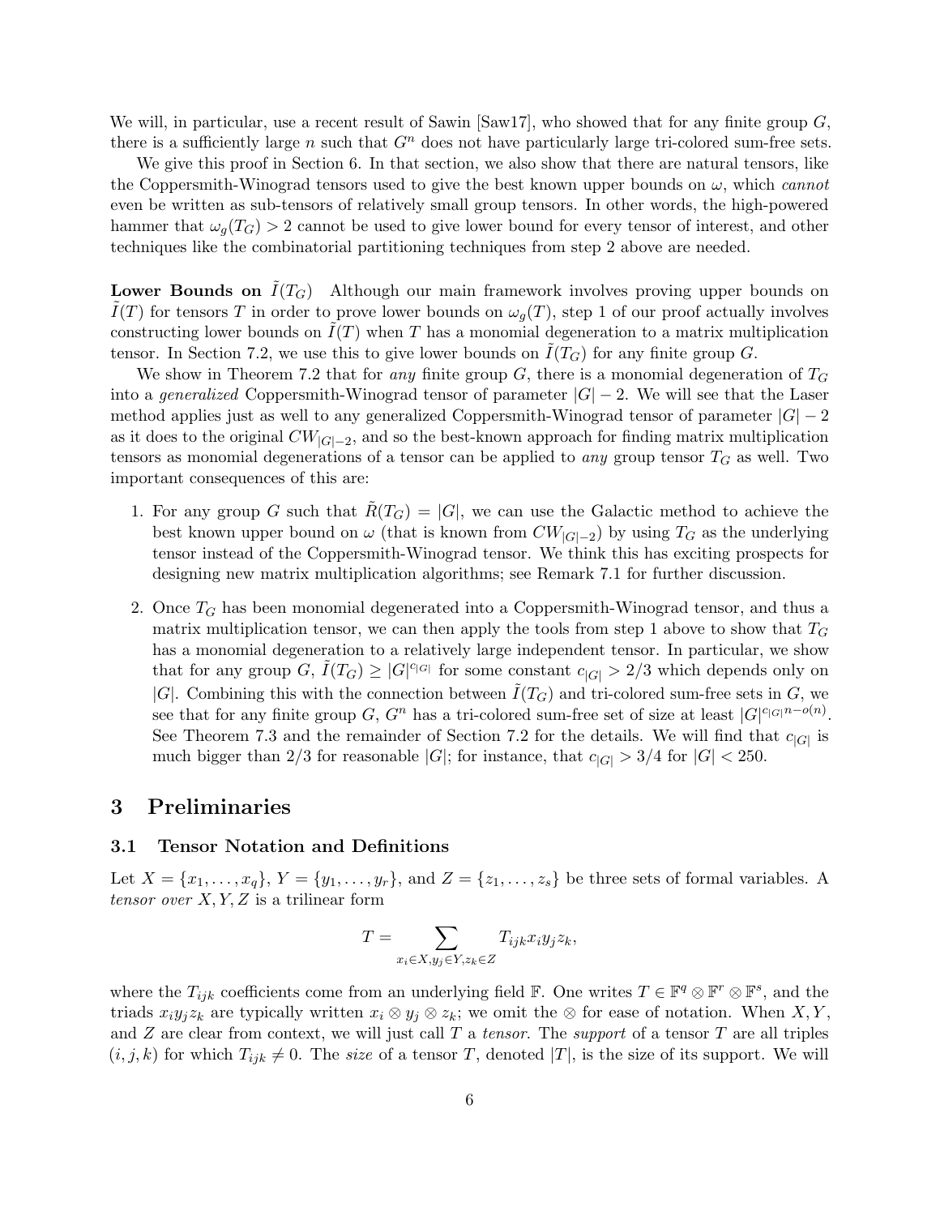We will, in particular, use a recent result of Sawin [Saw17], who showed that for any finite group $G$, there is a sufficiently large $n$ such that $G^n$ does not have particularly large tri-colored sum-free sets.

We give this proof in Section 6. In that section, we also show that there are natural tensors, like the Coppersmith-Winograd tensors used to give the best known upper bounds on $\omega$, which *cannot* even be written as sub-tensors of relatively small group tensors. In other words, the high-powered hammer that $\omega_g(T_G) > 2$ cannot be used to give lower bound for every tensor of interest, and other techniques like the combinatorial partitioning techniques from step 2 above are needed.

**Lower Bounds on $\tilde{I}(T_G)$** Although our main framework involves proving upper bounds on $\tilde{I}(T)$ for tensors $T$ in order to prove lower bounds on $\omega_g(T)$, step 1 of our proof actually involves constructing lower bounds on $\tilde{I}(T)$ when $T$ has a monomial degeneration to a matrix multiplication tensor. In Section 7.2, we use this to give lower bounds on $\tilde{I}(T_G)$ for any finite group $G$.

We show in Theorem 7.2 that for *any* finite group $G$, there is a monomial degeneration of $T_G$ into a *generalized* Coppersmith-Winograd tensor of parameter $|G| - 2$. We will see that the Laser method applies just as well to any generalized Coppersmith-Winograd tensor of parameter $|G| - 2$ as it does to the original $CW_{|G|-2}$, and so the best-known approach for finding matrix multiplication tensors as monomial degenerations of a tensor can be applied to *any* group tensor $T_G$ as well. Two important consequences of this are:

1. For any group $G$ such that $\tilde{R}(T_G) = |G|$, we can use the Galactic method to achieve the best known upper bound on $\omega$ (that is known from $CW_{|G|-2}$) by using $T_G$ as the underlying tensor instead of the Coppersmith-Winograd tensor. We think this has exciting prospects for designing new matrix multiplication algorithms; see Remark 7.1 for further discussion.
2. Once $T_G$ has been monomial degenerated into a Coppersmith-Winograd tensor, and thus a matrix multiplication tensor, we can then apply the tools from step 1 above to show that $T_G$ has a monomial degeneration to a relatively large independent tensor. In particular, we show that for any group $G$, $\tilde{I}(T_G) \geq |G|^{c_{|G|}}$ for some constant $c_{|G|} > 2/3$ which depends only on $|G|$. Combining this with the connection between $\tilde{I}(T_G)$ and tri-colored sum-free sets in $G$, we see that for any finite group $G$, $G^n$ has a tri-colored sum-free set of size at least $|G|^{c_{|G|}n - o(n)}$. See Theorem 7.3 and the remainder of Section 7.2 for the details. We will find that $c_{|G|}$ is much bigger than $2/3$ for reasonable $|G|$; for instance, that $c_{|G|} > 3/4$ for $|G| < 250$.

# 3 Preliminaries

## 3.1 Tensor Notation and Definitions

Let $X = \{x_1, \ldots, x_q\}$, $Y = \{y_1, \ldots, y_r\}$, and $Z = \{z_1, \ldots, z_s\}$ be three sets of formal variables. A *tensor over* $X, Y, Z$ is a trilinear form

$$T = \sum_{x_i \in X, y_j \in Y, z_k \in Z} T_{ijk} x_i y_j z_k,$$

where the $T_{ijk}$ coefficients come from an underlying field $\mathbb{F}$. One writes $T \in \mathbb{F}^q \otimes \mathbb{F}^r \otimes \mathbb{F}^s$, and the triads $x_i y_j z_k$ are typically written $x_i \otimes y_j \otimes z_k$; we omit the $\otimes$ for ease of notation. When $X$, $Y$, and $Z$ are clear from context, we will just call $T$ a *tensor*. The *support* of a tensor $T$ are all triples $(i, j, k)$ for which $T_{ijk} \neq 0$. The *size* of a tensor $T$, denoted $|T|$, is the size of its support. We will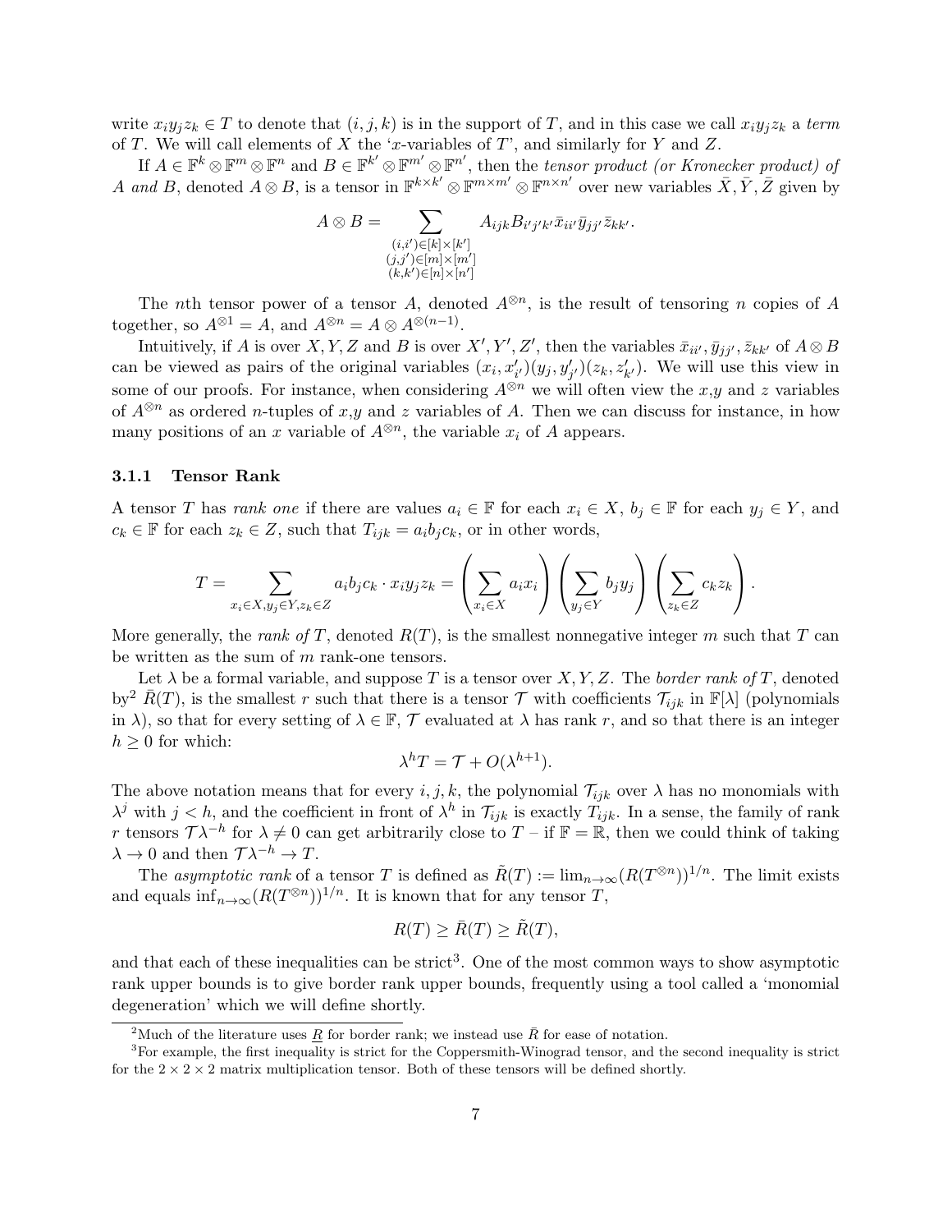write $x_i y_j z_k \in T$ to denote that $(i,j,k)$ is in the support of $T$, and in this case we call $x_i y_j z_k$ a *term* of $T$. We will call elements of $X$ the '$x$-variables of $T$', and similarly for $Y$ and $Z$.

If $A \in \mathbb{F}^k \otimes \mathbb{F}^m \otimes \mathbb{F}^n$ and $B \in \mathbb{F}^{k'} \otimes \mathbb{F}^{m'} \otimes \mathbb{F}^{n'}$, then the *tensor product (or Kronecker product) of $A$ and $B$*, denoted $A \otimes B$, is a tensor in $\mathbb{F}^{k \times k'} \otimes \mathbb{F}^{m \times m'} \otimes \mathbb{F}^{n \times n'}$ over new variables $\bar{X}, \bar{Y}, \bar{Z}$ given by

$$A \otimes B = \sum_{\substack{(i,i') \in [k] \times [k'] \\ (j,j') \in [m] \times [m'] \\ (k,k') \in [n] \times [n']}} A_{ijk} B_{i'j'k'} \bar{x}_{ii'} \bar{y}_{jj'} \bar{z}_{kk'}.$$

The $n$th tensor power of a tensor $A$, denoted $A^{\otimes n}$, is the result of tensoring $n$ copies of $A$ together, so $A^{\otimes 1} = A$, and $A^{\otimes n} = A \otimes A^{\otimes (n-1)}$.

Intuitively, if $A$ is over $X, Y, Z$ and $B$ is over $X', Y', Z'$, then the variables $\bar{x}_{ii'}, \bar{y}_{jj'}, \bar{z}_{kk'}$ of $A \otimes B$ can be viewed as pairs of the original variables $(x_i, x'_{i'})(y_j, y'_{j'})(z_k, z'_{k'})$. We will use this view in some of our proofs. For instance, when considering $A^{\otimes n}$ we will often view the $x$,$y$ and $z$ variables of $A^{\otimes n}$ as ordered $n$-tuples of $x$,$y$ and $z$ variables of $A$. Then we can discuss for instance, in how many positions of an $x$ variable of $A^{\otimes n}$, the variable $x_i$ of $A$ appears.

### 3.1.1 Tensor Rank

A tensor $T$ has *rank one* if there are values $a_i \in \mathbb{F}$ for each $x_i \in X$, $b_j \in \mathbb{F}$ for each $y_j \in Y$, and $c_k \in \mathbb{F}$ for each $z_k \in Z$, such that $T_{ijk} = a_i b_j c_k$, or in other words,

$$T = \sum_{x_i \in X, y_j \in Y, z_k \in Z} a_i b_j c_k \cdot x_i y_j z_k = \left(\sum_{x_i \in X} a_i x_i\right)\left(\sum_{y_j \in Y} b_j y_j\right)\left(\sum_{z_k \in Z} c_k z_k\right).$$

More generally, the *rank of* $T$, denoted $R(T)$, is the smallest nonnegative integer $m$ such that $T$ can be written as the sum of $m$ rank-one tensors.

Let $\lambda$ be a formal variable, and suppose $T$ is a tensor over $X, Y, Z$. The *border rank of* $T$, denoted by[2] $\bar{R}(T)$, is the smallest $r$ such that there is a tensor $\mathcal{T}$ with coefficients $\mathcal{T}_{ijk}$ in $\mathbb{F}[\lambda]$ (polynomials in $\lambda$), so that for every setting of $\lambda \in \mathbb{F}$, $\mathcal{T}$ evaluated at $\lambda$ has rank $r$, and so that there is an integer $h \geq 0$ for which:

$$\lambda^h T = \mathcal{T} + O(\lambda^{h+1}).$$

The above notation means that for every $i, j, k$, the polynomial $\mathcal{T}_{ijk}$ over $\lambda$ has no monomials with $\lambda^j$ with $j < h$, and the coefficient in front of $\lambda^h$ in $\mathcal{T}_{ijk}$ is exactly $T_{ijk}$. In a sense, the family of rank $r$ tensors $\mathcal{T}\lambda^{-h}$ for $\lambda \neq 0$ can get arbitrarily close to $T$ – if $\mathbb{F} = \mathbb{R}$, then we could think of taking $\lambda \to 0$ and then $\mathcal{T}\lambda^{-h} \to T$.

The *asymptotic rank* of a tensor $T$ is defined as $\tilde{R}(T) := \lim_{n \to \infty} (R(T^{\otimes n}))^{1/n}$. The limit exists and equals $\inf_{n \to \infty} (R(T^{\otimes n}))^{1/n}$. It is known that for any tensor $T$,

$$R(T) \geq \bar{R}(T) \geq \tilde{R}(T),$$

and that each of these inequalities can be strict[3]. One of the most common ways to show asymptotic rank upper bounds is to give border rank upper bounds, frequently using a tool called a 'monomial degeneration' which we will define shortly.

---

[2] Much of the literature uses $\underline{R}$ for border rank; we instead use $\bar{R}$ for ease of notation.

[3] For example, the first inequality is strict for the Coppersmith-Winograd tensor, and the second inequality is strict for the $2 \times 2 \times 2$ matrix multiplication tensor. Both of these tensors will be defined shortly.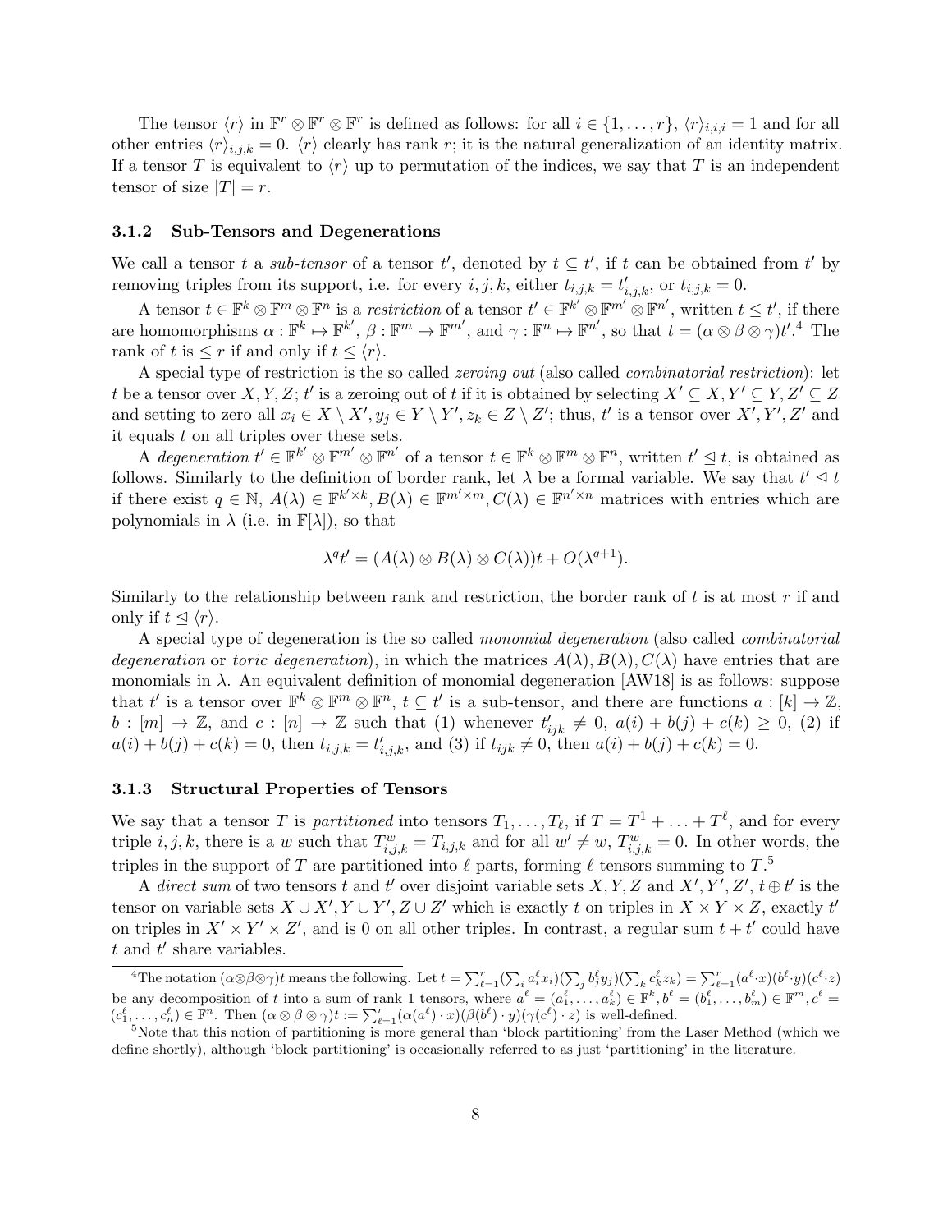The tensor $\langle r \rangle$ in $\mathbb{F}^r \otimes \mathbb{F}^r \otimes \mathbb{F}^r$ is defined as follows: for all $i \in \{1, \ldots, r\}$, $\langle r \rangle_{i,i,i} = 1$ and for all other entries $\langle r \rangle_{i,j,k} = 0$. $\langle r \rangle$ clearly has rank $r$; it is the natural generalization of an identity matrix. If a tensor $T$ is equivalent to $\langle r \rangle$ up to permutation of the indices, we say that $T$ is an independent tensor of size $|T| = r$.

### 3.1.2 Sub-Tensors and Degenerations

We call a tensor $t$ a *sub-tensor* of a tensor $t'$, denoted by $t \subseteq t'$, if $t$ can be obtained from $t'$ by removing triples from its support, i.e. for every $i, j, k$, either $t_{i,j,k} = t'_{i,j,k}$, or $t_{i,j,k} = 0$.

A tensor $t \in \mathbb{F}^k \otimes \mathbb{F}^m \otimes \mathbb{F}^n$ is a *restriction* of a tensor $t' \in \mathbb{F}^{k'} \otimes \mathbb{F}^{m'} \otimes \mathbb{F}^{n'}$, written $t \leq t'$, if there are homomorphisms $\alpha : \mathbb{F}^k \mapsto \mathbb{F}^{k'}$, $\beta : \mathbb{F}^m \mapsto \mathbb{F}^{m'}$, and $\gamma : \mathbb{F}^n \mapsto \mathbb{F}^{n'}$, so that $t = (\alpha \otimes \beta \otimes \gamma)t'$.[4] The rank of $t$ is $\leq r$ if and only if $t \leq \langle r \rangle$.

A special type of restriction is the so called *zeroing out* (also called *combinatorial restriction*): let $t$ be a tensor over $X, Y, Z$; $t'$ is a zeroing out of $t$ if it is obtained by selecting $X' \subseteq X, Y' \subseteq Y, Z' \subseteq Z$ and setting to zero all $x_i \in X \setminus X', y_j \in Y \setminus Y', z_k \in Z \setminus Z'$; thus, $t'$ is a tensor over $X', Y', Z'$ and it equals $t$ on all triples over these sets.

A *degeneration* $t' \in \mathbb{F}^{k'} \otimes \mathbb{F}^{m'} \otimes \mathbb{F}^{n'}$ of a tensor $t \in \mathbb{F}^k \otimes \mathbb{F}^m \otimes \mathbb{F}^n$, written $t' \trianglelefteq t$, is obtained as follows. Similarly to the definition of border rank, let $\lambda$ be a formal variable. We say that $t' \trianglelefteq t$ if there exist $q \in \mathbb{N}$, $A(\lambda) \in \mathbb{F}^{k' \times k}, B(\lambda) \in \mathbb{F}^{m' \times m}, C(\lambda) \in \mathbb{F}^{n' \times n}$ matrices with entries which are polynomials in $\lambda$ (i.e. in $\mathbb{F}[\lambda]$), so that

$$\lambda^q t' = (A(\lambda) \otimes B(\lambda) \otimes C(\lambda))t + O(\lambda^{q+1}).$$

Similarly to the relationship between rank and restriction, the border rank of $t$ is at most $r$ if and only if $t \trianglelefteq \langle r \rangle$.

A special type of degeneration is the so called *monomial degeneration* (also called *combinatorial degeneration* or *toric degeneration*), in which the matrices $A(\lambda), B(\lambda), C(\lambda)$ have entries that are monomials in $\lambda$. An equivalent definition of monomial degeneration [AW18] is as follows: suppose that $t'$ is a tensor over $\mathbb{F}^k \otimes \mathbb{F}^m \otimes \mathbb{F}^n$, $t \subseteq t'$ is a sub-tensor, and there are functions $a : [k] \to \mathbb{Z}$, $b : [m] \to \mathbb{Z}$, and $c : [n] \to \mathbb{Z}$ such that (1) whenever $t'_{ijk} \neq 0$, $a(i) + b(j) + c(k) \geq 0$, (2) if $a(i) + b(j) + c(k) = 0$, then $t_{i,j,k} = t'_{i,j,k}$, and (3) if $t_{ijk} \neq 0$, then $a(i) + b(j) + c(k) = 0$.

### 3.1.3 Structural Properties of Tensors

We say that a tensor $T$ is *partitioned* into tensors $T_1, \ldots, T_\ell$, if $T = T^1 + \ldots + T^\ell$, and for every triple $i, j, k$, there is a $w$ such that $T^w_{i,j,k} = T_{i,j,k}$ and for all $w' \neq w$, $T^w_{i,j,k} = 0$. In other words, the triples in the support of $T$ are partitioned into $\ell$ parts, forming $\ell$ tensors summing to $T$.[5]

A *direct sum* of two tensors $t$ and $t'$ over disjoint variable sets $X, Y, Z$ and $X', Y', Z'$, $t \oplus t'$ is the tensor on variable sets $X \cup X', Y \cup Y', Z \cup Z'$ which is exactly $t$ on triples in $X \times Y \times Z$, exactly $t'$ on triples in $X' \times Y' \times Z'$, and is 0 on all other triples. In contrast, a regular sum $t + t'$ could have $t$ and $t'$ share variables.

---

[4] The notation $(\alpha \otimes \beta \otimes \gamma)t$ means the following. Let $t = \sum_{\ell=1}^{r} (\sum_i a_i^\ell x_i)(\sum_j b_j^\ell y_j)(\sum_k c_k^\ell z_k) = \sum_{\ell=1}^{r} (a^\ell \cdot x)(b^\ell \cdot y)(c^\ell \cdot z)$ be any decomposition of $t$ into a sum of rank 1 tensors, where $a^\ell = (a_1^\ell, \ldots, a_k^\ell) \in \mathbb{F}^k, b^\ell = (b_1^\ell, \ldots, b_m^\ell) \in \mathbb{F}^m, c^\ell = (c_1^\ell, \ldots, c_n^\ell) \in \mathbb{F}^n$. Then $(\alpha \otimes \beta \otimes \gamma)t := \sum_{\ell=1}^{r} (\alpha(a^\ell) \cdot x)(\beta(b^\ell) \cdot y)(\gamma(c^\ell) \cdot z)$ is well-defined.

[5] Note that this notion of partitioning is more general than 'block partitioning' from the Laser Method (which we define shortly), although 'block partitioning' is occasionally referred to as just 'partitioning' in the literature.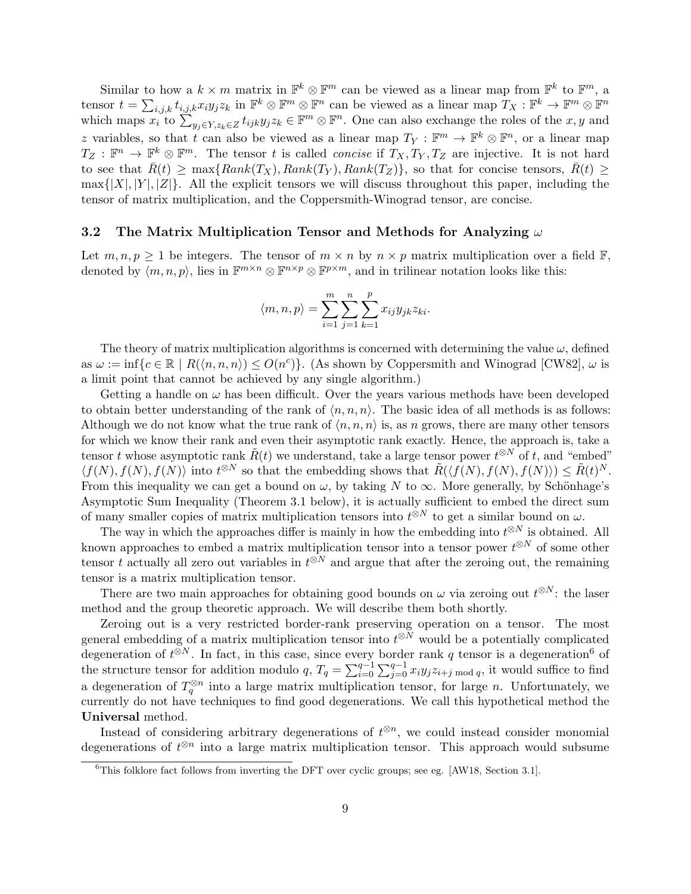Similar to how a $k \times m$ matrix in $\mathbb{F}^k \otimes \mathbb{F}^m$ can be viewed as a linear map from $\mathbb{F}^k$ to $\mathbb{F}^m$, a tensor $t = \sum_{i,j,k} t_{i,j,k} x_i y_j z_k$ in $\mathbb{F}^k \otimes \mathbb{F}^m \otimes \mathbb{F}^n$ can be viewed as a linear map $T_X : \mathbb{F}^k \to \mathbb{F}^m \otimes \mathbb{F}^n$ which maps $x_i$ to $\sum_{y_j \in Y, z_k \in Z} t_{ijk} y_j z_k \in \mathbb{F}^m \otimes \mathbb{F}^n$. One can also exchange the roles of the $x, y$ and $z$ variables, so that $t$ can also be viewed as a linear map $T_Y : \mathbb{F}^m \to \mathbb{F}^k \otimes \mathbb{F}^n$, or a linear map $T_Z : \mathbb{F}^n \to \mathbb{F}^k \otimes \mathbb{F}^m$. The tensor $t$ is called *concise* if $T_X, T_Y, T_Z$ are injective. It is not hard to see that $\bar{R}(t) \geq \max\{Rank(T_X), Rank(T_Y), Rank(T_Z)\}$, so that for concise tensors, $\bar{R}(t) \geq \max\{|X|, |Y|, |Z|\}$. All the explicit tensors we will discuss throughout this paper, including the tensor of matrix multiplication, and the Coppersmith-Winograd tensor, are concise.

### 3.2 The Matrix Multiplication Tensor and Methods for Analyzing $\omega$

Let $m, n, p \geq 1$ be integers. The tensor of $m \times n$ by $n \times p$ matrix multiplication over a field $\mathbb{F}$, denoted by $\langle m, n, p \rangle$, lies in $\mathbb{F}^{m \times n} \otimes \mathbb{F}^{n \times p} \otimes \mathbb{F}^{p \times m}$, and in trilinear notation looks like this:

$$\langle m, n, p \rangle = \sum_{i=1}^{m} \sum_{j=1}^{n} \sum_{k=1}^{p} x_{ij} y_{jk} z_{ki}.$$

The theory of matrix multiplication algorithms is concerned with determining the value $\omega$, defined as $\omega := \inf\{c \in \mathbb{R} \mid R(\langle n, n, n \rangle) \leq O(n^c)\}$. (As shown by Coppersmith and Winograd [CW82], $\omega$ is a limit point that cannot be achieved by any single algorithm.)

Getting a handle on $\omega$ has been difficult. Over the years various methods have been developed to obtain better understanding of the rank of $\langle n, n, n \rangle$. The basic idea of all methods is as follows: Although we do not know what the true rank of $\langle n, n, n \rangle$ is, as $n$ grows, there are many other tensors for which we know their rank and even their asymptotic rank exactly. Hence, the approach is, take a tensor $t$ whose asymptotic rank $\tilde{R}(t)$ we understand, take a large tensor power $t^{\otimes N}$ of $t$, and "embed" $\langle f(N), f(N), f(N) \rangle$ into $t^{\otimes N}$ so that the embedding shows that $\tilde{R}(\langle f(N), f(N), f(N) \rangle) \leq \tilde{R}(t)^N$. From this inequality we can get a bound on $\omega$, by taking $N$ to $\infty$. More generally, by Schönhage's Asymptotic Sum Inequality (Theorem 3.1 below), it is actually sufficient to embed the direct sum of many smaller copies of matrix multiplication tensors into $t^{\otimes N}$ to get a similar bound on $\omega$.

The way in which the approaches differ is mainly in how the embedding into $t^{\otimes N}$ is obtained. All known approaches to embed a matrix multiplication tensor into a tensor power $t^{\otimes N}$ of some other tensor $t$ actually all zero out variables in $t^{\otimes N}$ and argue that after the zeroing out, the remaining tensor is a matrix multiplication tensor.

There are two main approaches for obtaining good bounds on $\omega$ via zeroing out $t^{\otimes N}$: the laser method and the group theoretic approach. We will describe them both shortly.

Zeroing out is a very restricted border-rank preserving operation on a tensor. The most general embedding of a matrix multiplication tensor into $t^{\otimes N}$ would be a potentially complicated degeneration of $t^{\otimes N}$. In fact, in this case, since every border rank $q$ tensor is a degeneration[6] of the structure tensor for addition modulo $q$, $T_q = \sum_{i=0}^{q-1} \sum_{j=0}^{q-1} x_i y_j z_{i+j \bmod q}$, it would suffice to find a degeneration of $T_q^{\otimes n}$ into a large matrix multiplication tensor, for large $n$. Unfortunately, we currently do not have techniques to find good degenerations. We call this hypothetical method the **Universal** method.

Instead of considering arbitrary degenerations of $t^{\otimes n}$, we could instead consider monomial degenerations of $t^{\otimes n}$ into a large matrix multiplication tensor. This approach would subsume

[6] This folklore fact follows from inverting the DFT over cyclic groups; see eg. [AW18, Section 3.1].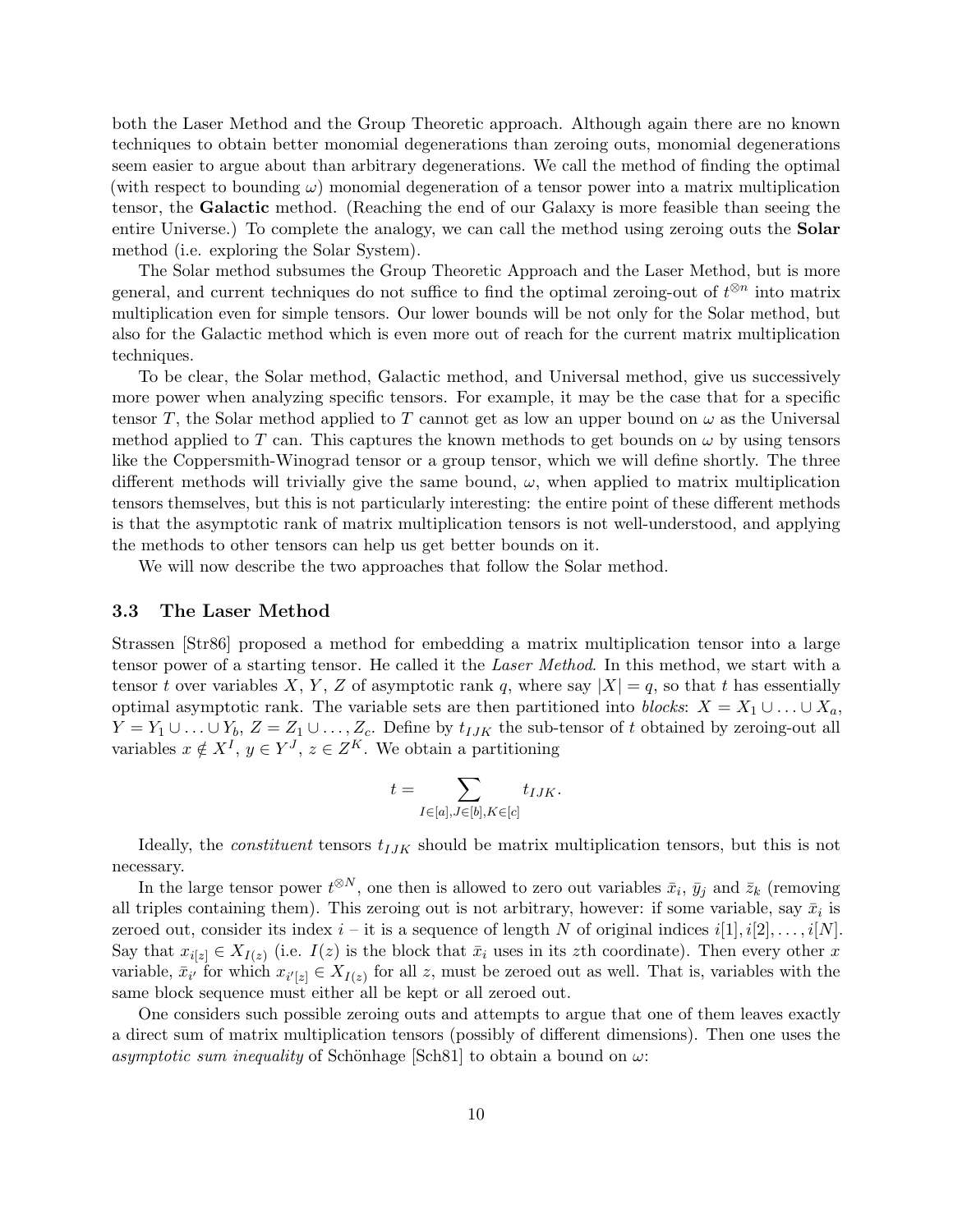both the Laser Method and the Group Theoretic approach. Although again there are no known techniques to obtain better monomial degenerations than zeroing outs, monomial degenerations seem easier to argue about than arbitrary degenerations. We call the method of finding the optimal (with respect to bounding $\omega$) monomial degeneration of a tensor power into a matrix multiplication tensor, the **Galactic** method. (Reaching the end of our Galaxy is more feasible than seeing the entire Universe.) To complete the analogy, we can call the method using zeroing outs the **Solar** method (i.e. exploring the Solar System).

The Solar method subsumes the Group Theoretic Approach and the Laser Method, but is more general, and current techniques do not suffice to find the optimal zeroing-out of $t^{\otimes n}$ into matrix multiplication even for simple tensors. Our lower bounds will be not only for the Solar method, but also for the Galactic method which is even more out of reach for the current matrix multiplication techniques.

To be clear, the Solar method, Galactic method, and Universal method, give us successively more power when analyzing specific tensors. For example, it may be the case that for a specific tensor $T$, the Solar method applied to $T$ cannot get as low an upper bound on $\omega$ as the Universal method applied to $T$ can. This captures the known methods to get bounds on $\omega$ by using tensors like the Coppersmith-Winograd tensor or a group tensor, which we will define shortly. The three different methods will trivially give the same bound, $\omega$, when applied to matrix multiplication tensors themselves, but this is not particularly interesting: the entire point of these different methods is that the asymptotic rank of matrix multiplication tensors is not well-understood, and applying the methods to other tensors can help us get better bounds on it.

We will now describe the two approaches that follow the Solar method.

### 3.3 The Laser Method

Strassen [Str86] proposed a method for embedding a matrix multiplication tensor into a large tensor power of a starting tensor. He called it the *Laser Method*. In this method, we start with a tensor $t$ over variables $X$, $Y$, $Z$ of asymptotic rank $q$, where say $|X| = q$, so that $t$ has essentially optimal asymptotic rank. The variable sets are then partitioned into *blocks*: $X = X_1 \cup \ldots \cup X_a$, $Y = Y_1 \cup \ldots \cup Y_b$, $Z = Z_1 \cup \ldots, Z_c$. Define by $t_{IJK}$ the sub-tensor of $t$ obtained by zeroing-out all variables $x \notin X^I$, $y \in Y^J$, $z \in Z^K$. We obtain a partitioning

$$t = \sum_{I \in [a], J \in [b], K \in [c]} t_{IJK}.$$

Ideally, the *constituent* tensors $t_{IJK}$ should be matrix multiplication tensors, but this is not necessary.

In the large tensor power $t^{\otimes N}$, one then is allowed to zero out variables $\bar{x}_i$, $\bar{y}_j$ and $\bar{z}_k$ (removing all triples containing them). This zeroing out is not arbitrary, however: if some variable, say $\bar{x}_i$ is zeroed out, consider its index $i$ – it is a sequence of length $N$ of original indices $i[1], i[2], \ldots, i[N]$. Say that $x_{i[z]} \in X_{I(z)}$ (i.e. $I(z)$ is the block that $\bar{x}_i$ uses in its $z$th coordinate). Then every other $x$ variable, $\bar{x}_{i'}$ for which $x_{i'[z]} \in X_{I(z)}$ for all $z$, must be zeroed out as well. That is, variables with the same block sequence must either all be kept or all zeroed out.

One considers such possible zeroing outs and attempts to argue that one of them leaves exactly a direct sum of matrix multiplication tensors (possibly of different dimensions). Then one uses the *asymptotic sum inequality* of Schönhage [Sch81] to obtain a bound on $\omega$: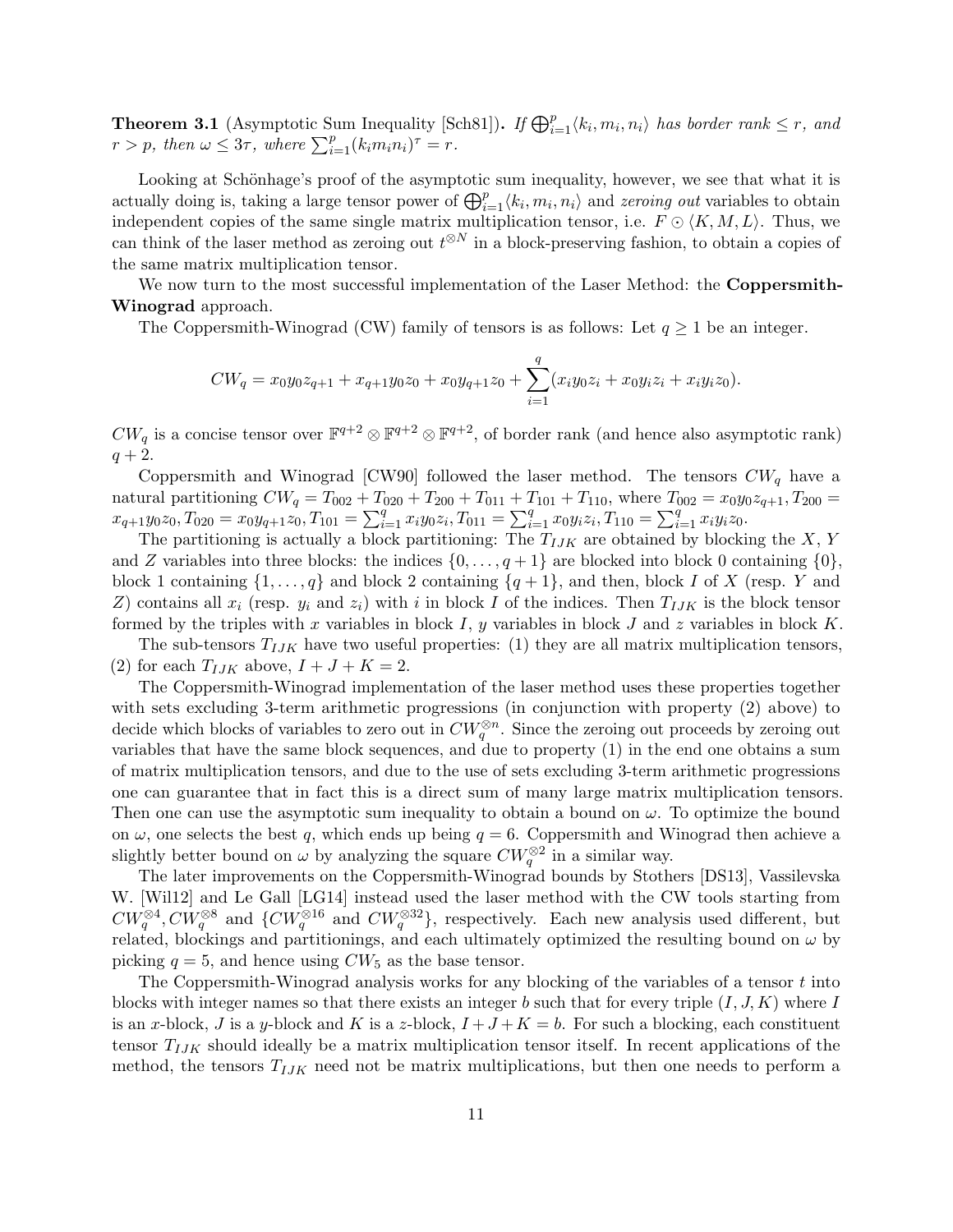**Theorem 3.1** (Asymptotic Sum Inequality [Sch81])**.** *If $\bigoplus_{i=1}^{p}\langle k_i, m_i, n_i\rangle$ has border rank $\leq r$, and $r > p$, then $\omega \leq 3\tau$, where $\sum_{i=1}^{p}(k_i m_i n_i)^{\tau} = r$.*

Looking at Schönhage's proof of the asymptotic sum inequality, however, we see that what it is actually doing is, taking a large tensor power of $\bigoplus_{i=1}^{p}\langle k_i, m_i, n_i\rangle$ and *zeroing out* variables to obtain independent copies of the same single matrix multiplication tensor, i.e. $F \odot \langle K, M, L\rangle$. Thus, we can think of the laser method as zeroing out $t^{\otimes N}$ in a block-preserving fashion, to obtain a copies of the same matrix multiplication tensor.

We now turn to the most successful implementation of the Laser Method: the **Coppersmith-Winograd** approach.

The Coppersmith-Winograd (CW) family of tensors is as follows: Let $q \geq 1$ be an integer.

$$CW_q = x_0 y_0 z_{q+1} + x_{q+1} y_0 z_0 + x_0 y_{q+1} z_0 + \sum_{i=1}^{q}(x_i y_0 z_i + x_0 y_i z_i + x_i y_i z_0).$$

$CW_q$ is a concise tensor over $\mathbb{F}^{q+2} \otimes \mathbb{F}^{q+2} \otimes \mathbb{F}^{q+2}$, of border rank (and hence also asymptotic rank) $q + 2$.

Coppersmith and Winograd [CW90] followed the laser method. The tensors $CW_q$ have a natural partitioning $CW_q = T_{002} + T_{020} + T_{200} + T_{011} + T_{101} + T_{110}$, where $T_{002} = x_0 y_0 z_{q+1}, T_{200} = x_{q+1} y_0 z_0, T_{020} = x_0 y_{q+1} z_0, T_{101} = \sum_{i=1}^{q} x_i y_0 z_i, T_{011} = \sum_{i=1}^{q} x_0 y_i z_i, T_{110} = \sum_{i=1}^{q} x_i y_i z_0$.

The partitioning is actually a block partitioning: The $T_{IJK}$ are obtained by blocking the $X$, $Y$ and $Z$ variables into three blocks: the indices $\{0, \ldots, q+1\}$ are blocked into block 0 containing $\{0\}$, block 1 containing $\{1, \ldots, q\}$ and block 2 containing $\{q+1\}$, and then, block $I$ of $X$ (resp. $Y$ and $Z$) contains all $x_i$ (resp. $y_i$ and $z_i$) with $i$ in block $I$ of the indices. Then $T_{IJK}$ is the block tensor formed by the triples with $x$ variables in block $I$, $y$ variables in block $J$ and $z$ variables in block $K$.

The sub-tensors $T_{IJK}$ have two useful properties: (1) they are all matrix multiplication tensors, (2) for each $T_{IJK}$ above, $I + J + K = 2$.

The Coppersmith-Winograd implementation of the laser method uses these properties together with sets excluding 3-term arithmetic progressions (in conjunction with property (2) above) to decide which blocks of variables to zero out in $CW_q^{\otimes n}$. Since the zeroing out proceeds by zeroing out variables that have the same block sequences, and due to property (1) in the end one obtains a sum of matrix multiplication tensors, and due to the use of sets excluding 3-term arithmetic progressions one can guarantee that in fact this is a direct sum of many large matrix multiplication tensors. Then one can use the asymptotic sum inequality to obtain a bound on $\omega$. To optimize the bound on $\omega$, one selects the best $q$, which ends up being $q = 6$. Coppersmith and Winograd then achieve a slightly better bound on $\omega$ by analyzing the square $CW_q^{\otimes 2}$ in a similar way.

The later improvements on the Coppersmith-Winograd bounds by Stothers [DS13], Vassilevska W. [Wil12] and Le Gall [LG14] instead used the laser method with the CW tools starting from $CW_q^{\otimes 4}, CW_q^{\otimes 8}$ and $\{CW_q^{\otimes 16}$ and $CW_q^{\otimes 32}\}$, respectively. Each new analysis used different, but related, blockings and partitionings, and each ultimately optimized the resulting bound on $\omega$ by picking $q = 5$, and hence using $CW_5$ as the base tensor.

The Coppersmith-Winograd analysis works for any blocking of the variables of a tensor $t$ into blocks with integer names so that there exists an integer $b$ such that for every triple $(I, J, K)$ where $I$ is an $x$-block, $J$ is a $y$-block and $K$ is a $z$-block, $I + J + K = b$. For such a blocking, each constituent tensor $T_{IJK}$ should ideally be a matrix multiplication tensor itself. In recent applications of the method, the tensors $T_{IJK}$ need not be matrix multiplications, but then one needs to perform a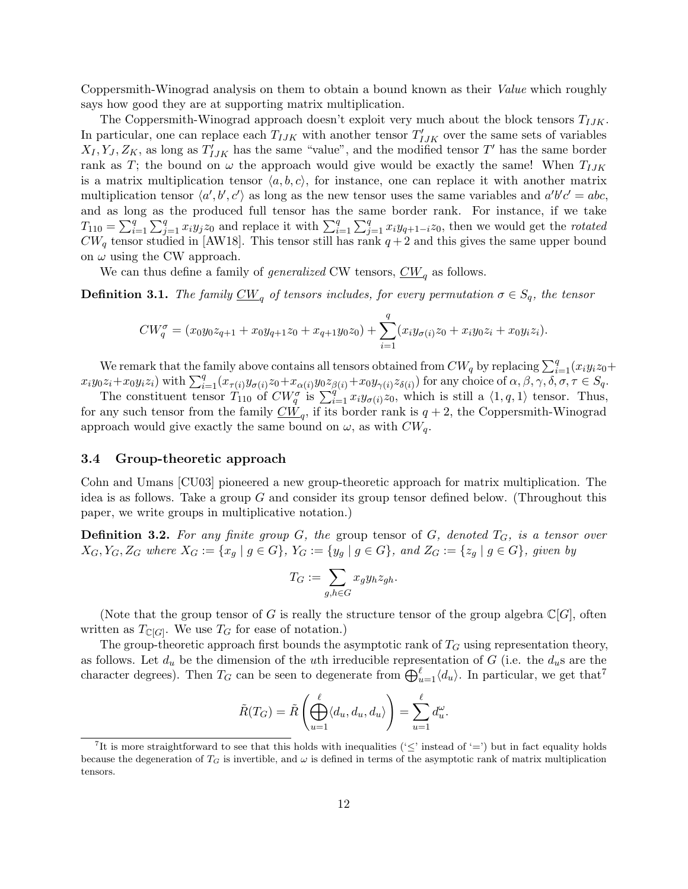Coppersmith-Winograd analysis on them to obtain a bound known as their *Value* which roughly says how good they are at supporting matrix multiplication.

The Coppersmith-Winograd approach doesn't exploit very much about the block tensors $T_{IJK}$. In particular, one can replace each $T_{IJK}$ with another tensor $T'_{IJK}$ over the same sets of variables $X_I, Y_J, Z_K$, as long as $T'_{IJK}$ has the same "value", and the modified tensor $T'$ has the same border rank as $T$; the bound on $\omega$ the approach would give would be exactly the same! When $T_{IJK}$ is a matrix multiplication tensor $\langle a, b, c\rangle$, for instance, one can replace it with another matrix multiplication tensor $\langle a', b', c'\rangle$ as long as the new tensor uses the same variables and $a'b'c' = abc$, and as long as the produced full tensor has the same border rank. For instance, if we take $T_{110} = \sum_{i=1}^{q}\sum_{j=1}^{q} x_i y_j z_0$ and replace it with $\sum_{i=1}^{q}\sum_{j=1}^{q} x_i y_{q+1-i} z_0$, then we would get the *rotated* $CW_q$ tensor studied in [AW18]. This tensor still has rank $q+2$ and this gives the same upper bound on $\omega$ using the CW approach.

We can thus define a family of *generalized* CW tensors, $\underline{CW}_q$ as follows.

**Definition 3.1.** *The family $\underline{CW}_q$ of tensors includes, for every permutation $\sigma \in S_q$, the tensor*

$$CW_q^{\sigma} = (x_0 y_0 z_{q+1} + x_0 y_{q+1} z_0 + x_{q+1} y_0 z_0) + \sum_{i=1}^{q} (x_i y_{\sigma(i)} z_0 + x_i y_0 z_i + x_0 y_i z_i).$$

We remark that the family above contains all tensors obtained from $CW_q$ by replacing $\sum_{i=1}^{q}(x_i y_i z_0 + x_i y_0 z_i + x_0 y_i z_i)$ with $\sum_{i=1}^{q}(x_{\tau(i)} y_{\sigma(i)} z_0 + x_{\alpha(i)} y_0 z_{\beta(i)} + x_0 y_{\gamma(i)} z_{\delta(i)})$ for any choice of $\alpha, \beta, \gamma, \delta, \sigma, \tau \in S_q$.

The constituent tensor $T_{110}$ of $CW_q^{\sigma}$ is $\sum_{i=1}^{q} x_i y_{\sigma(i)} z_0$, which is still a $\langle 1, q, 1\rangle$ tensor. Thus, for any such tensor from the family $\underline{CW}_q$, if its border rank is $q+2$, the Coppersmith-Winograd approach would give exactly the same bound on $\omega$, as with $CW_q$.

### 3.4 Group-theoretic approach

Cohn and Umans [CU03] pioneered a new group-theoretic approach for matrix multiplication. The idea is as follows. Take a group $G$ and consider its group tensor defined below. (Throughout this paper, we write groups in multiplicative notation.)

**Definition 3.2.** *For any finite group $G$, the* group tensor *of $G$, denoted $T_G$, is a tensor over $X_G, Y_G, Z_G$ where $X_G := \{x_g \mid g \in G\}$, $Y_G := \{y_g \mid g \in G\}$, and $Z_G := \{z_g \mid g \in G\}$, given by*

$$T_G := \sum_{g,h \in G} x_g y_h z_{gh}.$$

(Note that the group tensor of $G$ is really the structure tensor of the group algebra $\mathbb{C}[G]$, often written as $T_{\mathbb{C}[G]}$. We use $T_G$ for ease of notation.)

The group-theoretic approach first bounds the asymptotic rank of $T_G$ using representation theory, as follows. Let $d_u$ be the dimension of the $u$th irreducible representation of $G$ (i.e. the $d_u$s are the character degrees). Then $T_G$ can be seen to degenerate from $\bigoplus_{u=1}^{\ell}\langle d_u\rangle$. In particular, we get that[7]

$$\tilde{R}(T_G) = \tilde{R}\left(\bigoplus_{u=1}^{\ell}\langle d_u, d_u, d_u\rangle\right) = \sum_{u=1}^{\ell} d_u^{\omega}.$$

[7] It is more straightforward to see that this holds with inequalities ('$\leq$' instead of '$=$') but in fact equality holds because the degeneration of $T_G$ is invertible, and $\omega$ is defined in terms of the asymptotic rank of matrix multiplication tensors.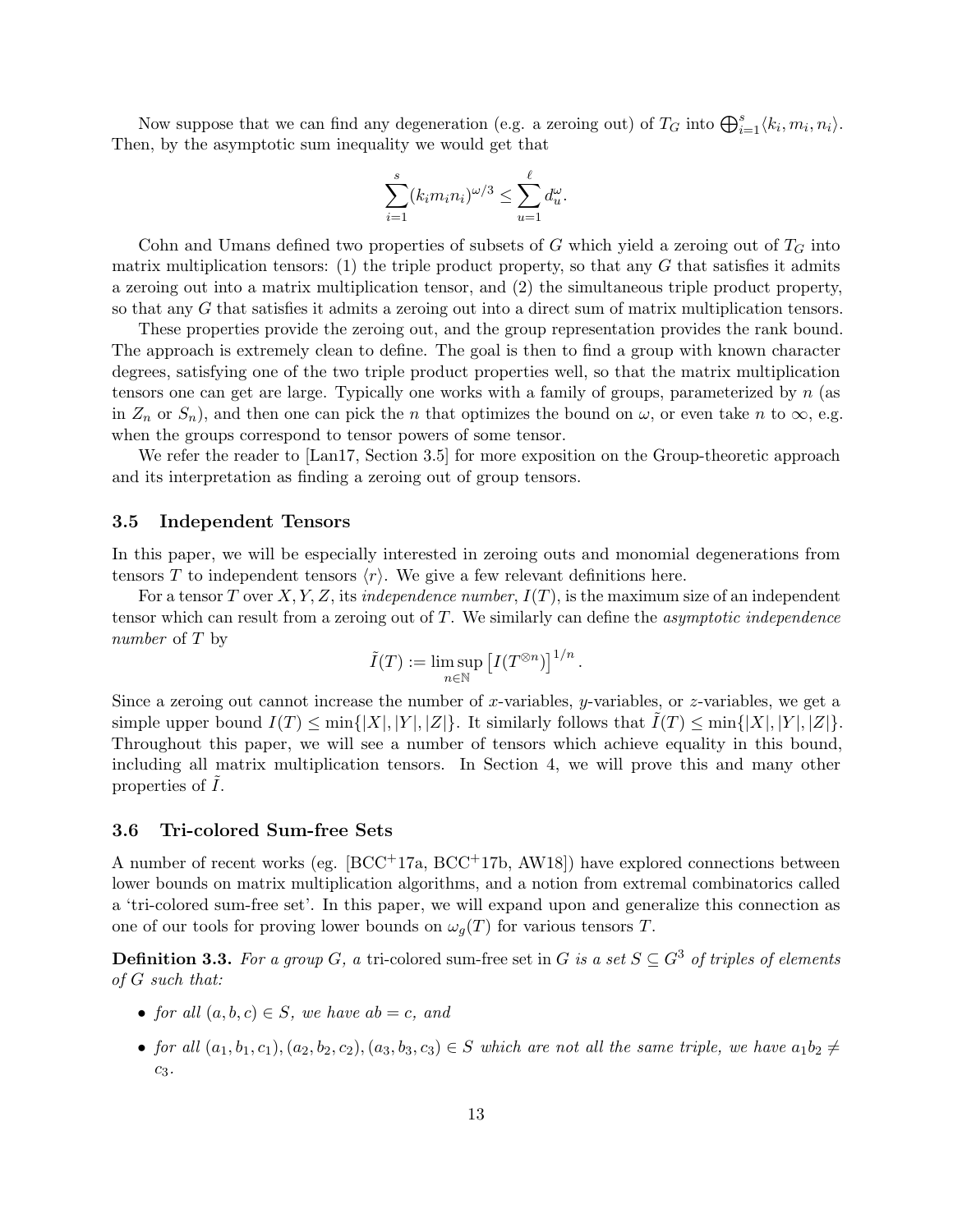Now suppose that we can find any degeneration (e.g. a zeroing out) of $T_G$ into $\bigoplus_{i=1}^{s}\langle k_i, m_i, n_i\rangle$. Then, by the asymptotic sum inequality we would get that

$$\sum_{i=1}^{s}(k_i m_i n_i)^{\omega/3} \leq \sum_{u=1}^{\ell} d_u^{\omega}.$$

Cohn and Umans defined two properties of subsets of $G$ which yield a zeroing out of $T_G$ into matrix multiplication tensors: (1) the triple product property, so that any $G$ that satisfies it admits a zeroing out into a matrix multiplication tensor, and (2) the simultaneous triple product property, so that any $G$ that satisfies it admits a zeroing out into a direct sum of matrix multiplication tensors.

These properties provide the zeroing out, and the group representation provides the rank bound. The approach is extremely clean to define. The goal is then to find a group with known character degrees, satisfying one of the two triple product properties well, so that the matrix multiplication tensors one can get are large. Typically one works with a family of groups, parameterized by $n$ (as in $Z_n$ or $S_n$), and then one can pick the $n$ that optimizes the bound on $\omega$, or even take $n$ to $\infty$, e.g. when the groups correspond to tensor powers of some tensor.

We refer the reader to [Lan17, Section 3.5] for more exposition on the Group-theoretic approach and its interpretation as finding a zeroing out of group tensors.

### 3.5 Independent Tensors

In this paper, we will be especially interested in zeroing outs and monomial degenerations from tensors $T$ to independent tensors $\langle r\rangle$. We give a few relevant definitions here.

For a tensor $T$ over $X, Y, Z$, its *independence number*, $I(T)$, is the maximum size of an independent tensor which can result from a zeroing out of $T$. We similarly can define the *asymptotic independence number* of $T$ by

$$\tilde{I}(T) := \limsup_{n\in\mathbb{N}} \left[I(T^{\otimes n})\right]^{1/n}.$$

Since a zeroing out cannot increase the number of $x$-variables, $y$-variables, or $z$-variables, we get a simple upper bound $I(T) \leq \min\{|X|, |Y|, |Z|\}$. It similarly follows that $\tilde{I}(T) \leq \min\{|X|, |Y|, |Z|\}$. Throughout this paper, we will see a number of tensors which achieve equality in this bound, including all matrix multiplication tensors. In Section 4, we will prove this and many other properties of $\tilde{I}$.

### 3.6 Tri-colored Sum-free Sets

A number of recent works (eg. [BCC+17a, BCC+17b, AW18]) have explored connections between lower bounds on matrix multiplication algorithms, and a notion from extremal combinatorics called a 'tri-colored sum-free set'. In this paper, we will expand upon and generalize this connection as one of our tools for proving lower bounds on $\omega_g(T)$ for various tensors $T$.

**Definition 3.3.** *For a group $G$, a* tri-colored sum-free set in $G$ *is a set $S \subseteq G^3$ of triples of elements of $G$ such that:*

- *for all $(a, b, c) \in S$, we have $ab = c$, and*
- *for all $(a_1, b_1, c_1), (a_2, b_2, c_2), (a_3, b_3, c_3) \in S$ which are not all the same triple, we have $a_1 b_2 \neq c_3$.*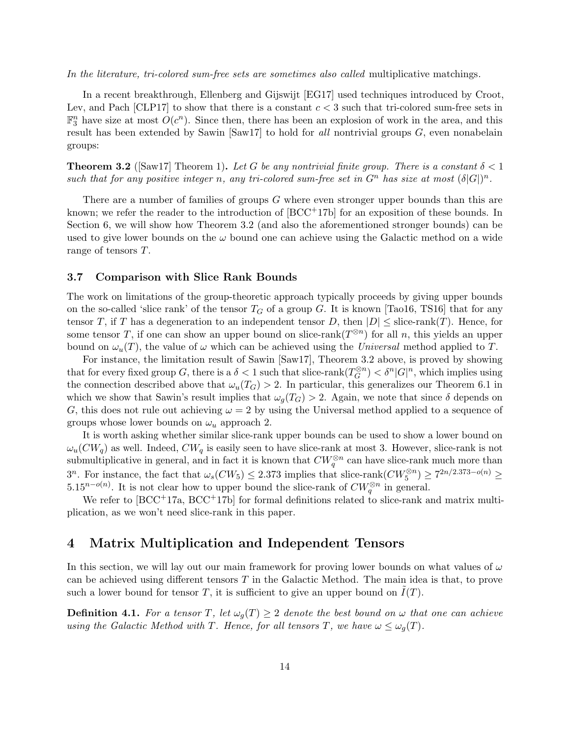*In the literature, tri-colored sum-free sets are sometimes also called* multiplicative matchings*.*

In a recent breakthrough, Ellenberg and Gijswijt [EG17] used techniques introduced by Croot, Lev, and Pach [CLP17] to show that there is a constant $c < 3$ such that tri-colored sum-free sets in $\mathbb{F}_3^n$ have size at most $O(c^n)$. Since then, there has been an explosion of work in the area, and this result has been extended by Sawin [Saw17] to hold for *all* nontrivial groups $G$, even nonabelain groups:

**Theorem 3.2** ([Saw17] Theorem 1)**.** *Let $G$ be any nontrivial finite group. There is a constant $\delta < 1$ such that for any positive integer $n$, any tri-colored sum-free set in $G^n$ has size at most $(\delta|G|)^n$.*

There are a number of families of groups $G$ where even stronger upper bounds than this are known; we refer the reader to the introduction of [BCC+17b] for an exposition of these bounds. In Section 6, we will show how Theorem 3.2 (and also the aforementioned stronger bounds) can be used to give lower bounds on the $\omega$ bound one can achieve using the Galactic method on a wide range of tensors $T$.

### 3.7 Comparison with Slice Rank Bounds

The work on limitations of the group-theoretic approach typically proceeds by giving upper bounds on the so-called 'slice rank' of the tensor $T_G$ of a group $G$. It is known [Tao16, TS16] that for any tensor $T$, if $T$ has a degeneration to an independent tensor $D$, then $|D| \leq \text{slice-rank}(T)$. Hence, for some tensor $T$, if one can show an upper bound on slice-rank$(T^{\otimes n})$ for all $n$, this yields an upper bound on $\omega_u(T)$, the value of $\omega$ which can be achieved using the *Universal* method applied to $T$.

For instance, the limitation result of Sawin [Saw17], Theorem 3.2 above, is proved by showing that for every fixed group $G$, there is a $\delta < 1$ such that slice-rank$(T_G^{\otimes n}) < \delta^n |G|^n$, which implies using the connection described above that $\omega_u(T_G) > 2$. In particular, this generalizes our Theorem 6.1 in which we show that Sawin's result implies that $\omega_g(T_G) > 2$. Again, we note that since $\delta$ depends on $G$, this does not rule out achieving $\omega = 2$ by using the Universal method applied to a sequence of groups whose lower bounds on $\omega_u$ approach 2.

It is worth asking whether similar slice-rank upper bounds can be used to show a lower bound on $\omega_u(CW_q)$ as well. Indeed, $CW_q$ is easily seen to have slice-rank at most 3. However, slice-rank is not submultiplicative in general, and in fact it is known that $CW_q^{\otimes n}$ can have slice-rank much more than $3^n$. For instance, the fact that $\omega_s(CW_5) \leq 2.373$ implies that slice-rank$(CW_5^{\otimes n}) \geq 7^{2n/2.373 - o(n)} \geq 5.15^{n-o(n)}$. It is not clear how to upper bound the slice-rank of $CW_q^{\otimes n}$ in general.

We refer to [BCC+17a, BCC+17b] for formal definitions related to slice-rank and matrix multiplication, as we won't need slice-rank in this paper.

## 4 Matrix Multiplication and Independent Tensors

In this section, we will lay out our main framework for proving lower bounds on what values of $\omega$ can be achieved using different tensors $T$ in the Galactic Method. The main idea is that, to prove such a lower bound for tensor $T$, it is sufficient to give an upper bound on $\tilde{I}(T)$.

**Definition 4.1.** *For a tensor $T$, let $\omega_g(T) \geq 2$ denote the best bound on $\omega$ that one can achieve using the Galactic Method with $T$. Hence, for all tensors $T$, we have $\omega \leq \omega_g(T)$.*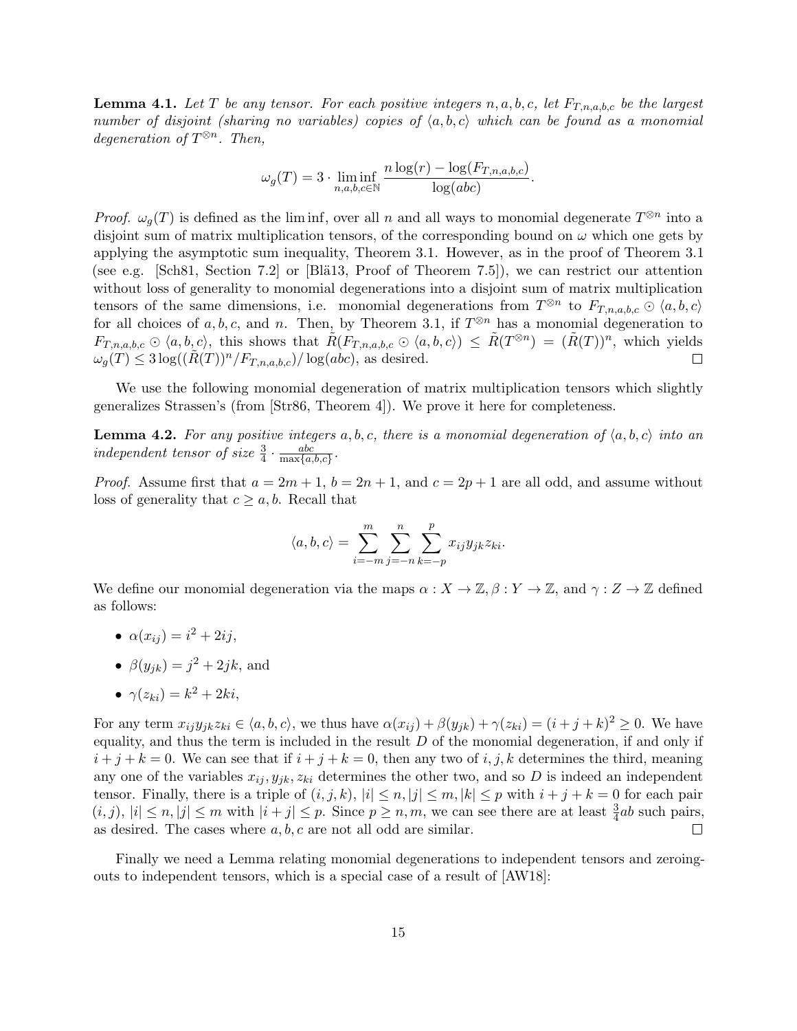**Lemma 4.1.** *Let $T$ be any tensor. For each positive integers $n, a, b, c$, let $F_{T,n,a,b,c}$ be the largest number of disjoint (sharing no variables) copies of $\langle a, b, c\rangle$ which can be found as a monomial degeneration of $T^{\otimes n}$. Then,*

$$\omega_g(T) = 3 \cdot \liminf_{n,a,b,c \in \mathbb{N}} \frac{n \log(r) - \log(F_{T,n,a,b,c})}{\log(abc)}.$$

*Proof.* $\omega_g(T)$ is defined as the lim inf, over all $n$ and all ways to monomial degenerate $T^{\otimes n}$ into a disjoint sum of matrix multiplication tensors, of the corresponding bound on $\omega$ which one gets by applying the asymptotic sum inequality, Theorem 3.1. However, as in the proof of Theorem 3.1 (see e.g. [Sch81, Section 7.2] or [Blä13, Proof of Theorem 7.5]), we can restrict our attention without loss of generality to monomial degenerations into a disjoint sum of matrix multiplication tensors of the same dimensions, i.e. monomial degenerations from $T^{\otimes n}$ to $F_{T,n,a,b,c} \odot \langle a, b, c\rangle$ for all choices of $a, b, c$, and $n$. Then, by Theorem 3.1, if $T^{\otimes n}$ has a monomial degeneration to $F_{T,n,a,b,c} \odot \langle a, b, c\rangle$, this shows that $\tilde{R}(F_{T,n,a,b,c} \odot \langle a, b, c\rangle) \leq \tilde{R}(T^{\otimes n}) = (\tilde{R}(T))^n$, which yields $\omega_g(T) \leq 3 \log((\tilde{R}(T))^n / F_{T,n,a,b,c}) / \log(abc)$, as desired. □

We use the following monomial degeneration of matrix multiplication tensors which slightly generalizes Strassen's (from [Str86, Theorem 4]). We prove it here for completeness.

**Lemma 4.2.** *For any positive integers $a, b, c$, there is a monomial degeneration of $\langle a, b, c\rangle$ into an independent tensor of size $\frac{3}{4} \cdot \frac{abc}{\max\{a,b,c\}}$.*

*Proof.* Assume first that $a = 2m + 1$, $b = 2n + 1$, and $c = 2p + 1$ are all odd, and assume without loss of generality that $c \geq a, b$. Recall that

$$\langle a, b, c\rangle = \sum_{i=-m}^{m} \sum_{j=-n}^{n} \sum_{k=-p}^{p} x_{ij} y_{jk} z_{ki}.$$

We define our monomial degeneration via the maps $\alpha : X \to \mathbb{Z}$, $\beta : Y \to \mathbb{Z}$, and $\gamma : Z \to \mathbb{Z}$ defined as follows:

- $\alpha(x_{ij}) = i^2 + 2ij$,
- $\beta(y_{jk}) = j^2 + 2jk$, and
- $\gamma(z_{ki}) = k^2 + 2ki$,

For any term $x_{ij} y_{jk} z_{ki} \in \langle a, b, c\rangle$, we thus have $\alpha(x_{ij}) + \beta(y_{jk}) + \gamma(z_{ki}) = (i + j + k)^2 \geq 0$. We have equality, and thus the term is included in the result $D$ of the monomial degeneration, if and only if $i + j + k = 0$. We can see that if $i + j + k = 0$, then any two of $i, j, k$ determines the third, meaning any one of the variables $x_{ij}, y_{jk}, z_{ki}$ determines the other two, and so $D$ is indeed an independent tensor. Finally, there is a triple of $(i, j, k)$, $|i| \leq n, |j| \leq m, |k| \leq p$ with $i + j + k = 0$ for each pair $(i, j)$, $|i| \leq n, |j| \leq m$ with $|i + j| \leq p$. Since $p \geq n, m$, we can see there are at least $\frac{3}{4}ab$ such pairs, as desired. The cases where $a, b, c$ are not all odd are similar. □

Finally we need a Lemma relating monomial degenerations to independent tensors and zeroing-outs to independent tensors, which is a special case of a result of [AW18]: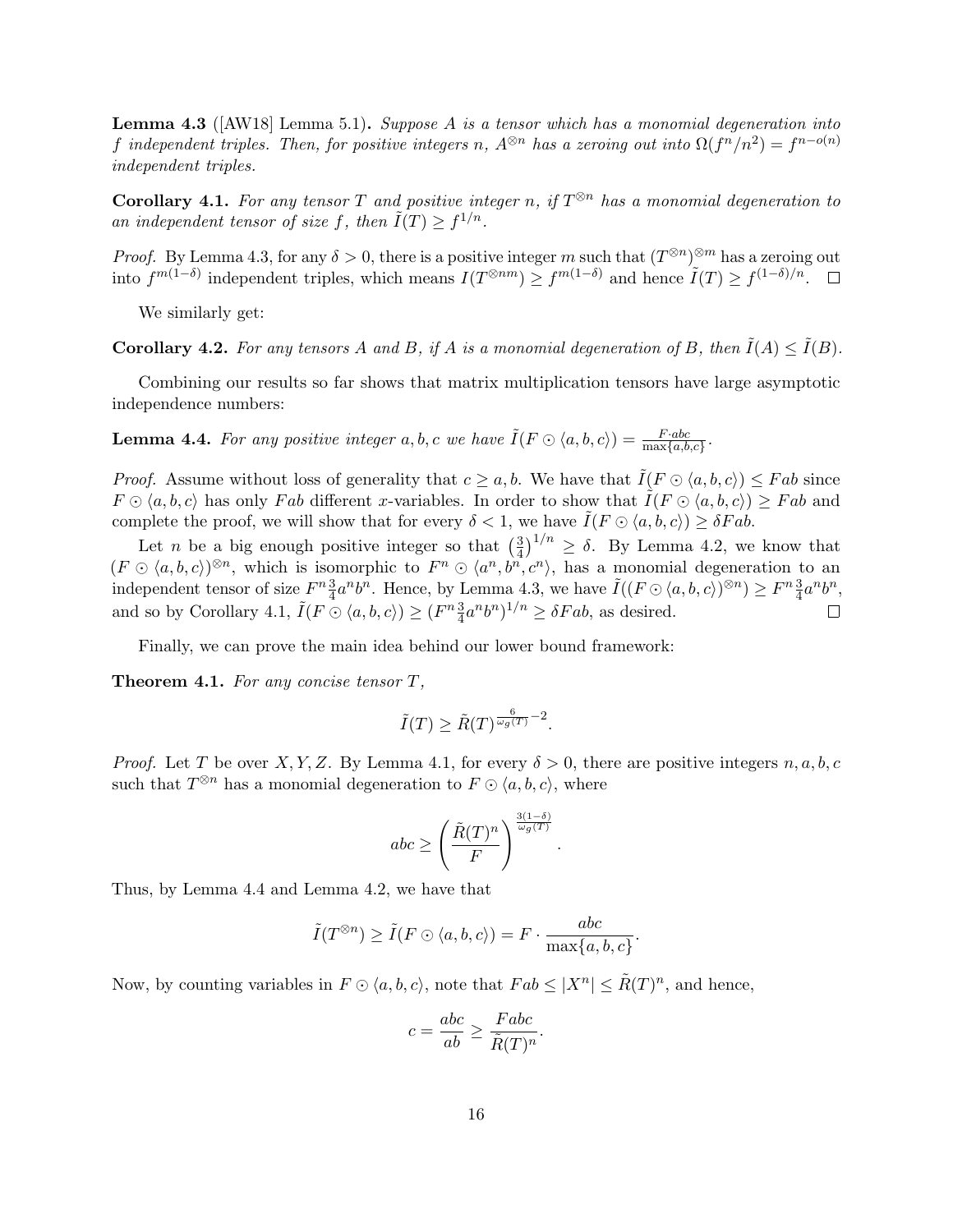**Lemma 4.3** ([AW18] Lemma 5.1)**.** *Suppose $A$ is a tensor which has a monomial degeneration into $f$ independent triples. Then, for positive integers $n$, $A^{\otimes n}$ has a zeroing out into $\Omega(f^n/n^2) = f^{n-o(n)}$ independent triples.*

**Corollary 4.1.** *For any tensor $T$ and positive integer $n$, if $T^{\otimes n}$ has a monomial degeneration to an independent tensor of size $f$, then $\tilde{I}(T) \geq f^{1/n}$.*

*Proof.* By Lemma 4.3, for any $\delta > 0$, there is a positive integer $m$ such that $(T^{\otimes n})^{\otimes m}$ has a zeroing out into $f^{m(1-\delta)}$ independent triples, which means $I(T^{\otimes nm}) \geq f^{m(1-\delta)}$ and hence $\tilde{I}(T) \geq f^{(1-\delta)/n}$. □

We similarly get:

**Corollary 4.2.** *For any tensors $A$ and $B$, if $A$ is a monomial degeneration of $B$, then $\tilde{I}(A) \leq \tilde{I}(B)$.*

Combining our results so far shows that matrix multiplication tensors have large asymptotic independence numbers:

**Lemma 4.4.** *For any positive integer $a, b, c$ we have $\tilde{I}(F \odot \langle a, b, c\rangle) = \frac{F \cdot abc}{\max\{a,b,c\}}$.*

*Proof.* Assume without loss of generality that $c \geq a, b$. We have that $\tilde{I}(F \odot \langle a, b, c\rangle) \leq Fab$ since $F \odot \langle a, b, c\rangle$ has only $Fab$ different $x$-variables. In order to show that $\tilde{I}(F \odot \langle a, b, c\rangle) \geq Fab$ and complete the proof, we will show that for every $\delta < 1$, we have $\tilde{I}(F \odot \langle a, b, c\rangle) \geq \delta Fab$.

Let $n$ be a big enough positive integer so that $\left(\frac{3}{4}\right)^{1/n} \geq \delta$. By Lemma 4.2, we know that $(F \odot \langle a, b, c\rangle)^{\otimes n}$, which is isomorphic to $F^n \odot \langle a^n, b^n, c^n\rangle$, has a monomial degeneration to an independent tensor of size $F^n \frac{3}{4} a^n b^n$. Hence, by Lemma 4.3, we have $\tilde{I}((F \odot \langle a, b, c\rangle)^{\otimes n}) \geq F^n \frac{3}{4} a^n b^n$, and so by Corollary 4.1, $\tilde{I}(F \odot \langle a, b, c\rangle) \geq (F^n \frac{3}{4} a^n b^n)^{1/n} \geq \delta Fab$, as desired. □

Finally, we can prove the main idea behind our lower bound framework:

**Theorem 4.1.** *For any concise tensor $T$,*

$$\tilde{I}(T) \geq \tilde{R}(T)^{\frac{6}{\omega_g(T)} - 2}.$$

*Proof.* Let $T$ be over $X, Y, Z$. By Lemma 4.1, for every $\delta > 0$, there are positive integers $n, a, b, c$ such that $T^{\otimes n}$ has a monomial degeneration to $F \odot \langle a, b, c\rangle$, where

$$abc \geq \left(\frac{\tilde{R}(T)^n}{F}\right)^{\frac{3(1-\delta)}{\omega_g(T)}}.$$

Thus, by Lemma 4.4 and Lemma 4.2, we have that

$$\tilde{I}(T^{\otimes n}) \geq \tilde{I}(F \odot \langle a, b, c\rangle) = F \cdot \frac{abc}{\max\{a,b,c\}}.$$

Now, by counting variables in $F \odot \langle a, b, c\rangle$, note that $Fab \leq |X^n| \leq \tilde{R}(T)^n$, and hence,

$$c = \frac{abc}{ab} \geq \frac{Fabc}{\tilde{R}(T)^n}.$$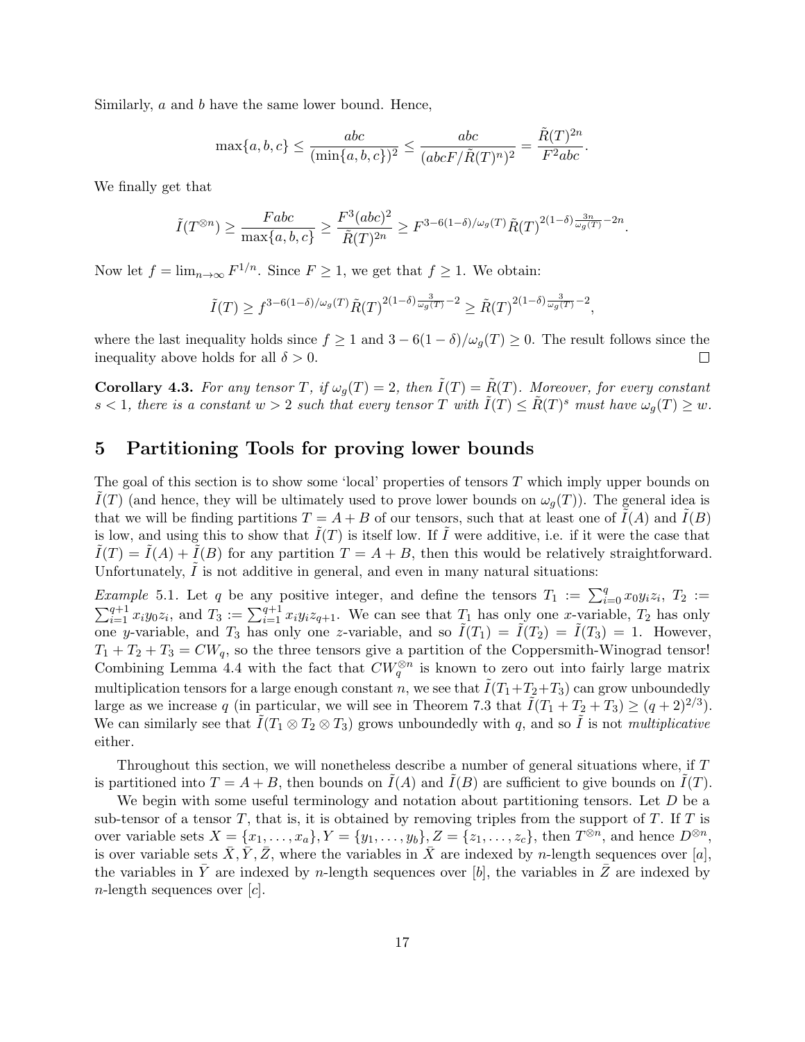Similarly, $a$ and $b$ have the same lower bound. Hence,

$$\max\{a,b,c\} \leq \frac{abc}{(\min\{a,b,c\})^2} \leq \frac{abc}{(abcF/\tilde{R}(T)^n)^2} = \frac{\tilde{R}(T)^{2n}}{F^2 abc}.$$

We finally get that

$$\tilde{I}(T^{\otimes n}) \geq \frac{Fabc}{\max\{a,b,c\}} \geq \frac{F^3(abc)^2}{\tilde{R}(T)^{2n}} \geq F^{3-6(1-\delta)/\omega_g(T)} \tilde{R}(T)^{2(1-\delta)\frac{3n}{\omega_g(T)}-2n}.$$

Now let $f = \lim_{n\to\infty} F^{1/n}$. Since $F \geq 1$, we get that $f \geq 1$. We obtain:

$$\tilde{I}(T) \geq f^{3-6(1-\delta)/\omega_g(T)} \tilde{R}(T)^{2(1-\delta)\frac{3}{\omega_g(T)}-2} \geq \tilde{R}(T)^{2(1-\delta)\frac{3}{\omega_g(T)}-2},$$

where the last inequality holds since $f \geq 1$ and $3 - 6(1-\delta)/\omega_g(T) \geq 0$. The result follows since the inequality above holds for all $\delta > 0$. □

**Corollary 4.3.** *For any tensor $T$, if $\omega_g(T) = 2$, then $\tilde{I}(T) = \tilde{R}(T)$. Moreover, for every constant $s < 1$, there is a constant $w > 2$ such that every tensor $T$ with $\tilde{I}(T) \leq \tilde{R}(T)^s$ must have $\omega_g(T) \geq w$.*

# 5 Partitioning Tools for proving lower bounds

The goal of this section is to show some 'local' properties of tensors $T$ which imply upper bounds on $\tilde{I}(T)$ (and hence, they will be ultimately used to prove lower bounds on $\omega_g(T)$). The general idea is that we will be finding partitions $T = A + B$ of our tensors, such that at least one of $\tilde{I}(A)$ and $\tilde{I}(B)$ is low, and using this to show that $\tilde{I}(T)$ is itself low. If $\tilde{I}$ were additive, i.e. if it were the case that $\tilde{I}(T) = \tilde{I}(A) + \tilde{I}(B)$ for any partition $T = A + B$, then this would be relatively straightforward. Unfortunately, $\tilde{I}$ is not additive in general, and even in many natural situations:

*Example* 5.1. Let $q$ be any positive integer, and define the tensors $T_1 := \sum_{i=0}^{q} x_0 y_i z_i$, $T_2 := \sum_{i=1}^{q+1} x_i y_0 z_i$, and $T_3 := \sum_{i=1}^{q+1} x_i y_i z_{q+1}$. We can see that $T_1$ has only one $x$-variable, $T_2$ has only one $y$-variable, and $T_3$ has only one $z$-variable, and so $\tilde{I}(T_1) = \tilde{I}(T_2) = \tilde{I}(T_3) = 1$. However, $T_1 + T_2 + T_3 = CW_q$, so the three tensors give a partition of the Coppersmith-Winograd tensor! Combining Lemma 4.4 with the fact that $CW_q^{\otimes n}$ is known to zero out into fairly large matrix multiplication tensors for a large enough constant $n$, we see that $\tilde{I}(T_1+T_2+T_3)$ can grow unboundedly large as we increase $q$ (in particular, we will see in Theorem 7.3 that $\tilde{I}(T_1 + T_2 + T_3) \geq (q+2)^{2/3}$). We can similarly see that $\tilde{I}(T_1 \otimes T_2 \otimes T_3)$ grows unboundedly with $q$, and so $\tilde{I}$ is not *multiplicative* either.

Throughout this section, we will nonetheless describe a number of general situations where, if $T$ is partitioned into $T = A + B$, then bounds on $\tilde{I}(A)$ and $\tilde{I}(B)$ are sufficient to give bounds on $\tilde{I}(T)$.

We begin with some useful terminology and notation about partitioning tensors. Let $D$ be a sub-tensor of a tensor $T$, that is, it is obtained by removing triples from the support of $T$. If $T$ is over variable sets $X = \{x_1,\ldots,x_a\}, Y = \{y_1,\ldots,y_b\}, Z = \{z_1,\ldots,z_c\}$, then $T^{\otimes n}$, and hence $D^{\otimes n}$, is over variable sets $\bar{X}, \bar{Y}, \bar{Z}$, where the variables in $\bar{X}$ are indexed by $n$-length sequences over $[a]$, the variables in $\bar{Y}$ are indexed by $n$-length sequences over $[b]$, the variables in $\bar{Z}$ are indexed by $n$-length sequences over $[c]$.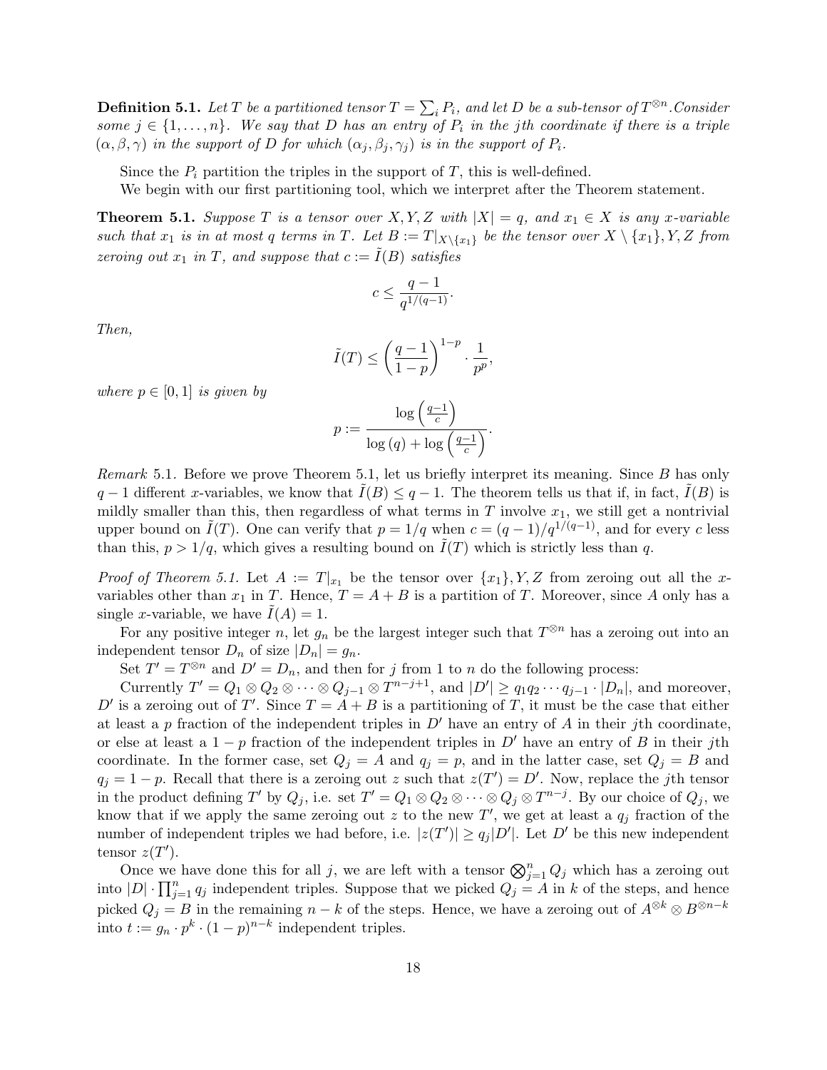**Definition 5.1.** *Let $T$ be a partitioned tensor $T = \sum_i P_i$, and let $D$ be a sub-tensor of $T^{\otimes n}$. Consider some $j \in \{1, \ldots, n\}$. We say that $D$ has an entry of $P_i$ in the $j$th coordinate if there is a triple $(\alpha, \beta, \gamma)$ in the support of $D$ for which $(\alpha_j, \beta_j, \gamma_j)$ is in the support of $P_i$.*

Since the $P_i$ partition the triples in the support of $T$, this is well-defined.

We begin with our first partitioning tool, which we interpret after the Theorem statement.

**Theorem 5.1.** *Suppose $T$ is a tensor over $X, Y, Z$ with $|X| = q$, and $x_1 \in X$ is any $x$-variable such that $x_1$ is in at most $q$ terms in $T$. Let $B := T|_{X \setminus \{x_1\}}$ be the tensor over $X \setminus \{x_1\}, Y, Z$ from zeroing out $x_1$ in $T$, and suppose that $c := \tilde{I}(B)$ satisfies*

$$c \leq \frac{q-1}{q^{1/(q-1)}}.$$

*Then,*

$$\tilde{I}(T) \leq \left(\frac{q-1}{1-p}\right)^{1-p} \cdot \frac{1}{p^p},$$

*where $p \in [0, 1]$ is given by*

$$p := \frac{\log\left(\frac{q-1}{c}\right)}{\log(q) + \log\left(\frac{q-1}{c}\right)}.$$

*Remark* 5.1. Before we prove Theorem 5.1, let us briefly interpret its meaning. Since $B$ has only $q-1$ different $x$-variables, we know that $\tilde{I}(B) \leq q-1$. The theorem tells us that if, in fact, $\tilde{I}(B)$ is mildly smaller than this, then regardless of what terms in $T$ involve $x_1$, we still get a nontrivial upper bound on $\tilde{I}(T)$. One can verify that $p = 1/q$ when $c = (q-1)/q^{1/(q-1)}$, and for every $c$ less than this, $p > 1/q$, which gives a resulting bound on $\tilde{I}(T)$ which is strictly less than $q$.

*Proof of Theorem 5.1.* Let $A := T|_{x_1}$ be the tensor over $\{x_1\}, Y, Z$ from zeroing out all the $x$-variables other than $x_1$ in $T$. Hence, $T = A + B$ is a partition of $T$. Moreover, since $A$ only has a single $x$-variable, we have $\tilde{I}(A) = 1$.

For any positive integer $n$, let $g_n$ be the largest integer such that $T^{\otimes n}$ has a zeroing out into an independent tensor $D_n$ of size $|D_n| = g_n$.

Set $T' = T^{\otimes n}$ and $D' = D_n$, and then for $j$ from 1 to $n$ do the following process:

Currently $T' = Q_1 \otimes Q_2 \otimes \cdots \otimes Q_{j-1} \otimes T^{n-j+1}$, and $|D'| \geq q_1 q_2 \cdots q_{j-1} \cdot |D_n|$, and moreover, $D'$ is a zeroing out of $T'$. Since $T = A + B$ is a partitioning of $T$, it must be the case that either at least a $p$ fraction of the independent triples in $D'$ have an entry of $A$ in their $j$th coordinate, or else at least a $1-p$ fraction of the independent triples in $D'$ have an entry of $B$ in their $j$th coordinate. In the former case, set $Q_j = A$ and $q_j = p$, and in the latter case, set $Q_j = B$ and $q_j = 1-p$. Recall that there is a zeroing out $z$ such that $z(T') = D'$. Now, replace the $j$th tensor in the product defining $T'$ by $Q_j$, i.e. set $T' = Q_1 \otimes Q_2 \otimes \cdots \otimes Q_j \otimes T^{n-j}$. By our choice of $Q_j$, we know that if we apply the same zeroing out $z$ to the new $T'$, we get at least a $q_j$ fraction of the number of independent triples we had before, i.e. $|z(T')| \geq q_j |D'|$. Let $D'$ be this new independent tensor $z(T')$.

Once we have done this for all $j$, we are left with a tensor $\bigotimes_{j=1}^n Q_j$ which has a zeroing out into $|D| \cdot \prod_{j=1}^n q_j$ independent triples. Suppose that we picked $Q_j = A$ in $k$ of the steps, and hence picked $Q_j = B$ in the remaining $n-k$ of the steps. Hence, we have a zeroing out of $A^{\otimes k} \otimes B^{\otimes n-k}$ into $t := g_n \cdot p^k \cdot (1-p)^{n-k}$ independent triples.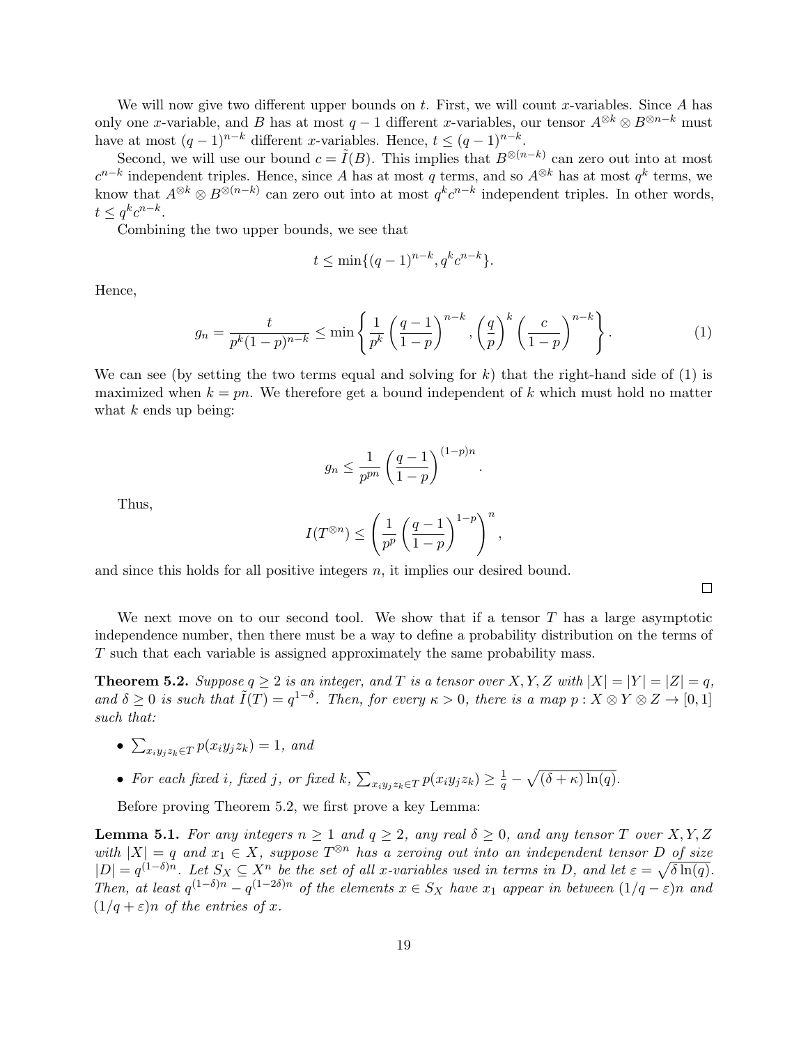We will now give two different upper bounds on $t$. First, we will count $x$-variables. Since $A$ has only one $x$-variable, and $B$ has at most $q-1$ different $x$-variables, our tensor $A^{\otimes k} \otimes B^{\otimes n-k}$ must have at most $(q-1)^{n-k}$ different $x$-variables. Hence, $t \leq (q-1)^{n-k}$.

Second, we will use our bound $c = \tilde{I}(B)$. This implies that $B^{\otimes(n-k)}$ can zero out into at most $c^{n-k}$ independent triples. Hence, since $A$ has at most $q$ terms, and so $A^{\otimes k}$ has at most $q^k$ terms, we know that $A^{\otimes k} \otimes B^{\otimes(n-k)}$ can zero out into at most $q^k c^{n-k}$ independent triples. In other words, $t \leq q^k c^{n-k}$.

Combining the two upper bounds, we see that

$$t \leq \min\{(q-1)^{n-k}, q^k c^{n-k}\}.$$

Hence,

$$g_n = \frac{t}{p^k(1-p)^{n-k}} \leq \min\left\{ \frac{1}{p^k}\left(\frac{q-1}{1-p}\right)^{n-k}, \left(\frac{q}{p}\right)^k \left(\frac{c}{1-p}\right)^{n-k} \right\}. \tag{1}$$

We can see (by setting the two terms equal and solving for $k$) that the right-hand side of (1) is maximized when $k = pn$. We therefore get a bound independent of $k$ which must hold no matter what $k$ ends up being:

$$g_n \leq \frac{1}{p^{pn}} \left(\frac{q-1}{1-p}\right)^{(1-p)n}.$$

Thus,

$$I(T^{\otimes n}) \leq \left( \frac{1}{p^p} \left(\frac{q-1}{1-p}\right)^{1-p} \right)^n,$$

and since this holds for all positive integers $n$, it implies our desired bound.

□

We next move on to our second tool. We show that if a tensor $T$ has a large asymptotic independence number, then there must be a way to define a probability distribution on the terms of $T$ such that each variable is assigned approximately the same probability mass.

**Theorem 5.2.** *Suppose $q \geq 2$ is an integer, and $T$ is a tensor over $X, Y, Z$ with $|X| = |Y| = |Z| = q$, and $\delta \geq 0$ is such that $\tilde{I}(T) = q^{1-\delta}$. Then, for every $\kappa > 0$, there is a map $p : X \otimes Y \otimes Z \to [0,1]$ such that:*

- *$\sum_{x_i y_j z_k \in T} p(x_i y_j z_k) = 1$, and*
- *For each fixed $i$, fixed $j$, or fixed $k$, $\sum_{x_i y_j z_k \in T} p(x_i y_j z_k) \geq \frac{1}{q} - \sqrt{(\delta+\kappa)\ln(q)}$.*

Before proving Theorem 5.2, we first prove a key Lemma:

**Lemma 5.1.** *For any integers $n \geq 1$ and $q \geq 2$, any real $\delta \geq 0$, and any tensor $T$ over $X, Y, Z$ with $|X| = q$ and $x_1 \in X$, suppose $T^{\otimes n}$ has a zeroing out into an independent tensor $D$ of size $|D| = q^{(1-\delta)n}$. Let $S_X \subseteq X^n$ be the set of all $x$-variables used in terms in $D$, and let $\varepsilon = \sqrt{\delta \ln(q)}$. Then, at least $q^{(1-\delta)n} - q^{(1-2\delta)n}$ of the elements $x \in S_X$ have $x_1$ appear in between $(1/q - \varepsilon)n$ and $(1/q + \varepsilon)n$ of the entries of $x$.*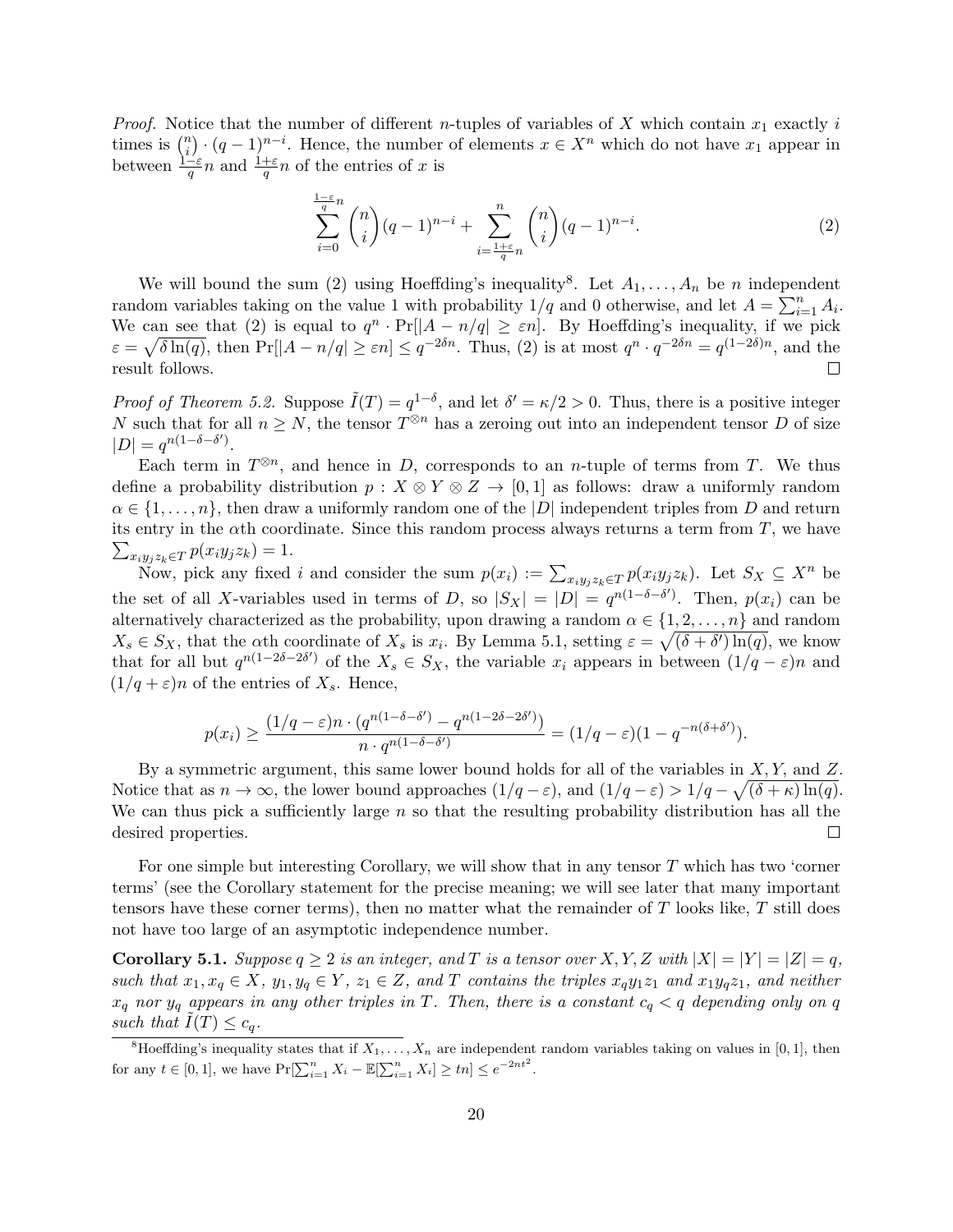*Proof.* Notice that the number of different $n$-tuples of variables of $X$ which contain $x_1$ exactly $i$ times is $\binom{n}{i} \cdot (q-1)^{n-i}$. Hence, the number of elements $x \in X^n$ which do not have $x_1$ appear in between $\frac{1-\varepsilon}{q} n$ and $\frac{1+\varepsilon}{q} n$ of the entries of $x$ is

$$\sum_{i=0}^{\frac{1-\varepsilon}{q}n} \binom{n}{i} (q-1)^{n-i} + \sum_{i=\frac{1+\varepsilon}{q}n}^{n} \binom{n}{i} (q-1)^{n-i}. \tag{2}$$

We will bound the sum (2) using Hoeffding's inequality[8]. Let $A_1, \ldots, A_n$ be $n$ independent random variables taking on the value 1 with probability $1/q$ and 0 otherwise, and let $A = \sum_{i=1}^n A_i$. We can see that (2) is equal to $q^n \cdot \Pr[|A - n/q| \geq \varepsilon n]$. By Hoeffding's inequality, if we pick $\varepsilon = \sqrt{\delta \ln(q)}$, then $\Pr[|A - n/q| \geq \varepsilon n] \leq q^{-2\delta n}$. Thus, (2) is at most $q^n \cdot q^{-2\delta n} = q^{(1-2\delta)n}$, and the result follows. $\square$

*Proof of Theorem 5.2.* Suppose $\tilde{I}(T) = q^{1-\delta}$, and let $\delta' = \kappa/2 > 0$. Thus, there is a positive integer $N$ such that for all $n \geq N$, the tensor $T^{\otimes n}$ has a zeroing out into an independent tensor $D$ of size $|D| = q^{n(1-\delta-\delta')}$.

Each term in $T^{\otimes n}$, and hence in $D$, corresponds to an $n$-tuple of terms from $T$. We thus define a probability distribution $p : X \otimes Y \otimes Z \to [0,1]$ as follows: draw a uniformly random $\alpha \in \{1, \ldots, n\}$, then draw a uniformly random one of the $|D|$ independent triples from $D$ and return its entry in the $\alpha$th coordinate. Since this random process always returns a term from $T$, we have $\sum_{x_i y_j z_k \in T} p(x_i y_j z_k) = 1$.

Now, pick any fixed $i$ and consider the sum $p(x_i) := \sum_{x_i y_j z_k \in T} p(x_i y_j z_k)$. Let $S_X \subseteq X^n$ be the set of all $X$-variables used in terms of $D$, so $|S_X| = |D| = q^{n(1-\delta-\delta')}$. Then, $p(x_i)$ can be alternatively characterized as the probability, upon drawing a random $\alpha \in \{1, 2, \ldots, n\}$ and random $X_s \in S_X$, that the $\alpha$th coordinate of $X_s$ is $x_i$. By Lemma 5.1, setting $\varepsilon = \sqrt{(\delta + \delta') \ln(q)}$, we know that for all but $q^{n(1-2\delta-2\delta')}$ of the $X_s \in S_X$, the variable $x_i$ appears in between $(1/q - \varepsilon)n$ and $(1/q + \varepsilon)n$ of the entries of $X_s$. Hence,

$$p(x_i) \geq \frac{(1/q - \varepsilon)n \cdot (q^{n(1-\delta-\delta')} - q^{n(1-2\delta-2\delta')})}{n \cdot q^{n(1-\delta-\delta')}} = (1/q - \varepsilon)(1 - q^{-n(\delta+\delta')}).$$

By a symmetric argument, this same lower bound holds for all of the variables in $X, Y$, and $Z$. Notice that as $n \to \infty$, the lower bound approaches $(1/q - \varepsilon)$, and $(1/q - \varepsilon) > 1/q - \sqrt{(\delta + \kappa)\ln(q)}$. We can thus pick a sufficiently large $n$ so that the resulting probability distribution has all the desired properties. $\square$

For one simple but interesting Corollary, we will show that in any tensor $T$ which has two 'corner terms' (see the Corollary statement for the precise meaning; we will see later that many important tensors have these corner terms), then no matter what the remainder of $T$ looks like, $T$ still does not have too large of an asymptotic independence number.

**Corollary 5.1.** *Suppose $q \geq 2$ is an integer, and $T$ is a tensor over $X, Y, Z$ with $|X| = |Y| = |Z| = q$, such that $x_1, x_q \in X$, $y_1, y_q \in Y$, $z_1 \in Z$, and $T$ contains the triples $x_q y_1 z_1$ and $x_1 y_q z_1$, and neither $x_q$ nor $y_q$ appears in any other triples in $T$. Then, there is a constant $c_q < q$ depending only on $q$ such that $\tilde{I}(T) \leq c_q$.*

[8] Hoeffding's inequality states that if $X_1, \ldots, X_n$ are independent random variables taking on values in $[0,1]$, then for any $t \in [0,1]$, we have $\Pr[\sum_{i=1}^n X_i - \mathbb{E}[\sum_{i=1}^n X_i] \geq tn] \leq e^{-2nt^2}$.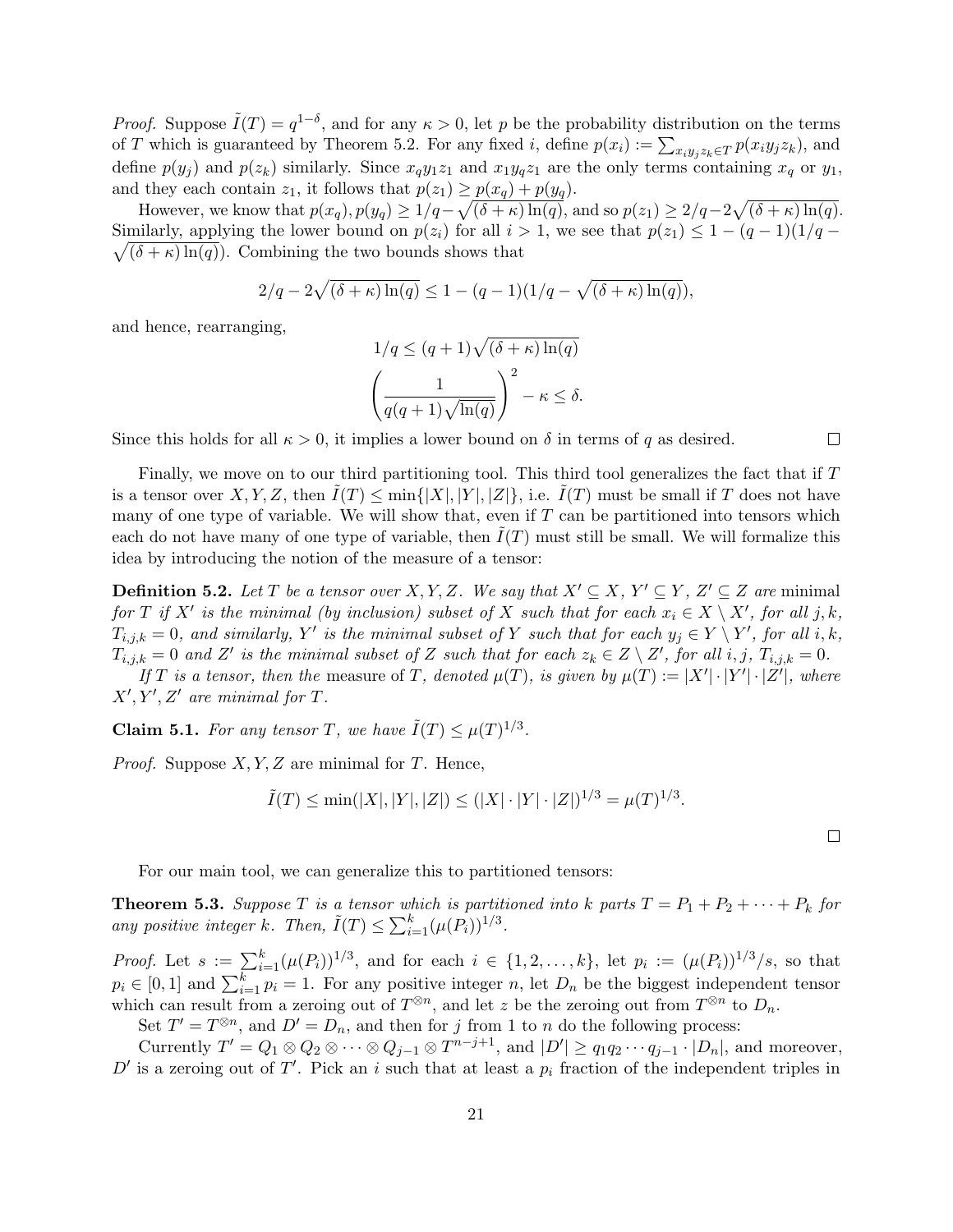*Proof.* Suppose $\tilde{I}(T) = q^{1-\delta}$, and for any $\kappa > 0$, let $p$ be the probability distribution on the terms of $T$ which is guaranteed by Theorem 5.2. For any fixed $i$, define $p(x_i) := \sum_{x_i y_j z_k \in T} p(x_i y_j z_k)$, and define $p(y_j)$ and $p(z_k)$ similarly. Since $x_q y_1 z_1$ and $x_1 y_q z_1$ are the only terms containing $x_q$ or $y_1$, and they each contain $z_1$, it follows that $p(z_1) \geq p(x_q) + p(y_q)$.

However, we know that $p(x_q), p(y_q) \geq 1/q - \sqrt{(\delta + \kappa)\ln(q)}$, and so $p(z_1) \geq 2/q - 2\sqrt{(\delta+\kappa)\ln(q)}$. Similarly, applying the lower bound on $p(z_i)$ for all $i > 1$, we see that $p(z_1) \leq 1 - (q-1)(1/q - \sqrt{(\delta+\kappa)\ln(q)})$. Combining the two bounds shows that

$$2/q - 2\sqrt{(\delta+\kappa)\ln(q)} \leq 1 - (q-1)(1/q - \sqrt{(\delta+\kappa)\ln(q)}),$$

and hence, rearranging,

$$1/q \leq (q+1)\sqrt{(\delta+\kappa)\ln(q)}$$

$$\left(\frac{1}{q(q+1)\sqrt{\ln(q)}}\right)^2 - \kappa \leq \delta.$$

Since this holds for all $\kappa > 0$, it implies a lower bound on $\delta$ in terms of $q$ as desired. □

Finally, we move on to our third partitioning tool. This third tool generalizes the fact that if $T$ is a tensor over $X, Y, Z$, then $\tilde{I}(T) \leq \min\{|X|, |Y|, |Z|\}$, i.e. $\tilde{I}(T)$ must be small if $T$ does not have many of one type of variable. We will show that, even if $T$ can be partitioned into tensors which each do not have many of one type of variable, then $\tilde{I}(T)$ must still be small. We will formalize this idea by introducing the notion of the measure of a tensor:

**Definition 5.2.** *Let $T$ be a tensor over $X, Y, Z$. We say that $X' \subseteq X$, $Y' \subseteq Y$, $Z' \subseteq Z$ are* minimal *for $T$ if $X'$ is the minimal (by inclusion) subset of $X$ such that for each $x_i \in X \setminus X'$, for all $j, k$, $T_{i,j,k} = 0$, and similarly, $Y'$ is the minimal subset of $Y$ such that for each $y_j \in Y \setminus Y'$, for all $i, k$, $T_{i,j,k} = 0$ and $Z'$ is the minimal subset of $Z$ such that for each $z_k \in Z \setminus Z'$, for all $i, j$, $T_{i,j,k} = 0$.*

*If $T$ is a tensor, then the* measure *of $T$, denoted $\mu(T)$, is given by $\mu(T) := |X'| \cdot |Y'| \cdot |Z'|$, where $X', Y', Z'$ are minimal for $T$.*

**Claim 5.1.** *For any tensor $T$, we have $\tilde{I}(T) \leq \mu(T)^{1/3}$.*

*Proof.* Suppose $X, Y, Z$ are minimal for $T$. Hence,

$$\tilde{I}(T) \leq \min(|X|, |Y|, |Z|) \leq (|X| \cdot |Y| \cdot |Z|)^{1/3} = \mu(T)^{1/3}.$$

□

For our main tool, we can generalize this to partitioned tensors:

**Theorem 5.3.** *Suppose $T$ is a tensor which is partitioned into $k$ parts $T = P_1 + P_2 + \cdots + P_k$ for any positive integer $k$. Then, $\tilde{I}(T) \leq \sum_{i=1}^{k} (\mu(P_i))^{1/3}$.*

*Proof.* Let $s := \sum_{i=1}^{k} (\mu(P_i))^{1/3}$, and for each $i \in \{1, 2, \ldots, k\}$, let $p_i := (\mu(P_i))^{1/3}/s$, so that $p_i \in [0, 1]$ and $\sum_{i=1}^{k} p_i = 1$. For any positive integer $n$, let $D_n$ be the biggest independent tensor which can result from a zeroing out of $T^{\otimes n}$, and let $z$ be the zeroing out from $T^{\otimes n}$ to $D_n$.

Set $T' = T^{\otimes n}$, and $D' = D_n$, and then for $j$ from 1 to $n$ do the following process:

Currently $T' = Q_1 \otimes Q_2 \otimes \cdots \otimes Q_{j-1} \otimes T^{n-j+1}$, and $|D'| \geq q_1 q_2 \cdots q_{j-1} \cdot |D_n|$, and moreover, $D'$ is a zeroing out of $T'$. Pick an $i$ such that at least a $p_i$ fraction of the independent triples in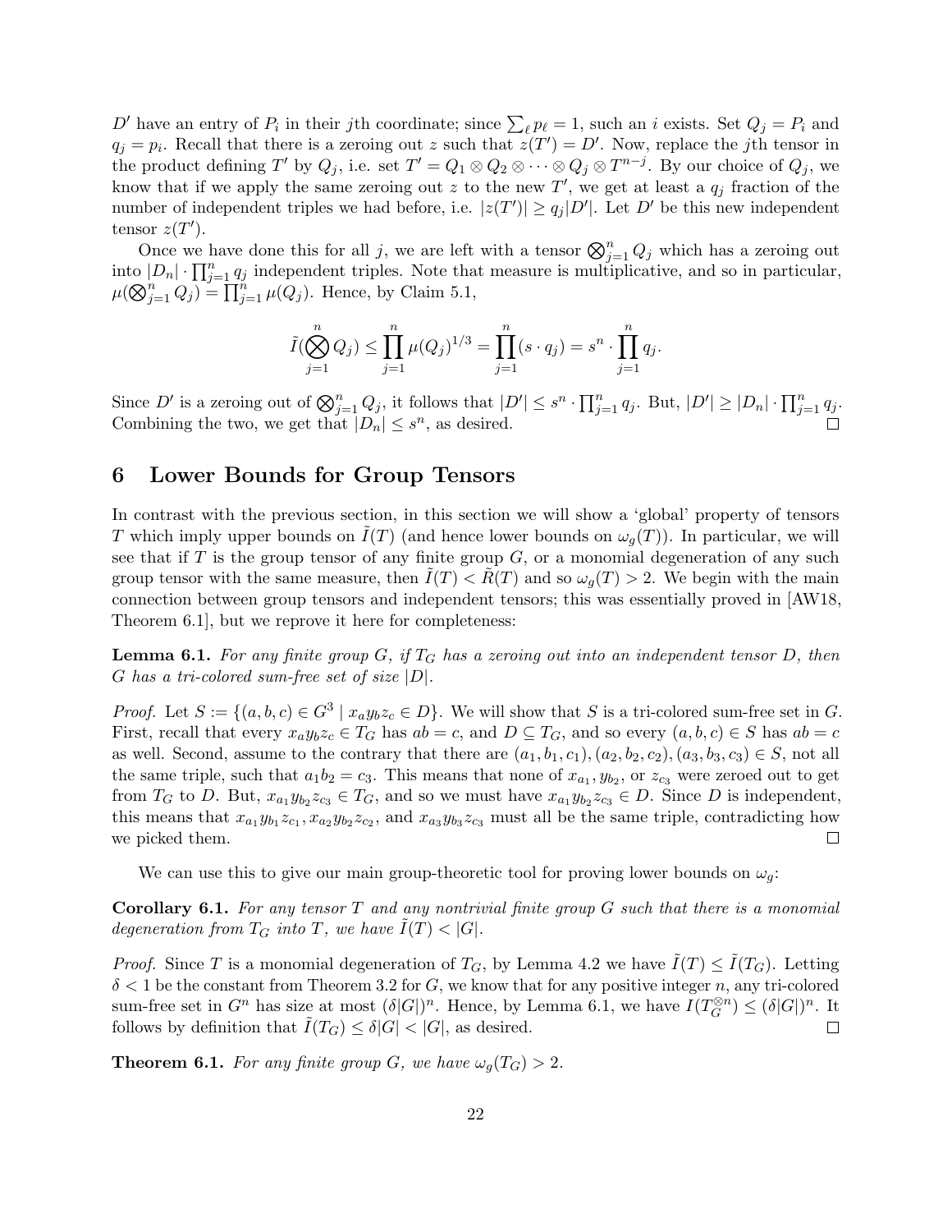$D'$ have an entry of $P_i$ in their $j$th coordinate; since $\sum_\ell p_\ell = 1$, such an $i$ exists. Set $Q_j = P_i$ and $q_j = p_i$. Recall that there is a zeroing out $z$ such that $z(T') = D'$. Now, replace the $j$th tensor in the product defining $T'$ by $Q_j$, i.e. set $T' = Q_1 \otimes Q_2 \otimes \cdots \otimes Q_j \otimes T^{n-j}$. By our choice of $Q_j$, we know that if we apply the same zeroing out $z$ to the new $T'$, we get at least a $q_j$ fraction of the number of independent triples we had before, i.e. $|z(T')| \geq q_j |D'|$. Let $D'$ be this new independent tensor $z(T')$.

Once we have done this for all $j$, we are left with a tensor $\bigotimes_{j=1}^n Q_j$ which has a zeroing out into $|D_n| \cdot \prod_{j=1}^n q_j$ independent triples. Note that measure is multiplicative, and so in particular, $\mu(\bigotimes_{j=1}^n Q_j) = \prod_{j=1}^n \mu(Q_j)$. Hence, by Claim 5.1,

$$\tilde{I}(\bigotimes_{j=1}^n Q_j) \leq \prod_{j=1}^n \mu(Q_j)^{1/3} = \prod_{j=1}^n (s \cdot q_j) = s^n \cdot \prod_{j=1}^n q_j.$$

Since $D'$ is a zeroing out of $\bigotimes_{j=1}^n Q_j$, it follows that $|D'| \leq s^n \cdot \prod_{j=1}^n q_j$. But, $|D'| \geq |D_n| \cdot \prod_{j=1}^n q_j$. Combining the two, we get that $|D_n| \leq s^n$, as desired. □

## 6 Lower Bounds for Group Tensors

In contrast with the previous section, in this section we will show a 'global' property of tensors $T$ which imply upper bounds on $\tilde{I}(T)$ (and hence lower bounds on $\omega_g(T)$). In particular, we will see that if $T$ is the group tensor of any finite group $G$, or a monomial degeneration of any such group tensor with the same measure, then $\tilde{I}(T) < \tilde{R}(T)$ and so $\omega_g(T) > 2$. We begin with the main connection between group tensors and independent tensors; this was essentially proved in [AW18, Theorem 6.1], but we reprove it here for completeness:

**Lemma 6.1.** *For any finite group $G$, if $T_G$ has a zeroing out into an independent tensor $D$, then $G$ has a tri-colored sum-free set of size $|D|$.*

*Proof.* Let $S := \{(a,b,c) \in G^3 \mid x_a y_b z_c \in D\}$. We will show that $S$ is a tri-colored sum-free set in $G$. First, recall that every $x_a y_b z_c \in T_G$ has $ab = c$, and $D \subseteq T_G$, and so every $(a,b,c) \in S$ has $ab = c$ as well. Second, assume to the contrary that there are $(a_1,b_1,c_1), (a_2,b_2,c_2), (a_3,b_3,c_3) \in S$, not all the same triple, such that $a_1 b_2 = c_3$. This means that none of $x_{a_1}, y_{b_2}$, or $z_{c_3}$ were zeroed out to get from $T_G$ to $D$. But, $x_{a_1} y_{b_2} z_{c_3} \in T_G$, and so we must have $x_{a_1} y_{b_2} z_{c_3} \in D$. Since $D$ is independent, this means that $x_{a_1} y_{b_1} z_{c_1}, x_{a_2} y_{b_2} z_{c_2}$, and $x_{a_3} y_{b_3} z_{c_3}$ must all be the same triple, contradicting how we picked them. □

We can use this to give our main group-theoretic tool for proving lower bounds on $\omega_g$:

**Corollary 6.1.** *For any tensor $T$ and any nontrivial finite group $G$ such that there is a monomial degeneration from $T_G$ into $T$, we have $\tilde{I}(T) < |G|$.*

*Proof.* Since $T$ is a monomial degeneration of $T_G$, by Lemma 4.2 we have $\tilde{I}(T) \leq \tilde{I}(T_G)$. Letting $\delta < 1$ be the constant from Theorem 3.2 for $G$, we know that for any positive integer $n$, any tri-colored sum-free set in $G^n$ has size at most $(\delta |G|)^n$. Hence, by Lemma 6.1, we have $I(T_G^{\otimes n}) \leq (\delta |G|)^n$. It follows by definition that $\tilde{I}(T_G) \leq \delta |G| < |G|$, as desired. □

**Theorem 6.1.** *For any finite group $G$, we have $\omega_g(T_G) > 2$.*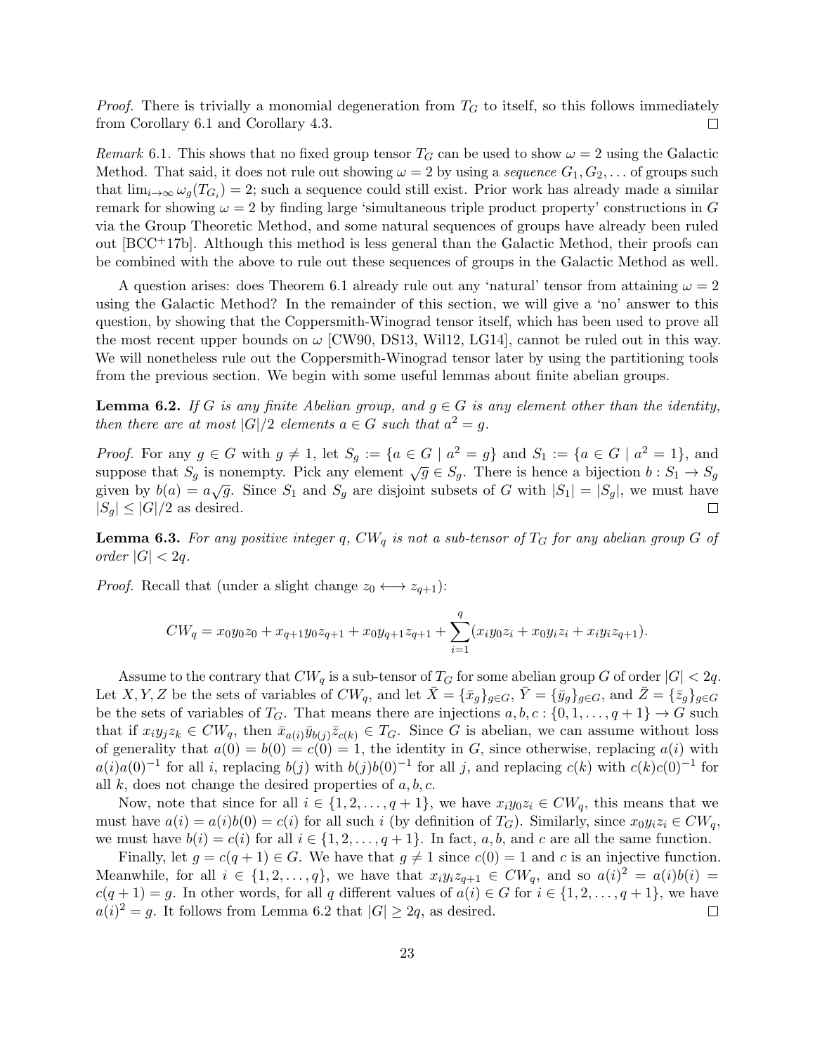*Proof.* There is trivially a monomial degeneration from $T_G$ to itself, so this follows immediately from Corollary 6.1 and Corollary 4.3. $\square$

*Remark* 6.1. This shows that no fixed group tensor $T_G$ can be used to show $\omega = 2$ using the Galactic Method. That said, it does not rule out showing $\omega = 2$ by using a *sequence* $G_1, G_2, \ldots$ of groups such that $\lim_{i \to \infty} \omega_g(T_{G_i}) = 2$; such a sequence could still exist. Prior work has already made a similar remark for showing $\omega = 2$ by finding large 'simultaneous triple product property' constructions in $G$ via the Group Theoretic Method, and some natural sequences of groups have already been ruled out [BCC+17b]. Although this method is less general than the Galactic Method, their proofs can be combined with the above to rule out these sequences of groups in the Galactic Method as well.

A question arises: does Theorem 6.1 already rule out any 'natural' tensor from attaining $\omega = 2$ using the Galactic Method? In the remainder of this section, we will give a 'no' answer to this question, by showing that the Coppersmith-Winograd tensor itself, which has been used to prove all the most recent upper bounds on $\omega$ [CW90, DS13, Wil12, LG14], cannot be ruled out in this way. We will nonetheless rule out the Coppersmith-Winograd tensor later by using the partitioning tools from the previous section. We begin with some useful lemmas about finite abelian groups.

**Lemma 6.2.** *If $G$ is any finite Abelian group, and $g \in G$ is any element other than the identity, then there are at most $|G|/2$ elements $a \in G$ such that $a^2 = g$.*

*Proof.* For any $g \in G$ with $g \neq 1$, let $S_g := \{a \in G \mid a^2 = g\}$ and $S_1 := \{a \in G \mid a^2 = 1\}$, and suppose that $S_g$ is nonempty. Pick any element $\sqrt{g} \in S_g$. There is hence a bijection $b : S_1 \to S_g$ given by $b(a) = a\sqrt{g}$. Since $S_1$ and $S_g$ are disjoint subsets of $G$ with $|S_1| = |S_g|$, we must have $|S_g| \leq |G|/2$ as desired. $\square$

**Lemma 6.3.** *For any positive integer $q$, $CW_q$ is not a sub-tensor of $T_G$ for any abelian group $G$ of order $|G| < 2q$.*

*Proof.* Recall that (under a slight change $z_0 \longleftrightarrow z_{q+1}$):

$$CW_q = x_0 y_0 z_0 + x_{q+1} y_0 z_{q+1} + x_0 y_{q+1} z_{q+1} + \sum_{i=1}^{q} (x_i y_0 z_i + x_0 y_i z_i + x_i y_i z_{q+1}).$$

Assume to the contrary that $CW_q$ is a sub-tensor of $T_G$ for some abelian group $G$ of order $|G| < 2q$. Let $X, Y, Z$ be the sets of variables of $CW_q$, and let $\bar{X} = \{\bar{x}_g\}_{g \in G}$, $\bar{Y} = \{\bar{y}_g\}_{g \in G}$, and $\bar{Z} = \{\bar{z}_g\}_{g \in G}$ be the sets of variables of $T_G$. That means there are injections $a, b, c : \{0, 1, \ldots, q+1\} \to G$ such that if $x_i y_j z_k \in CW_q$, then $\bar{x}_{a(i)} \bar{y}_{b(j)} \bar{z}_{c(k)} \in T_G$. Since $G$ is abelian, we can assume without loss of generality that $a(0) = b(0) = c(0) = 1$, the identity in $G$, since otherwise, replacing $a(i)$ with $a(i)a(0)^{-1}$ for all $i$, replacing $b(j)$ with $b(j)b(0)^{-1}$ for all $j$, and replacing $c(k)$ with $c(k)c(0)^{-1}$ for all $k$, does not change the desired properties of $a, b, c$.

Now, note that since for all $i \in \{1, 2, \ldots, q+1\}$, we have $x_i y_0 z_i \in CW_q$, this means that we must have $a(i) = a(i)b(0) = c(i)$ for all such $i$ (by definition of $T_G$). Similarly, since $x_0 y_i z_i \in CW_q$, we must have $b(i) = c(i)$ for all $i \in \{1, 2, \ldots, q+1\}$. In fact, $a$, $b$, and $c$ are all the same function.

Finally, let $g = c(q+1) \in G$. We have that $g \neq 1$ since $c(0) = 1$ and $c$ is an injective function. Meanwhile, for all $i \in \{1, 2, \ldots, q\}$, we have that $x_i y_i z_{q+1} \in CW_q$, and so $a(i)^2 = a(i)b(i) = c(q+1) = g$. In other words, for all $q$ different values of $a(i) \in G$ for $i \in \{1, 2, \ldots, q+1\}$, we have $a(i)^2 = g$. It follows from Lemma 6.2 that $|G| \geq 2q$, as desired. $\square$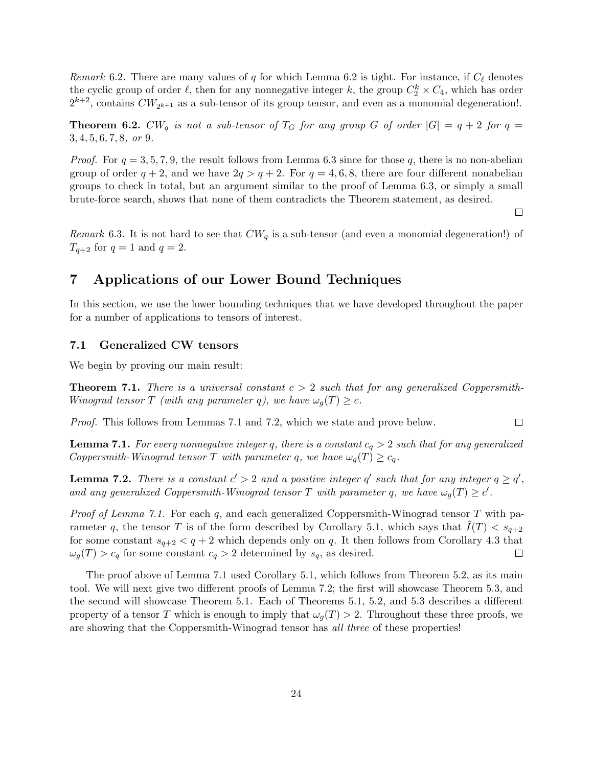*Remark* 6.2. There are many values of $q$ for which Lemma 6.2 is tight. For instance, if $C_\ell$ denotes the cyclic group of order $\ell$, then for any nonnegative integer $k$, the group $C_2^k \times C_4$, which has order $2^{k+2}$, contains $CW_{2^{k+1}}$ as a sub-tensor of its group tensor, and even as a monomial degeneration!.

**Theorem 6.2.** *$CW_q$ is not a sub-tensor of $T_G$ for any group $G$ of order $|G| = q + 2$ for $q = 3, 4, 5, 6, 7, 8,$ or $9$.*

*Proof.* For $q = 3, 5, 7, 9$, the result follows from Lemma 6.3 since for those $q$, there is no non-abelian group of order $q + 2$, and we have $2q > q + 2$. For $q = 4, 6, 8$, there are four different nonabelian groups to check in total, but an argument similar to the proof of Lemma 6.3, or simply a small brute-force search, shows that none of them contradicts the Theorem statement, as desired. □

*Remark* 6.3. It is not hard to see that $CW_q$ is a sub-tensor (and even a monomial degeneration!) of $T_{q+2}$ for $q = 1$ and $q = 2$.

# 7 Applications of our Lower Bound Techniques

In this section, we use the lower bounding techniques that we have developed throughout the paper for a number of applications to tensors of interest.

## 7.1 Generalized CW tensors

We begin by proving our main result:

**Theorem 7.1.** *There is a universal constant $c > 2$ such that for any generalized Coppersmith-Winograd tensor $T$ (with any parameter $q$), we have $\omega_g(T) \geq c$.*

*Proof.* This follows from Lemmas 7.1 and 7.2, which we state and prove below. □

**Lemma 7.1.** *For every nonnegative integer $q$, there is a constant $c_q > 2$ such that for any generalized Coppersmith-Winograd tensor $T$ with parameter $q$, we have $\omega_g(T) \geq c_q$.*

**Lemma 7.2.** *There is a constant $c' > 2$ and a positive integer $q'$ such that for any integer $q \geq q'$, and any generalized Coppersmith-Winograd tensor $T$ with parameter $q$, we have $\omega_g(T) \geq c'$.*

*Proof of Lemma 7.1.* For each $q$, and each generalized Coppersmith-Winograd tensor $T$ with parameter $q$, the tensor $T$ is of the form described by Corollary 5.1, which says that $\tilde{I}(T) < s_{q+2}$ for some constant $s_{q+2} < q + 2$ which depends only on $q$. It then follows from Corollary 4.3 that $\omega_g(T) > c_q$ for some constant $c_q > 2$ determined by $s_q$, as desired. □

The proof above of Lemma 7.1 used Corollary 5.1, which follows from Theorem 5.2, as its main tool. We will next give two different proofs of Lemma 7.2; the first will showcase Theorem 5.3, and the second will showcase Theorem 5.1. Each of Theorems 5.1, 5.2, and 5.3 describes a different property of a tensor $T$ which is enough to imply that $\omega_g(T) > 2$. Throughout these three proofs, we are showing that the Coppersmith-Winograd tensor has *all three* of these properties!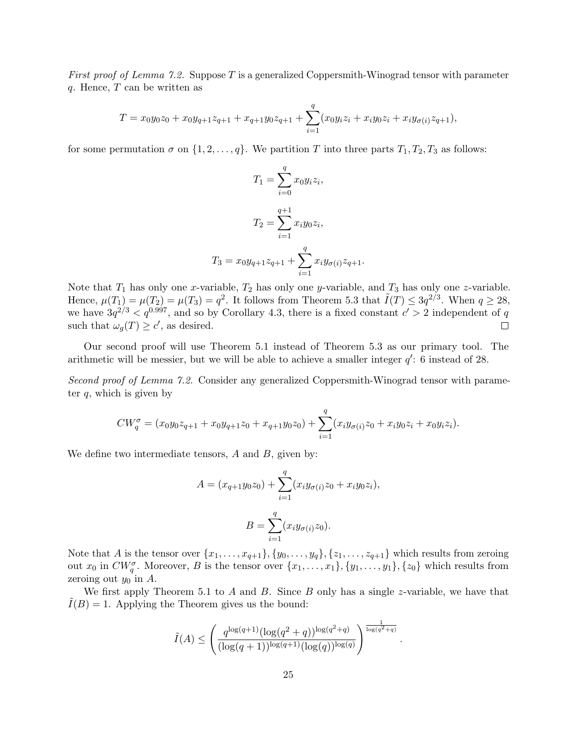*First proof of Lemma 7.2.* Suppose $T$ is a generalized Coppersmith-Winograd tensor with parameter $q$. Hence, $T$ can be written as

$$T = x_0y_0z_0 + x_0y_{q+1}z_{q+1} + x_{q+1}y_0z_{q+1} + \sum_{i=1}^{q}(x_0y_iz_i + x_iy_0z_i + x_iy_{\sigma(i)}z_{q+1}),$$

for some permutation $\sigma$ on $\{1, 2, \ldots, q\}$. We partition $T$ into three parts $T_1, T_2, T_3$ as follows:

$$T_1 = \sum_{i=0}^{q} x_0y_iz_i,$$

$$T_2 = \sum_{i=1}^{q+1} x_iy_0z_i,$$

$$T_3 = x_0y_{q+1}z_{q+1} + \sum_{i=1}^{q} x_iy_{\sigma(i)}z_{q+1}.$$

Note that $T_1$ has only one $x$-variable, $T_2$ has only one $y$-variable, and $T_3$ has only one $z$-variable. Hence, $\mu(T_1) = \mu(T_2) = \mu(T_3) = q^2$. It follows from Theorem 5.3 that $\tilde{I}(T) \leq 3q^{2/3}$. When $q \geq 28$, we have $3q^{2/3} < q^{0.997}$, and so by Corollary 4.3, there is a fixed constant $c' > 2$ independent of $q$ such that $\omega_g(T) \geq c'$, as desired. $\square$

Our second proof will use Theorem 5.1 instead of Theorem 5.3 as our primary tool. The arithmetic will be messier, but we will be able to achieve a smaller integer $q'$: 6 instead of 28.

*Second proof of Lemma 7.2.* Consider any generalized Coppersmith-Winograd tensor with parameter $q$, which is given by

$$CW_q^{\sigma} = (x_0y_0z_{q+1} + x_0y_{q+1}z_0 + x_{q+1}y_0z_0) + \sum_{i=1}^{q}(x_iy_{\sigma(i)}z_0 + x_iy_0z_i + x_0y_iz_i).$$

We define two intermediate tensors, $A$ and $B$, given by:

$$A = (x_{q+1}y_0z_0) + \sum_{i=1}^{q}(x_iy_{\sigma(i)}z_0 + x_iy_0z_i),$$

$$B = \sum_{i=1}^{q}(x_iy_{\sigma(i)}z_0).$$

Note that $A$ is the tensor over $\{x_1, \ldots, x_{q+1}\}, \{y_0, \ldots, y_q\}, \{z_1, \ldots, z_{q+1}\}$ which results from zeroing out $x_0$ in $CW_q^{\sigma}$. Moreover, $B$ is the tensor over $\{x_1, \ldots, x_1\}, \{y_1, \ldots, y_1\}, \{z_0\}$ which results from zeroing out $y_0$ in $A$.

We first apply Theorem 5.1 to $A$ and $B$. Since $B$ only has a single $z$-variable, we have that $\tilde{I}(B) = 1$. Applying the Theorem gives us the bound:

$$\tilde{I}(A) \leq \left( \frac{q^{\log(q+1)}(\log(q^2+q))^{\log(q^2+q)}}{(\log(q+1))^{\log(q+1)}(\log(q))^{\log(q)}} \right)^{\frac{1}{\log(q^2+q)}}.$$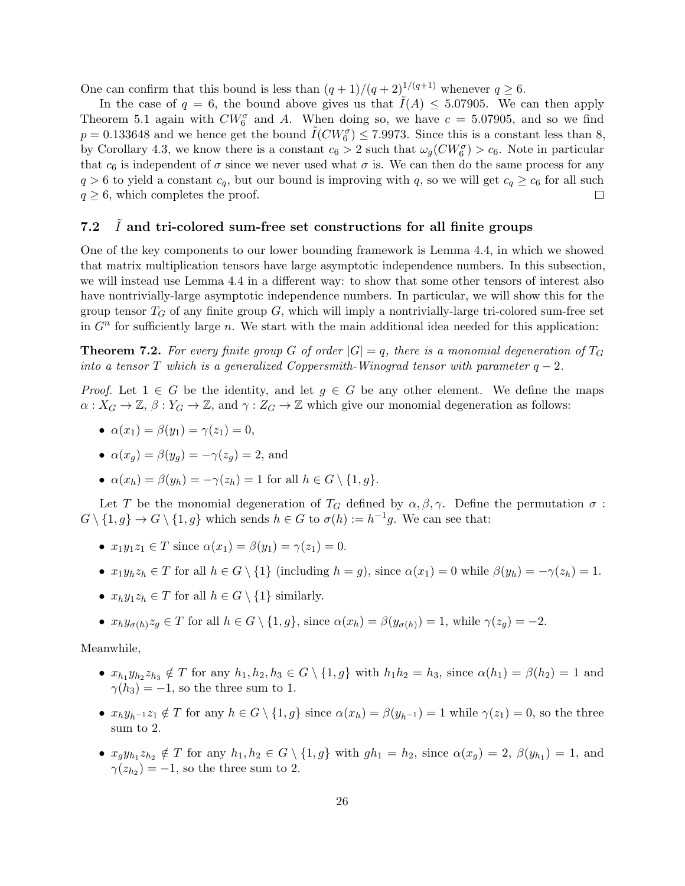One can confirm that this bound is less than $(q+1)/(q+2)^{1/(q+1)}$ whenever $q \geq 6$.

In the case of $q = 6$, the bound above gives us that $\tilde{I}(A) \leq 5.07905$. We can then apply Theorem 5.1 again with $CW_6^\sigma$ and $A$. When doing so, we have $c = 5.07905$, and so we find $p = 0.133648$ and we hence get the bound $\tilde{I}(CW_6^\sigma) \leq 7.9973$. Since this is a constant less than 8, by Corollary 4.3, we know there is a constant $c_6 > 2$ such that $\omega_g(CW_6^\sigma) > c_6$. Note in particular that $c_6$ is independent of $\sigma$ since we never used what $\sigma$ is. We can then do the same process for any $q > 6$ to yield a constant $c_q$, but our bound is improving with $q$, so we will get $c_q \geq c_6$ for all such $q \geq 6$, which completes the proof. □

### 7.2 $\tilde{I}$ and tri-colored sum-free set constructions for all finite groups

One of the key components to our lower bounding framework is Lemma 4.4, in which we showed that matrix multiplication tensors have large asymptotic independence numbers. In this subsection, we will instead use Lemma 4.4 in a different way: to show that some other tensors of interest also have nontrivially-large asymptotic independence numbers. In particular, we will show this for the group tensor $T_G$ of any finite group $G$, which will imply a nontrivially-large tri-colored sum-free set in $G^n$ for sufficiently large $n$. We start with the main additional idea needed for this application:

**Theorem 7.2.** *For every finite group $G$ of order $|G| = q$, there is a monomial degeneration of $T_G$ into a tensor $T$ which is a generalized Coppersmith-Winograd tensor with parameter $q - 2$.*

*Proof.* Let $1 \in G$ be the identity, and let $g \in G$ be any other element. We define the maps $\alpha : X_G \to \mathbb{Z}$, $\beta : Y_G \to \mathbb{Z}$, and $\gamma : Z_G \to \mathbb{Z}$ which give our monomial degeneration as follows:

- $\alpha(x_1) = \beta(y_1) = \gamma(z_1) = 0$,
- $\alpha(x_g) = \beta(y_g) = -\gamma(z_g) = 2$, and
- $\alpha(x_h) = \beta(y_h) = -\gamma(z_h) = 1$ for all $h \in G \setminus \{1, g\}$.

Let $T$ be the monomial degeneration of $T_G$ defined by $\alpha, \beta, \gamma$. Define the permutation $\sigma : G \setminus \{1, g\} \to G \setminus \{1, g\}$ which sends $h \in G$ to $\sigma(h) := h^{-1}g$. We can see that:

- $x_1 y_1 z_1 \in T$ since $\alpha(x_1) = \beta(y_1) = \gamma(z_1) = 0$.
- $x_1 y_h z_h \in T$ for all $h \in G \setminus \{1\}$ (including $h = g$), since $\alpha(x_1) = 0$ while $\beta(y_h) = -\gamma(z_h) = 1$.
- $x_h y_1 z_h \in T$ for all $h \in G \setminus \{1\}$ similarly.
- $x_h y_{\sigma(h)} z_g \in T$ for all $h \in G \setminus \{1, g\}$, since $\alpha(x_h) = \beta(y_{\sigma(h)}) = 1$, while $\gamma(z_g) = -2$.

Meanwhile,

- $x_{h_1} y_{h_2} z_{h_3} \notin T$ for any $h_1, h_2, h_3 \in G \setminus \{1, g\}$ with $h_1 h_2 = h_3$, since $\alpha(h_1) = \beta(h_2) = 1$ and $\gamma(h_3) = -1$, so the three sum to 1.
- $x_h y_{h^{-1}} z_1 \notin T$ for any $h \in G \setminus \{1, g\}$ since $\alpha(x_h) = \beta(y_{h^{-1}}) = 1$ while $\gamma(z_1) = 0$, so the three sum to 2.
- $x_g y_{h_1} z_{h_2} \notin T$ for any $h_1, h_2 \in G \setminus \{1, g\}$ with $gh_1 = h_2$, since $\alpha(x_g) = 2$, $\beta(y_{h_1}) = 1$, and $\gamma(z_{h_2}) = -1$, so the three sum to 2.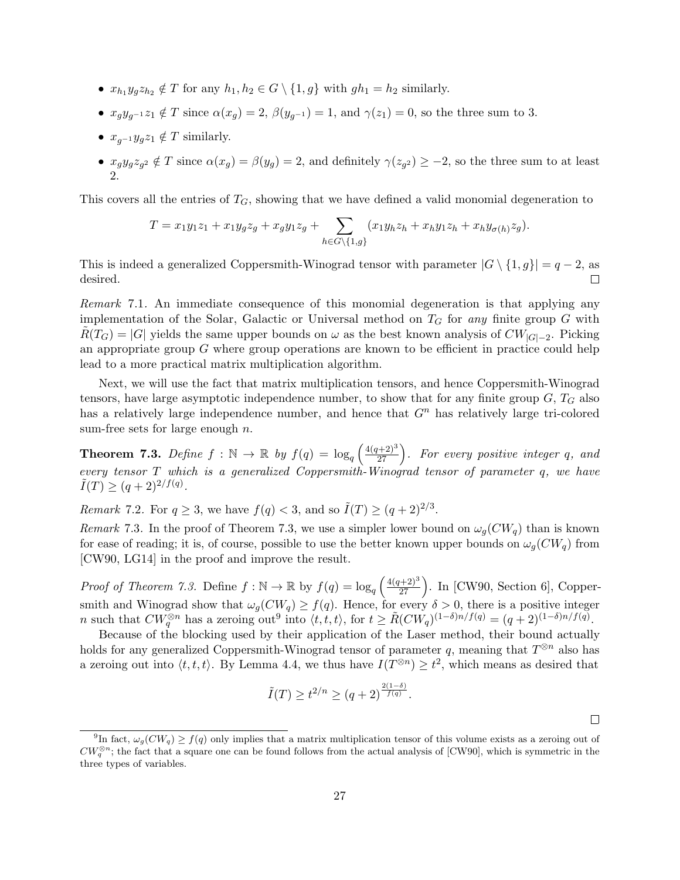- $x_{h_1} y_g z_{h_2} \notin T$ for any $h_1, h_2 \in G \setminus \{1, g\}$ with $gh_1 = h_2$ similarly.
- $x_g y_{g^{-1}} z_1 \notin T$ since $\alpha(x_g) = 2$, $\beta(y_{g^{-1}}) = 1$, and $\gamma(z_1) = 0$, so the three sum to 3.
- $x_{g^{-1}} y_g z_1 \notin T$ similarly.
- $x_g y_g z_{g^2} \notin T$ since $\alpha(x_g) = \beta(y_g) = 2$, and definitely $\gamma(z_{g^2}) \geq -2$, so the three sum to at least 2.

This covers all the entries of $T_G$, showing that we have defined a valid monomial degeneration to

$$T = x_1 y_1 z_1 + x_1 y_g z_g + x_g y_1 z_g + \sum_{h \in G \setminus \{1,g\}} (x_1 y_h z_h + x_h y_1 z_h + x_h y_{\sigma(h)} z_g).$$

This is indeed a generalized Coppersmith-Winograd tensor with parameter $|G \setminus \{1, g\}| = q - 2$, as desired. □

*Remark* 7.1. An immediate consequence of this monomial degeneration is that applying any implementation of the Solar, Galactic or Universal method on $T_G$ for *any* finite group $G$ with $\tilde{R}(T_G) = |G|$ yields the same upper bounds on $\omega$ as the best known analysis of $CW_{|G|-2}$. Picking an appropriate group $G$ where group operations are known to be efficient in practice could help lead to a more practical matrix multiplication algorithm.

Next, we will use the fact that matrix multiplication tensors, and hence Coppersmith-Winograd tensors, have large asymptotic independence number, to show that for any finite group $G$, $T_G$ also has a relatively large independence number, and hence that $G^n$ has relatively large tri-colored sum-free sets for large enough $n$.

**Theorem 7.3.** *Define $f : \mathbb{N} \to \mathbb{R}$ by $f(q) = \log_q \left( \frac{4(q+2)^3}{27} \right)$. For every positive integer $q$, and every tensor $T$ which is a generalized Coppersmith-Winograd tensor of parameter $q$, we have $\tilde{I}(T) \geq (q+2)^{2/f(q)}$.*

*Remark* 7.2. For $q \geq 3$, we have $f(q) < 3$, and so $\tilde{I}(T) \geq (q+2)^{2/3}$.

*Remark* 7.3. In the proof of Theorem 7.3, we use a simpler lower bound on $\omega_g(CW_q)$ than is known for ease of reading; it is, of course, possible to use the better known upper bounds on $\omega_g(CW_q)$ from [CW90, LG14] in the proof and improve the result.

*Proof of Theorem 7.3.* Define $f : \mathbb{N} \to \mathbb{R}$ by $f(q) = \log_q \left( \frac{4(q+2)^3}{27} \right)$. In [CW90, Section 6], Coppersmith and Winograd show that $\omega_g(CW_q) \geq f(q)$. Hence, for every $\delta > 0$, there is a positive integer $n$ such that $CW_q^{\otimes n}$ has a zeroing out[9] into $\langle t, t, t \rangle$, for $t \geq \tilde{R}(CW_q)^{(1-\delta)n/f(q)} = (q+2)^{(1-\delta)n/f(q)}$.

Because of the blocking used by their application of the Laser method, their bound actually holds for any generalized Coppersmith-Winograd tensor of parameter $q$, meaning that $T^{\otimes n}$ also has a zeroing out into $\langle t, t, t \rangle$. By Lemma 4.4, we thus have $I(T^{\otimes n}) \geq t^2$, which means as desired that

$$\tilde{I}(T) \geq t^{2/n} \geq (q+2)^{\frac{2(1-\delta)}{f(q)}}.$$

□

[9] In fact, $\omega_g(CW_q) \geq f(q)$ only implies that a matrix multiplication tensor of this volume exists as a zeroing out of $CW_q^{\otimes n}$; the fact that a square one can be found follows from the actual analysis of [CW90], which is symmetric in the three types of variables.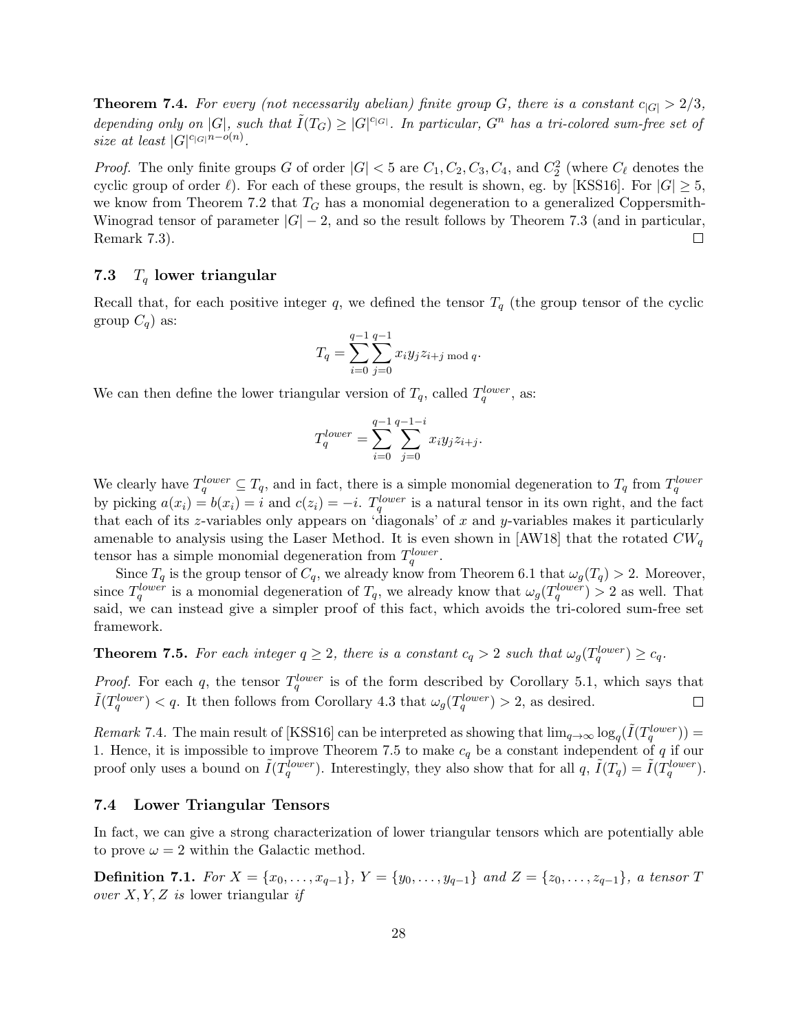**Theorem 7.4.** *For every (not necessarily abelian) finite group $G$, there is a constant $c_{|G|} > 2/3$, depending only on $|G|$, such that $\tilde{I}(T_G) \geq |G|^{c_{|G|}}$. In particular, $G^n$ has a tri-colored sum-free set of size at least $|G|^{c_{|G|}n - o(n)}$.*

*Proof.* The only finite groups $G$ of order $|G| < 5$ are $C_1, C_2, C_3, C_4$, and $C_2^2$ (where $C_\ell$ denotes the cyclic group of order $\ell$). For each of these groups, the result is shown, eg. by [KSS16]. For $|G| \geq 5$, we know from Theorem 7.2 that $T_G$ has a monomial degeneration to a generalized Coppersmith-Winograd tensor of parameter $|G| - 2$, and so the result follows by Theorem 7.3 (and in particular, Remark 7.3). □

### 7.3 $T_q$ lower triangular

Recall that, for each positive integer $q$, we defined the tensor $T_q$ (the group tensor of the cyclic group $C_q$) as:

$$T_q = \sum_{i=0}^{q-1} \sum_{j=0}^{q-1} x_i y_j z_{i+j \bmod q}.$$

We can then define the lower triangular version of $T_q$, called $T_q^{lower}$, as:

$$T_q^{lower} = \sum_{i=0}^{q-1} \sum_{j=0}^{q-1-i} x_i y_j z_{i+j}.$$

We clearly have $T_q^{lower} \subseteq T_q$, and in fact, there is a simple monomial degeneration to $T_q$ from $T_q^{lower}$ by picking $a(x_i) = b(x_i) = i$ and $c(z_i) = -i$. $T_q^{lower}$ is a natural tensor in its own right, and the fact that each of its $z$-variables only appears on 'diagonals' of $x$ and $y$-variables makes it particularly amenable to analysis using the Laser Method. It is even shown in [AW18] that the rotated $CW_q$ tensor has a simple monomial degeneration from $T_q^{lower}$.

Since $T_q$ is the group tensor of $C_q$, we already know from Theorem 6.1 that $\omega_g(T_q) > 2$. Moreover, since $T_q^{lower}$ is a monomial degeneration of $T_q$, we already know that $\omega_g(T_q^{lower}) > 2$ as well. That said, we can instead give a simpler proof of this fact, which avoids the tri-colored sum-free set framework.

**Theorem 7.5.** *For each integer $q \geq 2$, there is a constant $c_q > 2$ such that $\omega_g(T_q^{lower}) \geq c_q$.*

*Proof.* For each $q$, the tensor $T_q^{lower}$ is of the form described by Corollary 5.1, which says that $\tilde{I}(T_q^{lower}) < q$. It then follows from Corollary 4.3 that $\omega_g(T_q^{lower}) > 2$, as desired. □

*Remark* 7.4. The main result of [KSS16] can be interpreted as showing that $\lim_{q \to \infty} \log_q(\tilde{I}(T_q^{lower})) = 1$. Hence, it is impossible to improve Theorem 7.5 to make $c_q$ be a constant independent of $q$ if our proof only uses a bound on $\tilde{I}(T_q^{lower})$. Interestingly, they also show that for all $q$, $\tilde{I}(T_q) = \tilde{I}(T_q^{lower})$.

### 7.4 Lower Triangular Tensors

In fact, we can give a strong characterization of lower triangular tensors which are potentially able to prove $\omega = 2$ within the Galactic method.

**Definition 7.1.** *For $X = \{x_0, \ldots, x_{q-1}\}$, $Y = \{y_0, \ldots, y_{q-1}\}$ and $Z = \{z_0, \ldots, z_{q-1}\}$, a tensor $T$ over $X, Y, Z$ is* lower triangular *if*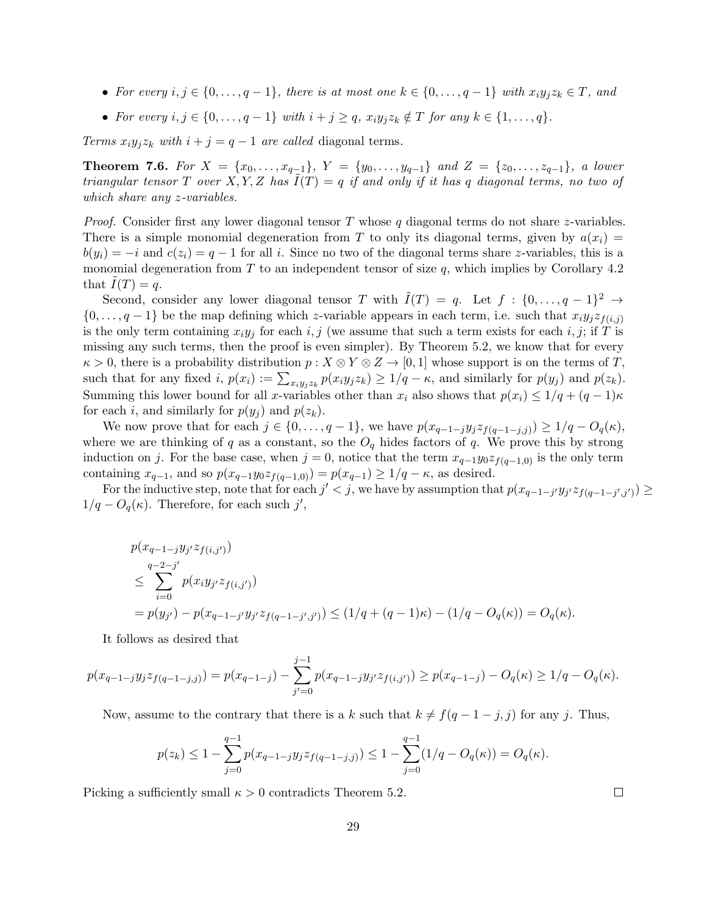- *For every $i, j \in \{0, \ldots, q-1\}$, there is at most one $k \in \{0, \ldots, q-1\}$ with $x_i y_j z_k \in T$, and*
- *For every $i, j \in \{0, \ldots, q-1\}$ with $i + j \geq q$, $x_i y_j z_k \notin T$ for any $k \in \{1, \ldots, q\}$.*

*Terms $x_i y_j z_k$ with $i + j = q - 1$ are called* diagonal terms*.*

**Theorem 7.6.** *For $X = \{x_0, \ldots, x_{q-1}\}$, $Y = \{y_0, \ldots, y_{q-1}\}$ and $Z = \{z_0, \ldots, z_{q-1}\}$, a lower triangular tensor $T$ over $X, Y, Z$ has $\tilde{I}(T) = q$ if and only if it has $q$ diagonal terms, no two of which share any $z$-variables.*

*Proof.* Consider first any lower diagonal tensor $T$ whose $q$ diagonal terms do not share $z$-variables. There is a simple monomial degeneration from $T$ to only its diagonal terms, given by $a(x_i) = b(y_i) = -i$ and $c(z_i) = q - 1$ for all $i$. Since no two of the diagonal terms share $z$-variables, this is a monomial degeneration from $T$ to an independent tensor of size $q$, which implies by Corollary 4.2 that $\tilde{I}(T) = q$.

Second, consider any lower diagonal tensor $T$ with $\tilde{I}(T) = q$. Let $f : \{0, \ldots, q-1\}^2 \to \{0, \ldots, q-1\}$ be the map defining which $z$-variable appears in each term, i.e. such that $x_i y_j z_{f(i,j)}$ is the only term containing $x_i y_j$ for each $i, j$ (we assume that such a term exists for each $i, j$; if $T$ is missing any such terms, then the proof is even simpler). By Theorem 5.2, we know that for every $\kappa > 0$, there is a probability distribution $p : X \otimes Y \otimes Z \to [0, 1]$ whose support is on the terms of $T$, such that for any fixed $i$, $p(x_i) := \sum_{x_i y_j z_k} p(x_i y_j z_k) \geq 1/q - \kappa$, and similarly for $p(y_j)$ and $p(z_k)$. Summing this lower bound for all $x$-variables other than $x_i$ also shows that $p(x_i) \leq 1/q + (q-1)\kappa$ for each $i$, and similarly for $p(y_j)$ and $p(z_k)$.

We now prove that for each $j \in \{0, \ldots, q-1\}$, we have $p(x_{q-1-j} y_j z_{f(q-1-j,j)}) \geq 1/q - O_q(\kappa)$, where we are thinking of $q$ as a constant, so the $O_q$ hides factors of $q$. We prove this by strong induction on $j$. For the base case, when $j = 0$, notice that the term $x_{q-1} y_0 z_{f(q-1,0)}$ is the only term containing $x_{q-1}$, and so $p(x_{q-1} y_0 z_{f(q-1,0)}) = p(x_{q-1}) \geq 1/q - \kappa$, as desired.

For the inductive step, note that for each $j' < j$, we have by assumption that $p(x_{q-1-j'} y_{j'} z_{f(q-1-j',j')}) \geq 1/q - O_q(\kappa)$. Therefore, for each such $j'$,

$$
\begin{aligned}
&p(x_{q-1-j} y_{j'} z_{f(i,j')}) \\
&\leq \sum_{i=0}^{q-2-j'} p(x_i y_{j'} z_{f(i,j')}) \\
&= p(y_{j'}) - p(x_{q-1-j'} y_{j'} z_{f(q-1-j',j')}) \leq (1/q + (q-1)\kappa) - (1/q - O_q(\kappa)) = O_q(\kappa).
\end{aligned}
$$

It follows as desired that

$$
p(x_{q-1-j} y_j z_{f(q-1-j,j)}) = p(x_{q-1-j}) - \sum_{j'=0}^{j-1} p(x_{q-1-j} y_{j'} z_{f(i,j')}) \geq p(x_{q-1-j}) - O_q(\kappa) \geq 1/q - O_q(\kappa).
$$

Now, assume to the contrary that there is a $k$ such that $k \neq f(q-1-j, j)$ for any $j$. Thus,

$$
p(z_k) \leq 1 - \sum_{j=0}^{q-1} p(x_{q-1-j} y_j z_{f(q-1-j,j)}) \leq 1 - \sum_{j=0}^{q-1} (1/q - O_q(\kappa)) = O_q(\kappa).
$$

Picking a sufficiently small $\kappa > 0$ contradicts Theorem 5.2. $\square$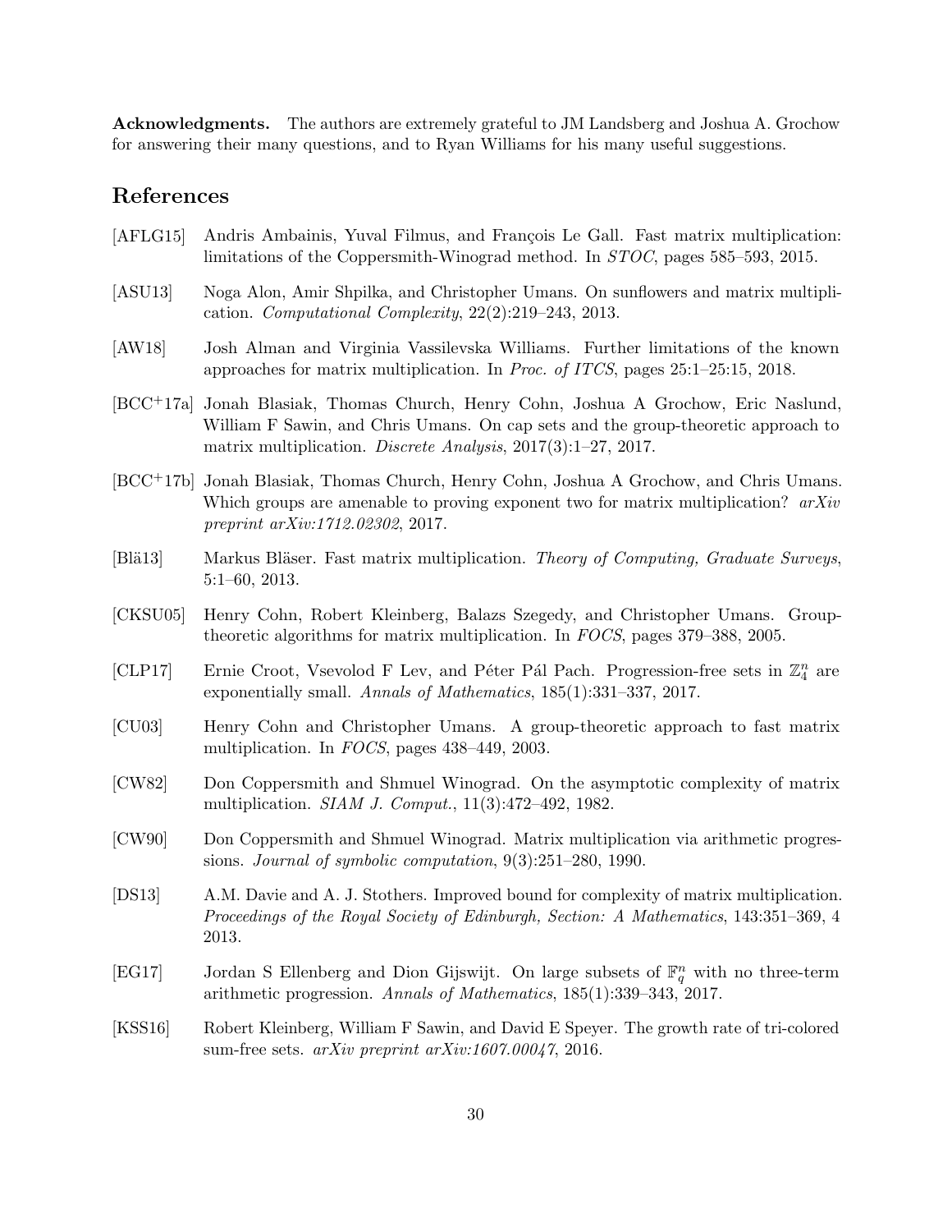**Acknowledgments.** The authors are extremely grateful to JM Landsberg and Joshua A. Grochow for answering their many questions, and to Ryan Williams for his many useful suggestions.

## References

[AFLG15] Andris Ambainis, Yuval Filmus, and François Le Gall. Fast matrix multiplication: limitations of the Coppersmith-Winograd method. In *STOC*, pages 585–593, 2015.

[ASU13] Noga Alon, Amir Shpilka, and Christopher Umans. On sunflowers and matrix multiplication. *Computational Complexity*, 22(2):219–243, 2013.

[AW18] Josh Alman and Virginia Vassilevska Williams. Further limitations of the known approaches for matrix multiplication. In *Proc. of ITCS*, pages 25:1–25:15, 2018.

[BCC+17a] Jonah Blasiak, Thomas Church, Henry Cohn, Joshua A Grochow, Eric Naslund, William F Sawin, and Chris Umans. On cap sets and the group-theoretic approach to matrix multiplication. *Discrete Analysis*, 2017(3):1–27, 2017.

[BCC+17b] Jonah Blasiak, Thomas Church, Henry Cohn, Joshua A Grochow, and Chris Umans. Which groups are amenable to proving exponent two for matrix multiplication? *arXiv preprint arXiv:1712.02302*, 2017.

[Blä13] Markus Bläser. Fast matrix multiplication. *Theory of Computing, Graduate Surveys*, 5:1–60, 2013.

[CKSU05] Henry Cohn, Robert Kleinberg, Balazs Szegedy, and Christopher Umans. Group-theoretic algorithms for matrix multiplication. In *FOCS*, pages 379–388, 2005.

[CLP17] Ernie Croot, Vsevolod F Lev, and Péter Pál Pach. Progression-free sets in $\mathbb{Z}_4^n$ are exponentially small. *Annals of Mathematics*, 185(1):331–337, 2017.

[CU03] Henry Cohn and Christopher Umans. A group-theoretic approach to fast matrix multiplication. In *FOCS*, pages 438–449, 2003.

[CW82] Don Coppersmith and Shmuel Winograd. On the asymptotic complexity of matrix multiplication. *SIAM J. Comput.*, 11(3):472–492, 1982.

[CW90] Don Coppersmith and Shmuel Winograd. Matrix multiplication via arithmetic progressions. *Journal of symbolic computation*, 9(3):251–280, 1990.

[DS13] A.M. Davie and A. J. Stothers. Improved bound for complexity of matrix multiplication. *Proceedings of the Royal Society of Edinburgh, Section: A Mathematics*, 143:351–369, 4 2013.

[EG17] Jordan S Ellenberg and Dion Gijswijt. On large subsets of $\mathbb{F}_q^n$ with no three-term arithmetic progression. *Annals of Mathematics*, 185(1):339–343, 2017.

[KSS16] Robert Kleinberg, William F Sawin, and David E Speyer. The growth rate of tri-colored sum-free sets. *arXiv preprint arXiv:1607.00047*, 2016.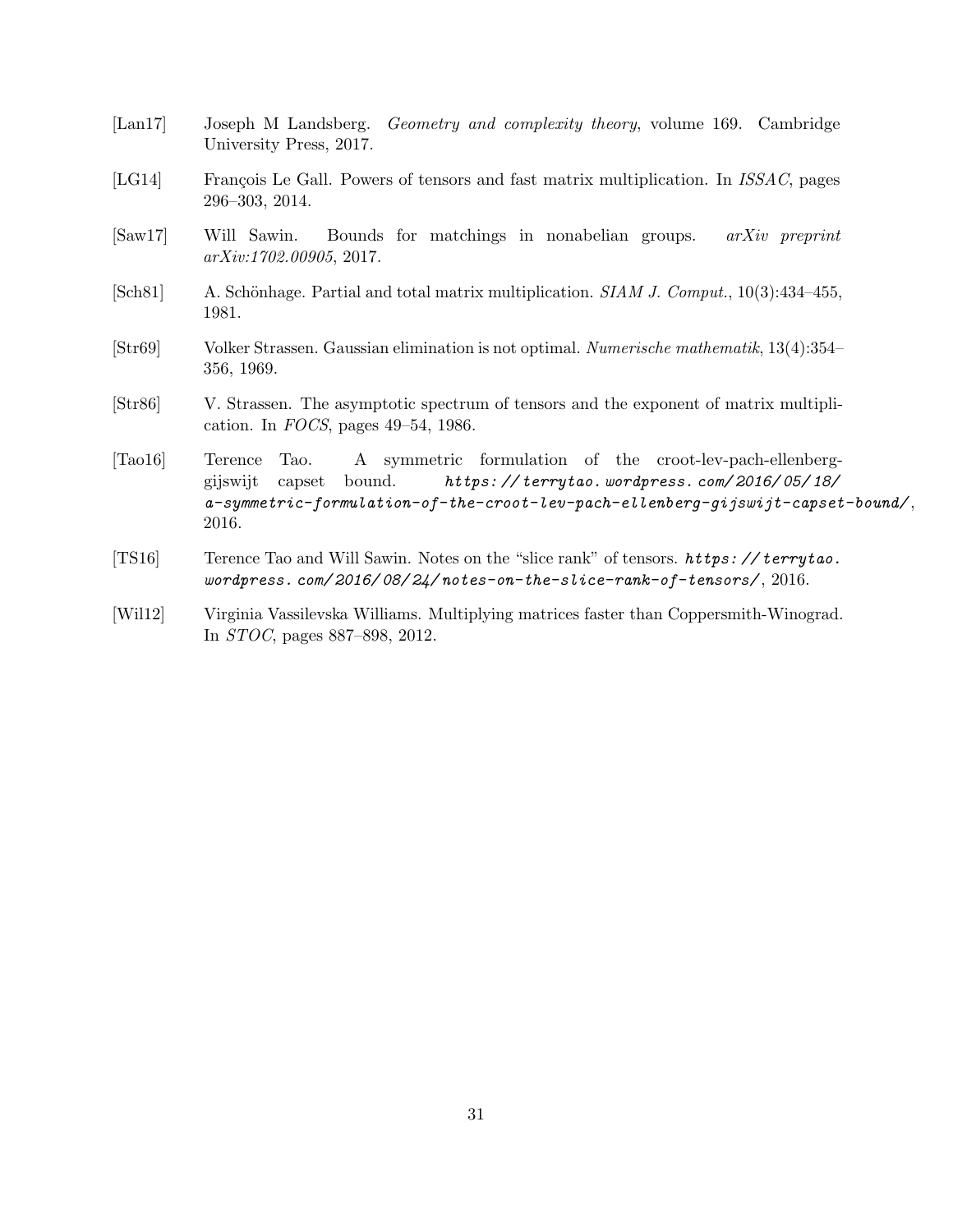[Lan17] Joseph M Landsberg. *Geometry and complexity theory*, volume 169. Cambridge University Press, 2017.

[LG14] François Le Gall. Powers of tensors and fast matrix multiplication. In *ISSAC*, pages 296–303, 2014.

[Saw17] Will Sawin. Bounds for matchings in nonabelian groups. *arXiv preprint arXiv:1702.00905*, 2017.

[Sch81] A. Schönhage. Partial and total matrix multiplication. *SIAM J. Comput.*, 10(3):434–455, 1981.

[Str69] Volker Strassen. Gaussian elimination is not optimal. *Numerische mathematik*, 13(4):354–356, 1969.

[Str86] V. Strassen. The asymptotic spectrum of tensors and the exponent of matrix multiplication. In *FOCS*, pages 49–54, 1986.

[Tao16] Terence Tao. A symmetric formulation of the croot-lev-pach-ellenberg-gijswijt capset bound. *https://terrytao.wordpress.com/2016/05/18/a-symmetric-formulation-of-the-croot-lev-pach-ellenberg-gijswijt-capset-bound/*, 2016.

[TS16] Terence Tao and Will Sawin. Notes on the "slice rank" of tensors. *https://terrytao.wordpress.com/2016/08/24/notes-on-the-slice-rank-of-tensors/*, 2016.

[Wil12] Virginia Vassilevska Williams. Multiplying matrices faster than Coppersmith-Winograd. In *STOC*, pages 887–898, 2012.